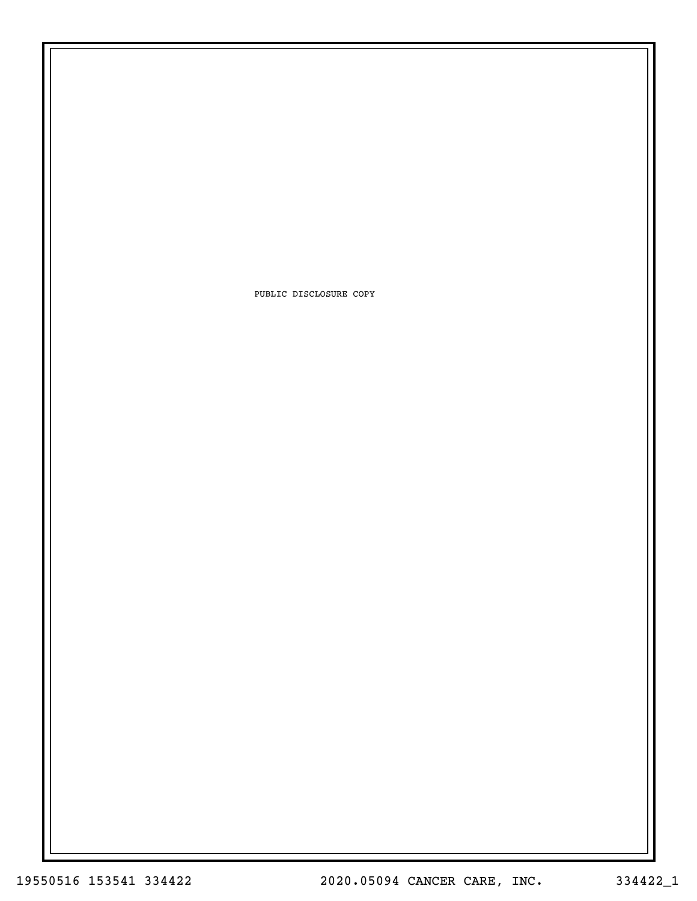PUBLIC DISCLOSURE COPY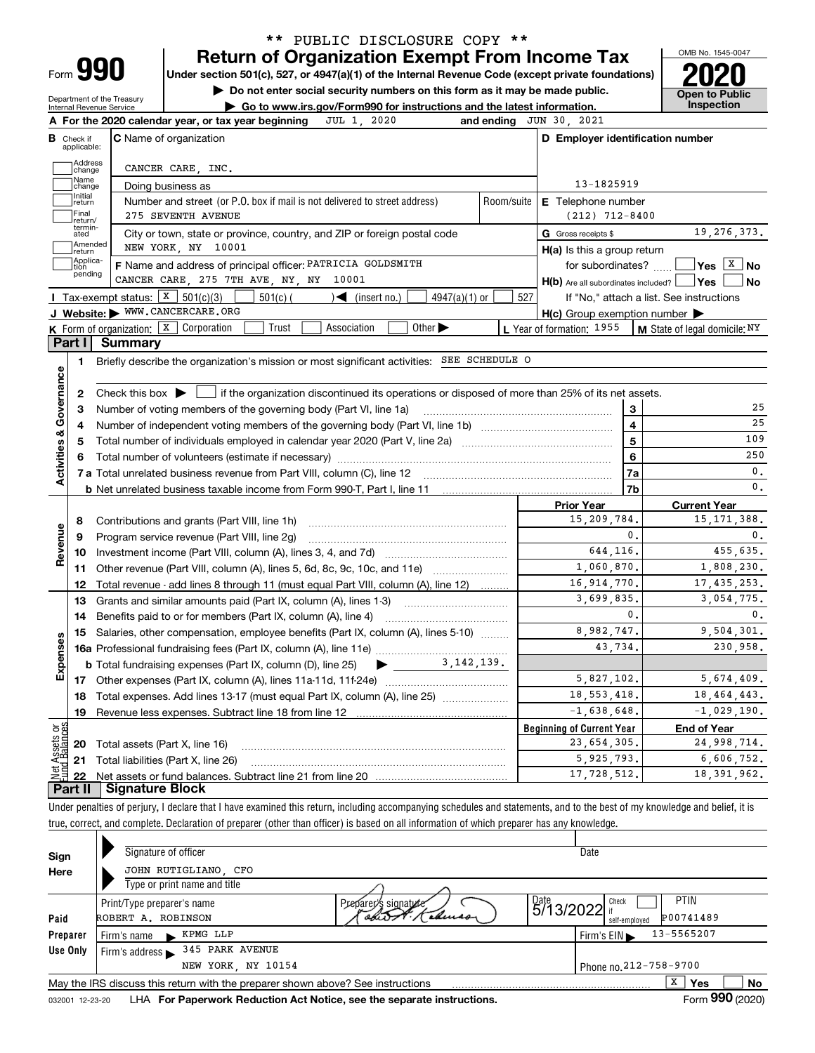\*\* PUBLIC DISCLOSURE COPY \*\*

# Form 990 — Return of Organization Exempt From Income Tax (2020)

Under section 501(c), 527, or 4947(a)(1) of the Internal Revenue Code (except private foundations)

▶ Do not enter social security numbers on this form as it may be made public.

▶ Go to www.irs.gov/Form990 for instructions and the latest information.

Department of the Treasury, Internal Revenue Service

OMB No. 1545-0047 — **Open to Public Inspection**

**A** For the 2020 calendar year, or tax year beginning JUL 1, 2020 and ending JUN 30, 2021

**B** Check if applicable: Address change, Name change, Initial return, Final return/terminated, Amended return, Application pending (none checked)

**C** Name of organization: CANCER CARE, INC.

Doing business as

Number and street (or P.O. box if mail is not delivered to street address): 275 SEVENTH AVENUE — Room/suite:

City or town, state or province, country, and ZIP or foreign postal code: NEW YORK, NY 10001

**D** Employer identification number: 13-1825919

**E** Telephone number: (212) 712-8400

**G** Gross receipts $ 19,276,373.

**F** Name and address of principal officer: PATRICIA GOLDSMITH, CANCER CARE, 275 7TH AVE, NY, NY 10001

**H(a)** Is this a group return for subordinates? ☐ Yes ☒ No

**H(b)** Are all subordinates included? ☐ Yes ☐ No — If "No," attach a list. See instructions

**H(c)** Group exemption number ▶

**I** Tax-exempt status: ☒ 501(c)(3) ☐ 501(c) ( ) ◀ (insert no.) ☐ 4947(a)(1) or ☐ 527

**J** Website: ▶ WWW.CANCERCARE.ORG

**K** Form of organization: ☒ Corporation ☐ Trust ☐ Association ☐ Other ▶

**L** Year of formation: 1955 **M** State of legal domicile: NY

## Part I Summary

**Activities & Governance**

1. Briefly describe the organization's mission or most significant activities: SEE SCHEDULE O
2. Check this box ▶ ☐ if the organization discontinued its operations or disposed of more than 25% of its net assets.

| Line | Description | No. | Value |
|---|---|---|---|
| 3 | Number of voting members of the governing body (Part VI, line 1a) | 3 | 25 |
| 4 | Number of independent voting members of the governing body (Part VI, line 1b) | 4 | 25 |
| 5 | Total number of individuals employed in calendar year 2020 (Part V, line 2a) | 5 | 109 |
| 6 | Total number of volunteers (estimate if necessary) | 6 | 250 |
| 7a | Total unrelated business revenue from Part VIII, column (C), line 12 | 7a | 0. |
| 7b | Net unrelated business taxable income from Form 990-T, Part I, line 11 | 7b | 0. |

| Line | Description | Prior Year | Current Year |
|---|---|---|---|
| **Revenue** | | | |
| 8 | Contributions and grants (Part VIII, line 1h) | 15,209,784. | 15,171,388. |
| 9 | Program service revenue (Part VIII, line 2g) | 0. | 0. |
| 10 | Investment income (Part VIII, column (A), lines 3, 4, and 7d) | 644,116. | 455,635. |
| 11 | Other revenue (Part VIII, column (A), lines 5, 6d, 8c, 9c, 10c, and 11e) | 1,060,870. | 1,808,230. |
| 12 | Total revenue - add lines 8 through 11 (must equal Part VIII, column (A), line 12) | 16,914,770. | 17,435,253. |
| **Expenses** | | | |
| 13 | Grants and similar amounts paid (Part IX, column (A), lines 1-3) | 3,699,835. | 3,054,775. |
| 14 | Benefits paid to or for members (Part IX, column (A), line 4) | 0. | 0. |
| 15 | Salaries, other compensation, employee benefits (Part IX, column (A), lines 5-10) | 8,982,747. | 9,504,301. |
| 16a | Professional fundraising fees (Part IX, column (A), line 11e) | 43,734. | 230,958. |
| 16b | Total fundraising expenses (Part IX, column (D), line 25) ▶ 3,142,139. | | |
| 17 | Other expenses (Part IX, column (A), lines 11a-11d, 11f-24e) | 5,827,102. | 5,674,409. |
| 18 | Total expenses. Add lines 13-17 (must equal Part IX, column (A), line 25) | 18,553,418. | 18,464,443. |
| 19 | Revenue less expenses. Subtract line 18 from line 12 | -1,638,648. | -1,029,190. |

| Line | Net Assets or Fund Balances | Beginning of Current Year | End of Year |
|---|---|---|---|
| 20 | Total assets (Part X, line 16) | 23,654,305. | 24,998,714. |
| 21 | Total liabilities (Part X, line 26) | 5,925,793. | 6,606,752. |
| 22 | Net assets or fund balances. Subtract line 21 from line 20 | 17,728,512. | 18,391,962. |

## Part II Signature Block

Under penalties of perjury, I declare that I have examined this return, including accompanying schedules and statements, and to the best of my knowledge and belief, it is true, correct, and complete. Declaration of preparer (other than officer) is based on all information of which preparer has any knowledge.

**Sign Here**

Signature of officer — Date

JOHN RUTIGLIANO, CFO

Type or print name and title

**Paid Preparer Use Only**

| Print/Type preparer's name | Preparer's signature | Date | Check if self-employed | PTIN |
|---|---|---|---|---|
| ROBERT A. ROBINSON | Robert A. Robinson | 5/13/2022 | ☐ | P00741489 |

Firm's name ▶ KPMG LLP — Firm's EIN ▶ 13-5565207

Firm's address ▶ 345 PARK AVENUE, NEW YORK, NY 10154 — Phone no. 212-758-9700

May the IRS discuss this return with the preparer shown above? See instructions ☒ Yes ☐ No

032001 12-23-20 LHA For Paperwork Reduction Act Notice, see the separate instructions. Form **990** (2020)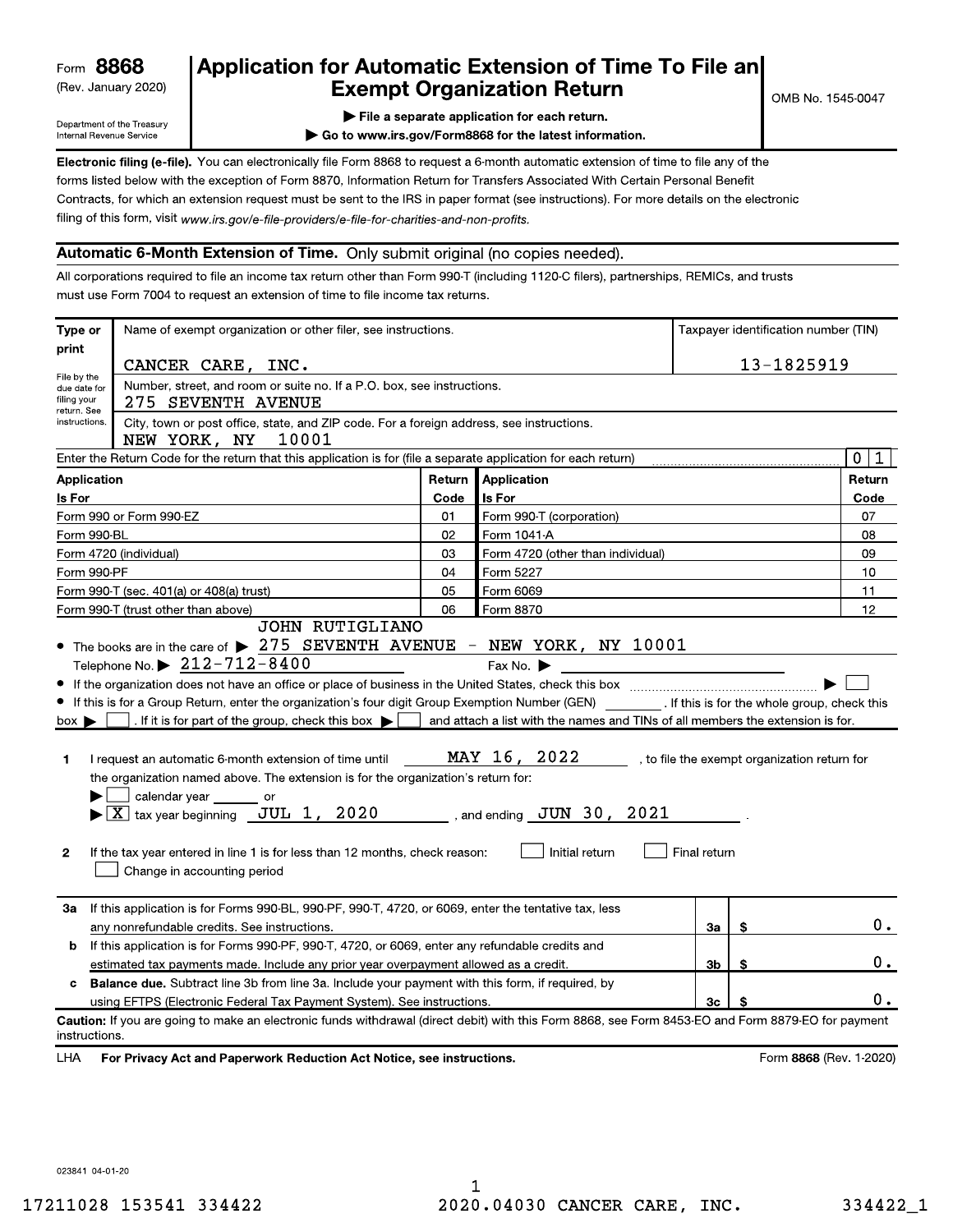Form **8868**
(Rev. January 2020)
Department of the Treasury
Internal Revenue Service

# Application for Automatic Extension of Time To File an Exempt Organization Return

▶ **File a separate application for each return.**
▶ **Go to www.irs.gov/Form8868 for the latest information.**

OMB No. 1545-0047

**Electronic filing (e-file).** You can electronically file Form 8868 to request a 6-month automatic extension of time to file any of the forms listed below with the exception of Form 8870, Information Return for Transfers Associated With Certain Personal Benefit Contracts, for which an extension request must be sent to the IRS in paper format (see instructions). For more details on the electronic filing of this form, visit *www.irs.gov/e-file-providers/e-file-for-charities-and-non-profits.*

## Automatic 6-Month Extension of Time. Only submit original (no copies needed).

All corporations required to file an income tax return other than Form 990-T (including 1120-C filers), partnerships, REMICs, and trusts must use Form 7004 to request an extension of time to file income tax returns.

**Type or print** — File by the due date for filing your return. See instructions.

Name of exempt organization or other filer, see instructions.
CANCER CARE, INC.

Taxpayer identification number (TIN): 13-1825919

Number, street, and room or suite no. If a P.O. box, see instructions.
275 SEVENTH AVENUE

City, town or post office, state, and ZIP code. For a foreign address, see instructions.
NEW YORK, NY 10001

Enter the Return Code for the return that this application is for (file a separate application for each return): 0 1

| Application Is For | Return Code | Application Is For | Return Code |
|---|---|---|---|
| Form 990 or Form 990-EZ | 01 | Form 990-T (corporation) | 07 |
| Form 990-BL | 02 | Form 1041-A | 08 |
| Form 4720 (individual) | 03 | Form 4720 (other than individual) | 09 |
| Form 990-PF | 04 | Form 5227 | 10 |
| Form 990-T (sec. 401(a) or 408(a) trust) | 05 | Form 6069 | 11 |
| Form 990-T (trust other than above) | 06 | Form 8870 | 12 |

- The books are in the care of ▶ JOHN RUTIGLIANO 275 SEVENTH AVENUE - NEW YORK, NY 10001
  Telephone No. ▶ 212-712-8400 Fax No. ▶
- If the organization does not have an office or place of business in the United States, check this box ▶ ☐
- If this is for a Group Return, enter the organization's four digit Group Exemption Number (GEN) ______. If this is for the whole group, check this box ▶ ☐. If it is for part of the group, check this box ▶ ☐ and attach a list with the names and TINs of all members the extension is for.

**1** I request an automatic 6-month extension of time until MAY 16, 2022, to file the exempt organization return for the organization named above. The extension is for the organization's return for:
▶ ☐ calendar year ______ or
▶ ☒ tax year beginning JUL 1, 2020, and ending JUN 30, 2021.

**2** If the tax year entered in line 1 is for less than 12 months, check reason: ☐ Initial return ☐ Final return ☐ Change in accounting period

| | | | |
|---|---|---|---|
| **3a** | If this application is for Forms 990-BL, 990-PF, 990-T, 4720, or 6069, enter the tentative tax, less any nonrefundable credits. See instructions. | 3a | $ 0. |
| **b** | If this application is for Forms 990-PF, 990-T, 4720, or 6069, enter any refundable credits and estimated tax payments made. Include any prior year overpayment allowed as a credit. | 3b | $ 0. |
| **c** | **Balance due.** Subtract line 3b from line 3a. Include your payment with this form, if required, by using EFTPS (Electronic Federal Tax Payment System). See instructions. | 3c | $ 0. |

**Caution:** If you are going to make an electronic funds withdrawal (direct debit) with this Form 8868, see Form 8453-EO and Form 8879-EO for payment instructions.

LHA **For Privacy Act and Paperwork Reduction Act Notice, see instructions.** Form **8868** (Rev. 1-2020)

023841 04-01-20

17211028 153541 334422 2020.04030 CANCER CARE, INC. 334422_1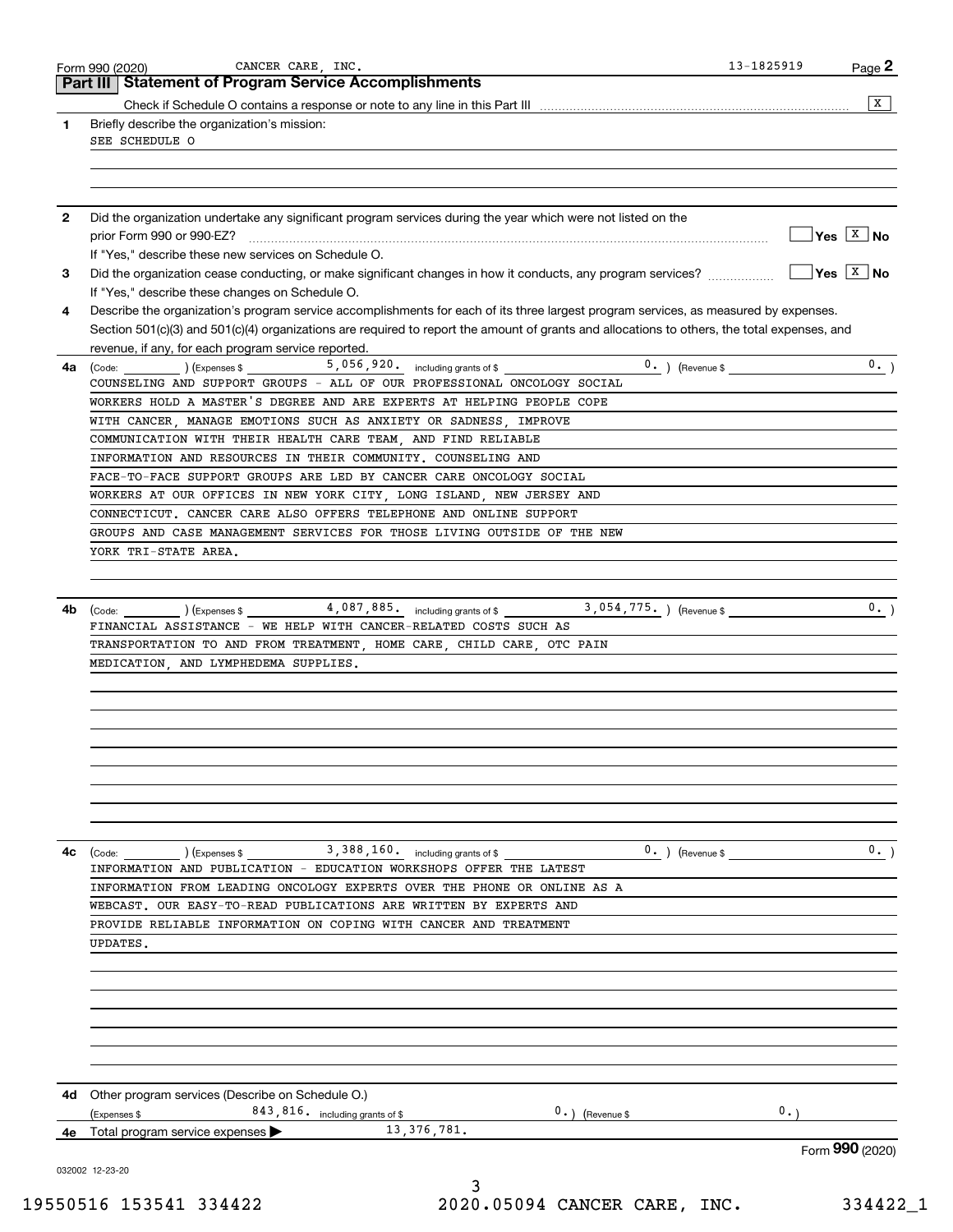Form 990 (2020) CANCER CARE, INC. 13-1825919 Page **2**

## Part III Statement of Program Service Accomplishments

Check if Schedule O contains a response or note to any line in this Part III .......... [X]

**1** Briefly describe the organization's mission:

SEE SCHEDULE O

**2** Did the organization undertake any significant program services during the year which were not listed on the prior Form 990 or 990-EZ? .......... [ ] Yes [X] No

If "Yes," describe these new services on Schedule O.

**3** Did the organization cease conducting, or make significant changes in how it conducts, any program services? .......... [ ] Yes [X] No

If "Yes," describe these changes on Schedule O.

**4** Describe the organization's program service accomplishments for each of its three largest program services, as measured by expenses. Section 501(c)(3) and 501(c)(4) organizations are required to report the amount of grants and allocations to others, the total expenses, and revenue, if any, for each program service reported.

**4a** (Code: ) (Expenses $ 5,056,920. including grants of $ 0. ) (Revenue $ 0. )

COUNSELING AND SUPPORT GROUPS - ALL OF OUR PROFESSIONAL ONCOLOGY SOCIAL WORKERS HOLD A MASTER'S DEGREE AND ARE EXPERTS AT HELPING PEOPLE COPE WITH CANCER, MANAGE EMOTIONS SUCH AS ANXIETY OR SADNESS, IMPROVE COMMUNICATION WITH THEIR HEALTH CARE TEAM, AND FIND RELIABLE INFORMATION AND RESOURCES IN THEIR COMMUNITY. COUNSELING AND FACE-TO-FACE SUPPORT GROUPS ARE LED BY CANCER CARE ONCOLOGY SOCIAL WORKERS AT OUR OFFICES IN NEW YORK CITY, LONG ISLAND, NEW JERSEY AND CONNECTICUT. CANCER CARE ALSO OFFERS TELEPHONE AND ONLINE SUPPORT GROUPS AND CASE MANAGEMENT SERVICES FOR THOSE LIVING OUTSIDE OF THE NEW YORK TRI-STATE AREA.

**4b** (Code: ) (Expenses $ 4,087,885. including grants of $ 3,054,775. ) (Revenue $ 0. )

FINANCIAL ASSISTANCE - WE HELP WITH CANCER-RELATED COSTS SUCH AS TRANSPORTATION TO AND FROM TREATMENT, HOME CARE, CHILD CARE, OTC PAIN MEDICATION, AND LYMPHEDEMA SUPPLIES.

**4c** (Code: ) (Expenses $ 3,388,160. including grants of $ 0. ) (Revenue $ 0. )

INFORMATION AND PUBLICATION - EDUCATION WORKSHOPS OFFER THE LATEST INFORMATION FROM LEADING ONCOLOGY EXPERTS OVER THE PHONE OR ONLINE AS A WEBCAST. OUR EASY-TO-READ PUBLICATIONS ARE WRITTEN BY EXPERTS AND PROVIDE RELIABLE INFORMATION ON COPING WITH CANCER AND TREATMENT UPDATES.

**4d** Other program services (Describe on Schedule O.)

(Expenses $ 843,816. including grants of $ 0.) (Revenue $ 0.)

**4e** Total program service expenses ▶ 13,376,781.

Form **990** (2020)

032002 12-23-20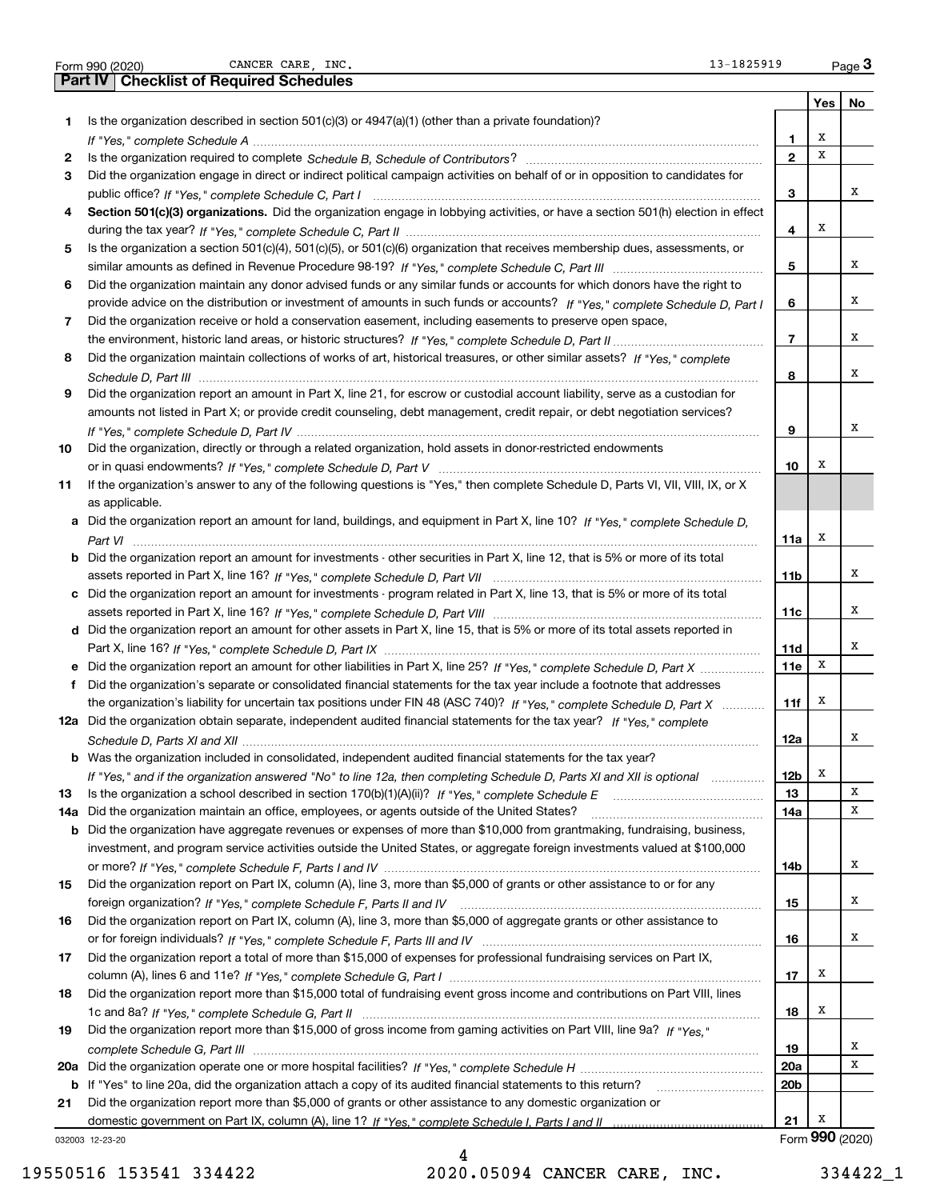Form 990 (2020) CANCER CARE, INC. 13-1825919

## Part IV Checklist of Required Schedules

| | | | Yes | No |
|---|---|---|---|---|
| 1 | Is the organization described in section 501(c)(3) or 4947(a)(1) (other than a private foundation)? *If "Yes," complete Schedule A* | 1 | X | |
| 2 | Is the organization required to complete *Schedule B, Schedule of Contributors*? | 2 | X | |
| 3 | Did the organization engage in direct or indirect political campaign activities on behalf of or in opposition to candidates for public office? *If "Yes," complete Schedule C, Part I* | 3 | | X |
| 4 | **Section 501(c)(3) organizations.** Did the organization engage in lobbying activities, or have a section 501(h) election in effect during the tax year? *If "Yes," complete Schedule C, Part II* | 4 | X | |
| 5 | Is the organization a section 501(c)(4), 501(c)(5), or 501(c)(6) organization that receives membership dues, assessments, or similar amounts as defined in Revenue Procedure 98-19? *If "Yes," complete Schedule C, Part III* | 5 | | X |
| 6 | Did the organization maintain any donor advised funds or any similar funds or accounts for which donors have the right to provide advice on the distribution or investment of amounts in such funds or accounts? *If "Yes," complete Schedule D, Part I* | 6 | | X |
| 7 | Did the organization receive or hold a conservation easement, including easements to preserve open space, the environment, historic land areas, or historic structures? *If "Yes," complete Schedule D, Part II* | 7 | | X |
| 8 | Did the organization maintain collections of works of art, historical treasures, or other similar assets? *If "Yes," complete Schedule D, Part III* | 8 | | X |
| 9 | Did the organization report an amount in Part X, line 21, for escrow or custodial account liability, serve as a custodian for amounts not listed in Part X; or provide credit counseling, debt management, credit repair, or debt negotiation services? *If "Yes," complete Schedule D, Part IV* | 9 | | X |
| 10 | Did the organization, directly or through a related organization, hold assets in donor-restricted endowments or in quasi endowments? *If "Yes," complete Schedule D, Part V* | 10 | X | |
| 11 | If the organization's answer to any of the following questions is "Yes," then complete Schedule D, Parts VI, VII, VIII, IX, or X as applicable. | | | |
| a | Did the organization report an amount for land, buildings, and equipment in Part X, line 10? *If "Yes," complete Schedule D, Part VI* | 11a | X | |
| b | Did the organization report an amount for investments - other securities in Part X, line 12, that is 5% or more of its total assets reported in Part X, line 16? *If "Yes," complete Schedule D, Part VII* | 11b | | X |
| c | Did the organization report an amount for investments - program related in Part X, line 13, that is 5% or more of its total assets reported in Part X, line 16? *If "Yes," complete Schedule D, Part VIII* | 11c | | X |
| d | Did the organization report an amount for other assets in Part X, line 15, that is 5% or more of its total assets reported in Part X, line 16? *If "Yes," complete Schedule D, Part IX* | 11d | | X |
| e | Did the organization report an amount for other liabilities in Part X, line 25? *If "Yes," complete Schedule D, Part X* | 11e | X | |
| f | Did the organization's separate or consolidated financial statements for the tax year include a footnote that addresses the organization's liability for uncertain tax positions under FIN 48 (ASC 740)? *If "Yes," complete Schedule D, Part X* | 11f | X | |
| 12a | Did the organization obtain separate, independent audited financial statements for the tax year? *If "Yes," complete Schedule D, Parts XI and XII* | 12a | | X |
| b | Was the organization included in consolidated, independent audited financial statements for the tax year? *If "Yes," and if the organization answered "No" to line 12a, then completing Schedule D, Parts XI and XII is optional* | 12b | X | |
| 13 | Is the organization a school described in section 170(b)(1)(A)(ii)? *If "Yes," complete Schedule E* | 13 | | X |
| 14a | Did the organization maintain an office, employees, or agents outside of the United States? | 14a | | X |
| b | Did the organization have aggregate revenues or expenses of more than $10,000 from grantmaking, fundraising, business, investment, and program service activities outside the United States, or aggregate foreign investments valued at $100,000 or more? *If "Yes," complete Schedule F, Parts I and IV* | 14b | | X |
| 15 | Did the organization report on Part IX, column (A), line 3, more than $5,000 of grants or other assistance to or for any foreign organization? *If "Yes," complete Schedule F, Parts II and IV* | 15 | | X |
| 16 | Did the organization report on Part IX, column (A), line 3, more than $5,000 of aggregate grants or other assistance to or for foreign individuals? *If "Yes," complete Schedule F, Parts III and IV* | 16 | | X |
| 17 | Did the organization report a total of more than $15,000 of expenses for professional fundraising services on Part IX, column (A), lines 6 and 11e? *If "Yes," complete Schedule G, Part I* | 17 | X | |
| 18 | Did the organization report more than $15,000 total of fundraising event gross income and contributions on Part VIII, lines 1c and 8a? *If "Yes," complete Schedule G, Part II* | 18 | X | |
| 19 | Did the organization report more than $15,000 of gross income from gaming activities on Part VIII, line 9a? *If "Yes," complete Schedule G, Part III* | 19 | | X |
| 20a | Did the organization operate one or more hospital facilities? *If "Yes," complete Schedule H* | 20a | | X |
| b | If "Yes" to line 20a, did the organization attach a copy of its audited financial statements to this return? | 20b | | |
| 21 | Did the organization report more than $5,000 of grants or other assistance to any domestic organization or domestic government on Part IX, column (A), line 1? *If "Yes," complete Schedule I, Parts I and II* | 21 | X | |

032003 12-23-20 Form **990** (2020)

19550516 153541 334422 2020.05094 CANCER CARE, INC. 334422_1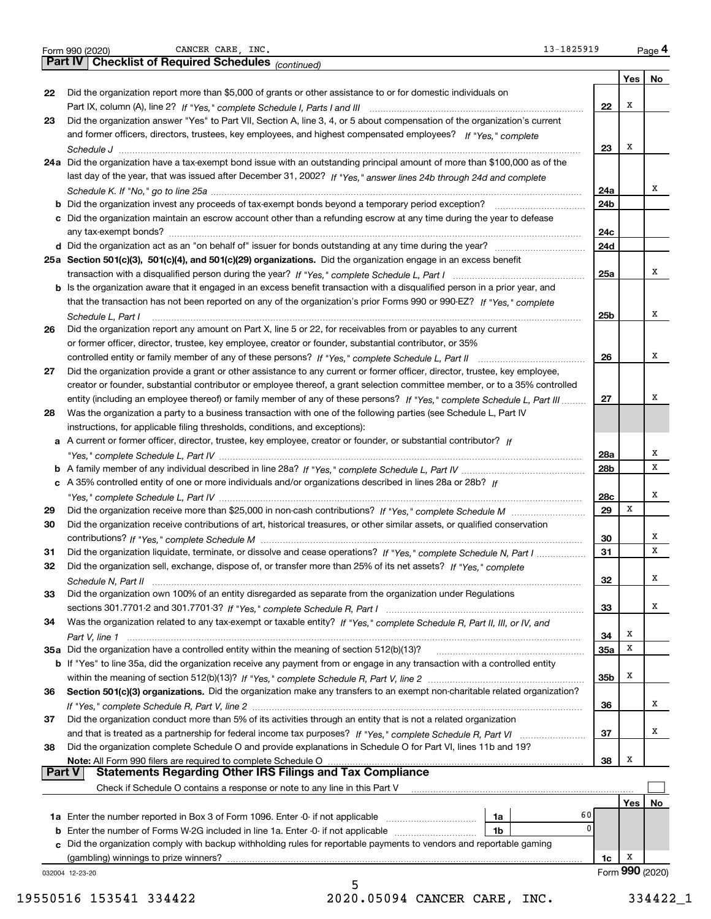Form 990 (2020) CANCER CARE, INC. 13-1825919 Page 4

## Part IV Checklist of Required Schedules *(continued)*

| | | | Yes | No |
|---|---|---|---|---|
| 22 | Did the organization report more than $5,000 of grants or other assistance to or for domestic individuals on Part IX, column (A), line 2? *If "Yes," complete Schedule I, Parts I and III* | 22 | X | |
| 23 | Did the organization answer "Yes" to Part VII, Section A, line 3, 4, or 5 about compensation of the organization's current and former officers, directors, trustees, key employees, and highest compensated employees? *If "Yes," complete Schedule J* | 23 | X | |
| 24a | Did the organization have a tax-exempt bond issue with an outstanding principal amount of more than $100,000 as of the last day of the year, that was issued after December 31, 2002? *If "Yes," answer lines 24b through 24d and complete Schedule K. If "No," go to line 25a* | 24a | | X |
| b | Did the organization invest any proceeds of tax-exempt bonds beyond a temporary period exception? | 24b | | |
| c | Did the organization maintain an escrow account other than a refunding escrow at any time during the year to defease any tax-exempt bonds? | 24c | | |
| d | Did the organization act as an "on behalf of" issuer for bonds outstanding at any time during the year? | 24d | | |
| 25a | **Section 501(c)(3), 501(c)(4), and 501(c)(29) organizations.** Did the organization engage in an excess benefit transaction with a disqualified person during the year? *If "Yes," complete Schedule L, Part I* | 25a | | X |
| b | Is the organization aware that it engaged in an excess benefit transaction with a disqualified person in a prior year, and that the transaction has not been reported on any of the organization's prior Forms 990 or 990-EZ? *If "Yes," complete Schedule L, Part I* | 25b | | X |
| 26 | Did the organization report any amount on Part X, line 5 or 22, for receivables from or payables to any current or former officer, director, trustee, key employee, creator or founder, substantial contributor, or 35% controlled entity or family member of any of these persons? *If "Yes," complete Schedule L, Part II* | 26 | | X |
| 27 | Did the organization provide a grant or other assistance to any current or former officer, director, trustee, key employee, creator or founder, substantial contributor or employee thereof, a grant selection committee member, or to a 35% controlled entity (including an employee thereof) or family member of any of these persons? *If "Yes," complete Schedule L, Part III* | 27 | | X |
| 28 | Was the organization a party to a business transaction with one of the following parties (see Schedule L, Part IV instructions, for applicable filing thresholds, conditions, and exceptions): | | | |
| a | A current or former officer, director, trustee, key employee, creator or founder, or substantial contributor? *If "Yes," complete Schedule L, Part IV* | 28a | | X |
| b | A family member of any individual described in line 28a? *If "Yes," complete Schedule L, Part IV* | 28b | | X |
| c | A 35% controlled entity of one or more individuals and/or organizations described in lines 28a or 28b? *If "Yes," complete Schedule L, Part IV* | 28c | | X |
| 29 | Did the organization receive more than $25,000 in non-cash contributions? *If "Yes," complete Schedule M* | 29 | X | |
| 30 | Did the organization receive contributions of art, historical treasures, or other similar assets, or qualified conservation contributions? *If "Yes," complete Schedule M* | 30 | | X |
| 31 | Did the organization liquidate, terminate, or dissolve and cease operations? *If "Yes," complete Schedule N, Part I* | 31 | | X |
| 32 | Did the organization sell, exchange, dispose of, or transfer more than 25% of its net assets? *If "Yes," complete Schedule N, Part II* | 32 | | X |
| 33 | Did the organization own 100% of an entity disregarded as separate from the organization under Regulations sections 301.7701-2 and 301.7701-3? *If "Yes," complete Schedule R, Part I* | 33 | | X |
| 34 | Was the organization related to any tax-exempt or taxable entity? *If "Yes," complete Schedule R, Part II, III, or IV, and Part V, line 1* | 34 | X | |
| 35a | Did the organization have a controlled entity within the meaning of section 512(b)(13)? | 35a | X | |
| b | If "Yes" to line 35a, did the organization receive any payment from or engage in any transaction with a controlled entity within the meaning of section 512(b)(13)? *If "Yes," complete Schedule R, Part V, line 2* | 35b | X | |
| 36 | **Section 501(c)(3) organizations.** Did the organization make any transfers to an exempt non-charitable related organization? *If "Yes," complete Schedule R, Part V, line 2* | 36 | | X |
| 37 | Did the organization conduct more than 5% of its activities through an entity that is not a related organization and that is treated as a partnership for federal income tax purposes? *If "Yes," complete Schedule R, Part VI* | 37 | | X |
| 38 | Did the organization complete Schedule O and provide explanations in Schedule O for Part VI, lines 11b and 19? **Note:** All Form 990 filers are required to complete Schedule O | 38 | X | |

## Part V Statements Regarding Other IRS Filings and Tax Compliance

Check if Schedule O contains a response or note to any line in this Part V ☐

| | | | | | Yes | No |
|---|---|---|---|---|---|---|
| 1a | Enter the number reported in Box 3 of Form 1096. Enter -0- if not applicable | 1a | 60 | | | |
| b | Enter the number of Forms W-2G included in line 1a. Enter -0- if not applicable | 1b | 0 | | | |
| c | Did the organization comply with backup withholding rules for reportable payments to vendors and reportable gaming (gambling) winnings to prize winners? | | | 1c | X | |

032004 12-23-20 Form **990** (2020)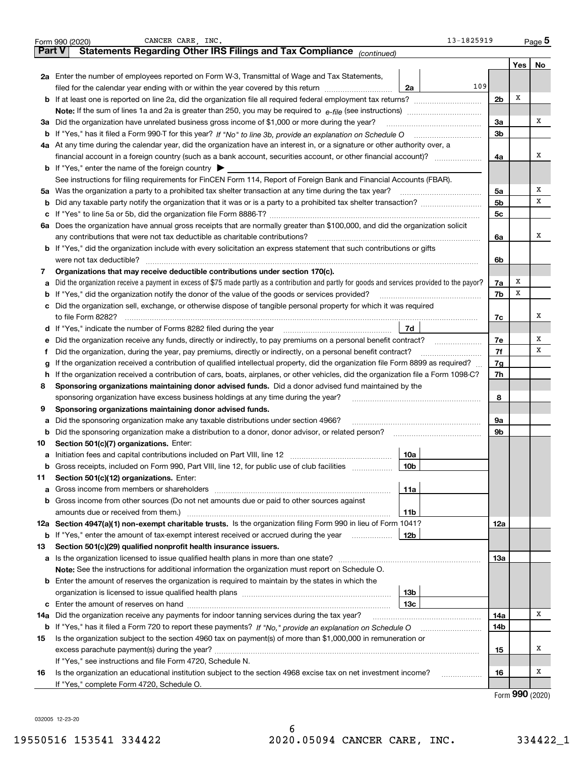Form 990 (2020) CANCER CARE, INC. 13-1825919 Page 5

## Part V Statements Regarding Other IRS Filings and Tax Compliance *(continued)*

| | | | | Yes | No |
|---|---|---|---|---|---|
| **2a** | Enter the number of employees reported on Form W-3, Transmittal of Wage and Tax Statements, filed for the calendar year ending with or within the year covered by this return | 2a 109 | | | |
| **b** | If at least one is reported on line 2a, did the organization file all required federal employment tax returns? | | 2b | X | |
| | **Note:** If the sum of lines 1a and 2a is greater than 250, you may be required to *e-file* (see instructions) | | | | |
| **3a** | Did the organization have unrelated business gross income of $1,000 or more during the year? | | 3a | | X |
| **b** | If "Yes," has it filed a Form 990-T for this year? *If "No" to line 3b, provide an explanation on Schedule O* | | 3b | | |
| **4a** | At any time during the calendar year, did the organization have an interest in, or a signature or other authority over, a financial account in a foreign country (such as a bank account, securities account, or other financial account)? | | 4a | | X |
| **b** | If "Yes," enter the name of the foreign country ▶ | | | | |
| | See instructions for filing requirements for FinCEN Form 114, Report of Foreign Bank and Financial Accounts (FBAR). | | | | |
| **5a** | Was the organization a party to a prohibited tax shelter transaction at any time during the tax year? | | 5a | | X |
| **b** | Did any taxable party notify the organization that it was or is a party to a prohibited tax shelter transaction? | | 5b | | X |
| **c** | If "Yes" to line 5a or 5b, did the organization file Form 8886-T? | | 5c | | |
| **6a** | Does the organization have annual gross receipts that are normally greater than $100,000, and did the organization solicit any contributions that were not tax deductible as charitable contributions? | | 6a | | X |
| **b** | If "Yes," did the organization include with every solicitation an express statement that such contributions or gifts were not tax deductible? | | 6b | | |
| **7** | **Organizations that may receive deductible contributions under section 170(c).** | | | | |
| **a** | Did the organization receive a payment in excess of $75 made partly as a contribution and partly for goods and services provided to the payor? | | 7a | X | |
| **b** | If "Yes," did the organization notify the donor of the value of the goods or services provided? | | 7b | X | |
| **c** | Did the organization sell, exchange, or otherwise dispose of tangible personal property for which it was required to file Form 8282? | | 7c | | X |
| **d** | If "Yes," indicate the number of Forms 8282 filed during the year | 7d | | | |
| **e** | Did the organization receive any funds, directly or indirectly, to pay premiums on a personal benefit contract? | | 7e | | X |
| **f** | Did the organization, during the year, pay premiums, directly or indirectly, on a personal benefit contract? | | 7f | | X |
| **g** | If the organization received a contribution of qualified intellectual property, did the organization file Form 8899 as required? | | 7g | | |
| **h** | If the organization received a contribution of cars, boats, airplanes, or other vehicles, did the organization file a Form 1098-C? | | 7h | | |
| **8** | **Sponsoring organizations maintaining donor advised funds.** Did a donor advised fund maintained by the sponsoring organization have excess business holdings at any time during the year? | | 8 | | |
| **9** | **Sponsoring organizations maintaining donor advised funds.** | | | | |
| **a** | Did the sponsoring organization make any taxable distributions under section 4966? | | 9a | | |
| **b** | Did the sponsoring organization make a distribution to a donor, donor advisor, or related person? | | 9b | | |
| **10** | **Section 501(c)(7) organizations.** Enter: | | | | |
| **a** | Initiation fees and capital contributions included on Part VIII, line 12 | 10a | | | |
| **b** | Gross receipts, included on Form 990, Part VIII, line 12, for public use of club facilities | 10b | | | |
| **11** | **Section 501(c)(12) organizations.** Enter: | | | | |
| **a** | Gross income from members or shareholders | 11a | | | |
| **b** | Gross income from other sources (Do not net amounts due or paid to other sources against amounts due or received from them.) | 11b | | | |
| **12a** | **Section 4947(a)(1) non-exempt charitable trusts.** Is the organization filing Form 990 in lieu of Form 1041? | | 12a | | |
| **b** | If "Yes," enter the amount of tax-exempt interest received or accrued during the year | 12b | | | |
| **13** | **Section 501(c)(29) qualified nonprofit health insurance issuers.** | | | | |
| **a** | Is the organization licensed to issue qualified health plans in more than one state? | | 13a | | |
| | **Note:** See the instructions for additional information the organization must report on Schedule O. | | | | |
| **b** | Enter the amount of reserves the organization is required to maintain by the states in which the organization is licensed to issue qualified health plans | 13b | | | |
| **c** | Enter the amount of reserves on hand | 13c | | | |
| **14a** | Did the organization receive any payments for indoor tanning services during the tax year? | | 14a | | X |
| **b** | If "Yes," has it filed a Form 720 to report these payments? *If "No," provide an explanation on Schedule O* | | 14b | | |
| **15** | Is the organization subject to the section 4960 tax on payment(s) of more than $1,000,000 in remuneration or excess parachute payment(s) during the year? | | 15 | | X |
| | If "Yes," see instructions and file Form 4720, Schedule N. | | | | |
| **16** | Is the organization an educational institution subject to the section 4968 excise tax on net investment income? | | 16 | | X |
| | If "Yes," complete Form 4720, Schedule O. | | | | |

Form **990** (2020)

032005 12-23-20

19550516 153541 334422 2020.05094 CANCER CARE, INC. 334422_1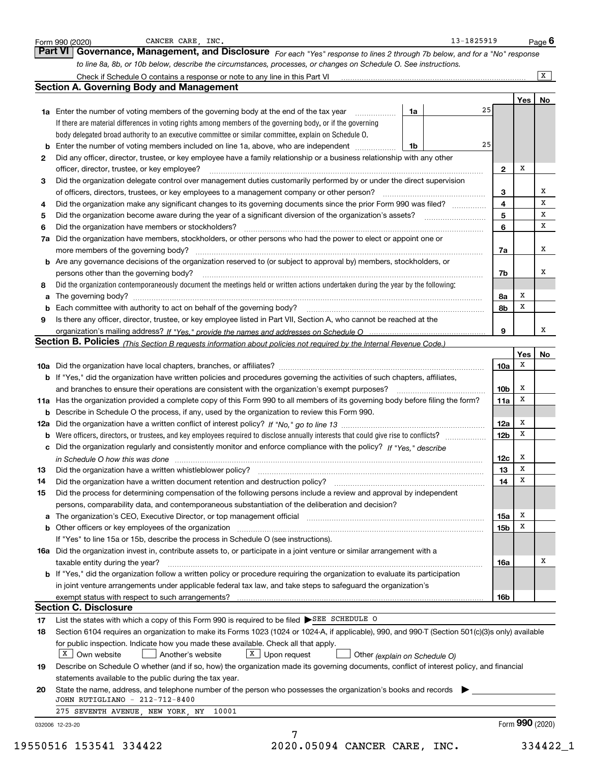Form 990 (2020) CANCER CARE, INC. 13-1825919 Page 6

## Part VI Governance, Management, and Disclosure

*For each "Yes" response to lines 2 through 7b below, and for a "No" response to line 8a, 8b, or 10b below, describe the circumstances, processes, or changes on Schedule O. See instructions.*

Check if Schedule O contains a response or note to any line in this Part VI .......... [X]

### Section A. Governing Body and Management

| | | | | Yes | No |
|---|---|---|---|---|---|
| **1a** | Enter the number of voting members of the governing body at the end of the tax year (1a) | 25 | | | |
| | If there are material differences in voting rights among members of the governing body, or if the governing body delegated broad authority to an executive committee or similar committee, explain on Schedule O. | | | | |
| **b** | Enter the number of voting members included on line 1a, above, who are independent (1b) | 25 | | | |
| **2** | Did any officer, director, trustee, or key employee have a family relationship or a business relationship with any other officer, director, trustee, or key employee? | | 2 | X | |
| **3** | Did the organization delegate control over management duties customarily performed by or under the direct supervision of officers, directors, trustees, or key employees to a management company or other person? | | 3 | | X |
| **4** | Did the organization make any significant changes to its governing documents since the prior Form 990 was filed? | | 4 | | X |
| **5** | Did the organization become aware during the year of a significant diversion of the organization's assets? | | 5 | | X |
| **6** | Did the organization have members or stockholders? | | 6 | | X |
| **7a** | Did the organization have members, stockholders, or other persons who had the power to elect or appoint one or more members of the governing body? | | 7a | | X |
| **b** | Are any governance decisions of the organization reserved to (or subject to approval by) members, stockholders, or persons other than the governing body? | | 7b | | X |
| **8** | Did the organization contemporaneously document the meetings held or written actions undertaken during the year by the following: | | | | |
| **a** | The governing body? | | 8a | X | |
| **b** | Each committee with authority to act on behalf of the governing body? | | 8b | X | |
| **9** | Is there any officer, director, trustee, or key employee listed in Part VII, Section A, who cannot be reached at the organization's mailing address? *If "Yes," provide the names and addresses on Schedule O* | | 9 | | X |

### Section B. Policies *(This Section B requests information about policies not required by the Internal Revenue Code.)*

| | | | Yes | No |
|---|---|---|---|---|
| **10a** | Did the organization have local chapters, branches, or affiliates? | 10a | X | |
| **b** | If "Yes," did the organization have written policies and procedures governing the activities of such chapters, affiliates, and branches to ensure their operations are consistent with the organization's exempt purposes? | 10b | X | |
| **11a** | Has the organization provided a complete copy of this Form 990 to all members of its governing body before filing the form? | 11a | X | |
| **b** | Describe in Schedule O the process, if any, used by the organization to review this Form 990. | | | |
| **12a** | Did the organization have a written conflict of interest policy? *If "No," go to line 13* | 12a | X | |
| **b** | Were officers, directors, or trustees, and key employees required to disclose annually interests that could give rise to conflicts? | 12b | X | |
| **c** | Did the organization regularly and consistently monitor and enforce compliance with the policy? *If "Yes," describe in Schedule O how this was done* | 12c | X | |
| **13** | Did the organization have a written whistleblower policy? | 13 | X | |
| **14** | Did the organization have a written document retention and destruction policy? | 14 | X | |
| **15** | Did the process for determining compensation of the following persons include a review and approval by independent persons, comparability data, and contemporaneous substantiation of the deliberation and decision? | | | |
| **a** | The organization's CEO, Executive Director, or top management official | 15a | X | |
| **b** | Other officers or key employees of the organization | 15b | X | |
| | If "Yes" to line 15a or 15b, describe the process in Schedule O (see instructions). | | | |
| **16a** | Did the organization invest in, contribute assets to, or participate in a joint venture or similar arrangement with a taxable entity during the year? | 16a | | X |
| **b** | If "Yes," did the organization follow a written policy or procedure requiring the organization to evaluate its participation in joint venture arrangements under applicable federal tax law, and take steps to safeguard the organization's exempt status with respect to such arrangements? | 16b | | |

### Section C. Disclosure

**17** List the states with which a copy of this Form 990 is required to be filed ▶ SEE SCHEDULE O

**18** Section 6104 requires an organization to make its Forms 1023 (1024 or 1024-A, if applicable), 990, and 990-T (Section 501(c)(3)s only) available for public inspection. Indicate how you made these available. Check all that apply.

[X] Own website [ ] Another's website [X] Upon request [ ] Other *(explain on Schedule O)*

**19** Describe on Schedule O whether (and if so, how) the organization made its governing documents, conflict of interest policy, and financial statements available to the public during the tax year.

**20** State the name, address, and telephone number of the person who possesses the organization's books and records ▶

JOHN RUTIGLIANO - 212-712-8400
275 SEVENTH AVENUE, NEW YORK, NY 10001

032006 12-23-20 Form **990** (2020)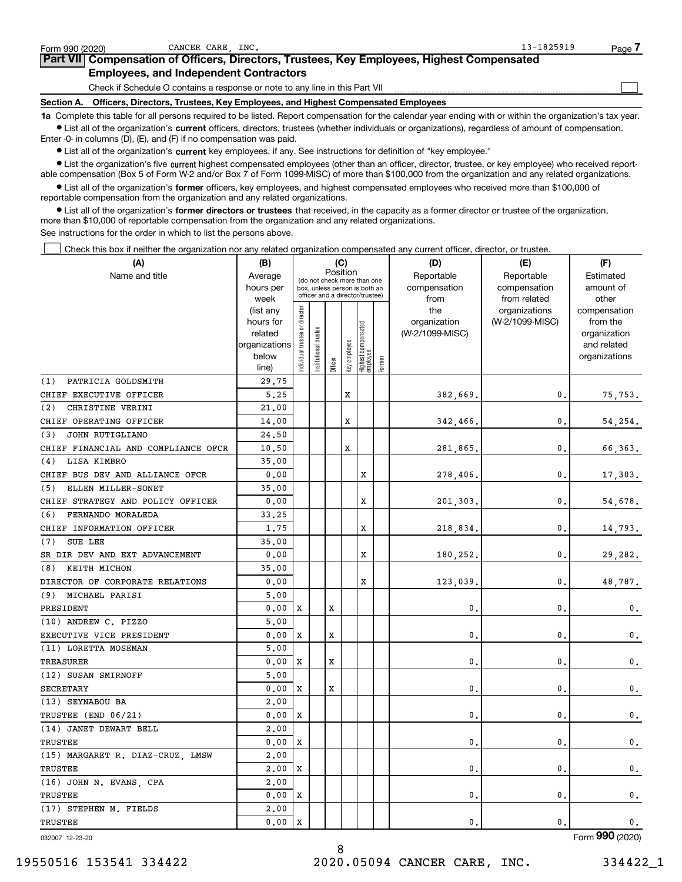Form 990 (2020) CANCER CARE, INC. 13-1825919 Page 7

## Part VII Compensation of Officers, Directors, Trustees, Key Employees, Highest Compensated Employees, and Independent Contractors

Check if Schedule O contains a response or note to any line in this Part VII ☐

### Section A. Officers, Directors, Trustees, Key Employees, and Highest Compensated Employees

**1a** Complete this table for all persons required to be listed. Report compensation for the calendar year ending with or within the organization's tax year.

- List all of the organization's **current** officers, directors, trustees (whether individuals or organizations), regardless of amount of compensation. Enter -0- in columns (D), (E), and (F) if no compensation was paid.
- List all of the organization's **current** key employees, if any. See instructions for definition of "key employee."
- List the organization's five **current** highest compensated employees (other than an officer, director, trustee, or key employee) who received reportable compensation (Box 5 of Form W-2 and/or Box 7 of Form 1099-MISC) of more than $100,000 from the organization and any related organizations.
- List all of the organization's **former** officers, key employees, and highest compensated employees who received more than $100,000 of reportable compensation from the organization and any related organizations.
- List all of the organization's **former directors or trustees** that received, in the capacity as a former director or trustee of the organization, more than $10,000 of reportable compensation from the organization and any related organizations.

See instructions for the order in which to list the persons above.

☐ Check this box if neither the organization nor any related organization compensated any current officer, director, or trustee.

| (A) Name and title | (B) Average hours per week (list any hours for related organizations below line) | (C) Position: Individual trustee or director | Institutional trustee | Officer | Key employee | Highest compensated employee | Former | (D) Reportable compensation from the organization (W-2/1099-MISC) | (E) Reportable compensation from related organizations (W-2/1099-MISC) | (F) Estimated amount of other compensation from the organization and related organizations |
|---|---|---|---|---|---|---|---|---|---|---|
| (1) PATRICIA GOLDSMITH | 29.75 | | | | | | | | | |
| CHIEF EXECUTIVE OFFICER | 5.25 | | | | X | | | 382,669. | 0. | 75,753. |
| (2) CHRISTINE VERINI | 21.00 | | | | | | | | | |
| CHIEF OPERATING OFFICER | 14.00 | | | | X | | | 342,466. | 0. | 54,254. |
| (3) JOHN RUTIGLIANO | 24.50 | | | | | | | | | |
| CHIEF FINANCIAL AND COMPLIANCE OFCR | 10.50 | | | | X | | | 281,865. | 0. | 66,363. |
| (4) LISA KIMBRO | 35.00 | | | | | | | | | |
| CHIEF BUS DEV AND ALLIANCE OFCR | 0.00 | | | | | X | | 278,406. | 0. | 17,303. |
| (5) ELLEN MILLER-SONET | 35.00 | | | | | | | | | |
| CHIEF STRATEGY AND POLICY OFFICER | 0.00 | | | | | X | | 201,303. | 0. | 54,678. |
| (6) FERNANDO MORALEDA | 33.25 | | | | | | | | | |
| CHIEF INFORMATION OFFICER | 1.75 | | | | | X | | 218,834. | 0. | 14,793. |
| (7) SUE LEE | 35.00 | | | | | | | | | |
| SR DIR DEV AND EXT ADVANCEMENT | 0.00 | | | | | X | | 180,252. | 0. | 29,282. |
| (8) KEITH MICHON | 35.00 | | | | | | | | | |
| DIRECTOR OF CORPORATE RELATIONS | 0.00 | | | | | X | | 123,039. | 0. | 48,787. |
| (9) MICHAEL PARISI | 5.00 | | | | | | | | | |
| PRESIDENT | 0.00 | X | | X | | | | 0. | 0. | 0. |
| (10) ANDREW C. PIZZO | 5.00 | | | | | | | | | |
| EXECUTIVE VICE PRESIDENT | 0.00 | X | | X | | | | 0. | 0. | 0. |
| (11) LORETTA MOSEMAN | 5.00 | | | | | | | | | |
| TREASURER | 0.00 | X | | X | | | | 0. | 0. | 0. |
| (12) SUSAN SMIRNOFF | 5.00 | | | | | | | | | |
| SECRETARY | 0.00 | X | | X | | | | 0. | 0. | 0. |
| (13) SEYNABOU BA | 2.00 | | | | | | | | | |
| TRUSTEE (END 06/21) | 0.00 | X | | | | | | 0. | 0. | 0. |
| (14) JANET DEWART BELL | 2.00 | | | | | | | | | |
| TRUSTEE | 0.00 | X | | | | | | 0. | 0. | 0. |
| (15) MARGARET R. DIAZ-CRUZ, LMSW | 2.00 | | | | | | | | | |
| TRUSTEE | 2.00 | X | | | | | | 0. | 0. | 0. |
| (16) JOHN N. EVANS, CPA | 2.00 | | | | | | | | | |
| TRUSTEE | 0.00 | X | | | | | | 0. | 0. | 0. |
| (17) STEPHEN M. FIELDS | 2.00 | | | | | | | | | |
| TRUSTEE | 0.00 | X | | | | | | 0. | 0. | 0. |

032007 12-23-20 Form **990** (2020)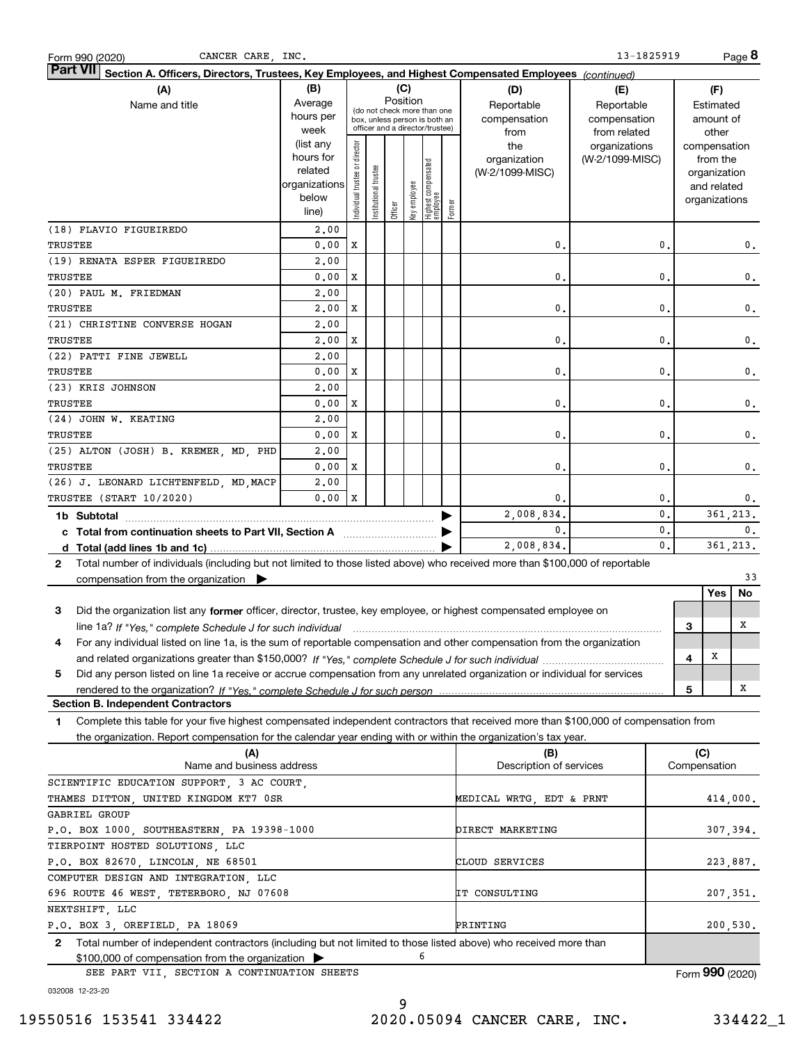Form 990 (2020) CANCER CARE, INC. 13-1825919 Page **8**

**Part VII Section A. Officers, Directors, Trustees, Key Employees, and Highest Compensated Employees** *(continued)*

| (A) Name and title | (B) Average hours per week (list any hours for related organizations below line) | (C) Position: Individual trustee or director | Institutional trustee | Officer | Key employee | Highest compensated employee | Former | (D) Reportable compensation from the organization (W-2/1099-MISC) | (E) Reportable compensation from related organizations (W-2/1099-MISC) | (F) Estimated amount of other compensation from the organization and related organizations |
|---|---|---|---|---|---|---|---|---|---|---|
| (18) FLAVIO FIGUEIREDO<br>TRUSTEE | 2.00<br>0.00 | X | | | | | | 0. | 0. | 0. |
| (19) RENATA ESPER FIGUEIREDO<br>TRUSTEE | 2.00<br>0.00 | X | | | | | | 0. | 0. | 0. |
| (20) PAUL M. FRIEDMAN<br>TRUSTEE | 2.00<br>2.00 | X | | | | | | 0. | 0. | 0. |
| (21) CHRISTINE CONVERSE HOGAN<br>TRUSTEE | 2.00<br>2.00 | X | | | | | | 0. | 0. | 0. |
| (22) PATTI FINE JEWELL<br>TRUSTEE | 2.00<br>0.00 | X | | | | | | 0. | 0. | 0. |
| (23) KRIS JOHNSON<br>TRUSTEE | 2.00<br>0.00 | X | | | | | | 0. | 0. | 0. |
| (24) JOHN W. KEATING<br>TRUSTEE | 2.00<br>0.00 | X | | | | | | 0. | 0. | 0. |
| (25) ALTON (JOSH) B. KREMER, MD, PHD<br>TRUSTEE | 2.00<br>0.00 | X | | | | | | 0. | 0. | 0. |
| (26) J. LEONARD LICHTENFELD, MD,MACP<br>TRUSTEE (START 10/2020) | 2.00<br>0.00 | X | | | | | | 0. | 0. | 0. |
| **1b Subtotal** | | | | | | | | 2,008,834. | 0. | 361,213. |
| **c Total from continuation sheets to Part VII, Section A** | | | | | | | | 0. | 0. | 0. |
| **d Total (add lines 1b and 1c)** | | | | | | | | 2,008,834. | 0. | 361,213. |

**2** Total number of individuals (including but not limited to those listed above) who received more than $100,000 of reportable compensation from the organization ▶ 33

| | | Yes | No |
|---|---|---|---|
| **3** Did the organization list any **former** officer, director, trustee, key employee, or highest compensated employee on line 1a? *If "Yes," complete Schedule J for such individual* | 3 | | X |
| **4** For any individual listed on line 1a, is the sum of reportable compensation and other compensation from the organization and related organizations greater than $150,000? *If "Yes," complete Schedule J for such individual* | 4 | X | |
| **5** Did any person listed on line 1a receive or accrue compensation from any unrelated organization or individual for services rendered to the organization? *If "Yes," complete Schedule J for such person* | 5 | | X |

**Section B. Independent Contractors**

**1** Complete this table for your five highest compensated independent contractors that received more than $100,000 of compensation from the organization. Report compensation for the calendar year ending with or within the organization's tax year.

| (A) Name and business address | (B) Description of services | (C) Compensation |
|---|---|---|
| SCIENTIFIC EDUCATION SUPPORT, 3 AC COURT, THAMES DITTON, UNITED KINGDOM KT7 0SR | MEDICAL WRTG, EDT & PRNT | 414,000. |
| GABRIEL GROUP<br>P.O. BOX 1000, SOUTHEASTERN, PA 19398-1000 | DIRECT MARKETING | 307,394. |
| TIERPOINT HOSTED SOLUTIONS, LLC<br>P.O. BOX 82670, LINCOLN, NE 68501 | CLOUD SERVICES | 223,887. |
| COMPUTER DESIGN AND INTEGRATION, LLC<br>696 ROUTE 46 WEST, TETERBORO, NJ 07608 | IT CONSULTING | 207,351. |
| NEXTSHIFT, LLC<br>P.O. BOX 3, OREFIELD, PA 18069 | PRINTING | 200,530. |

**2** Total number of independent contractors (including but not limited to those listed above) who received more than $100,000 of compensation from the organization ▶ 6

SEE PART VII, SECTION A CONTINUATION SHEETS

Form **990** (2020)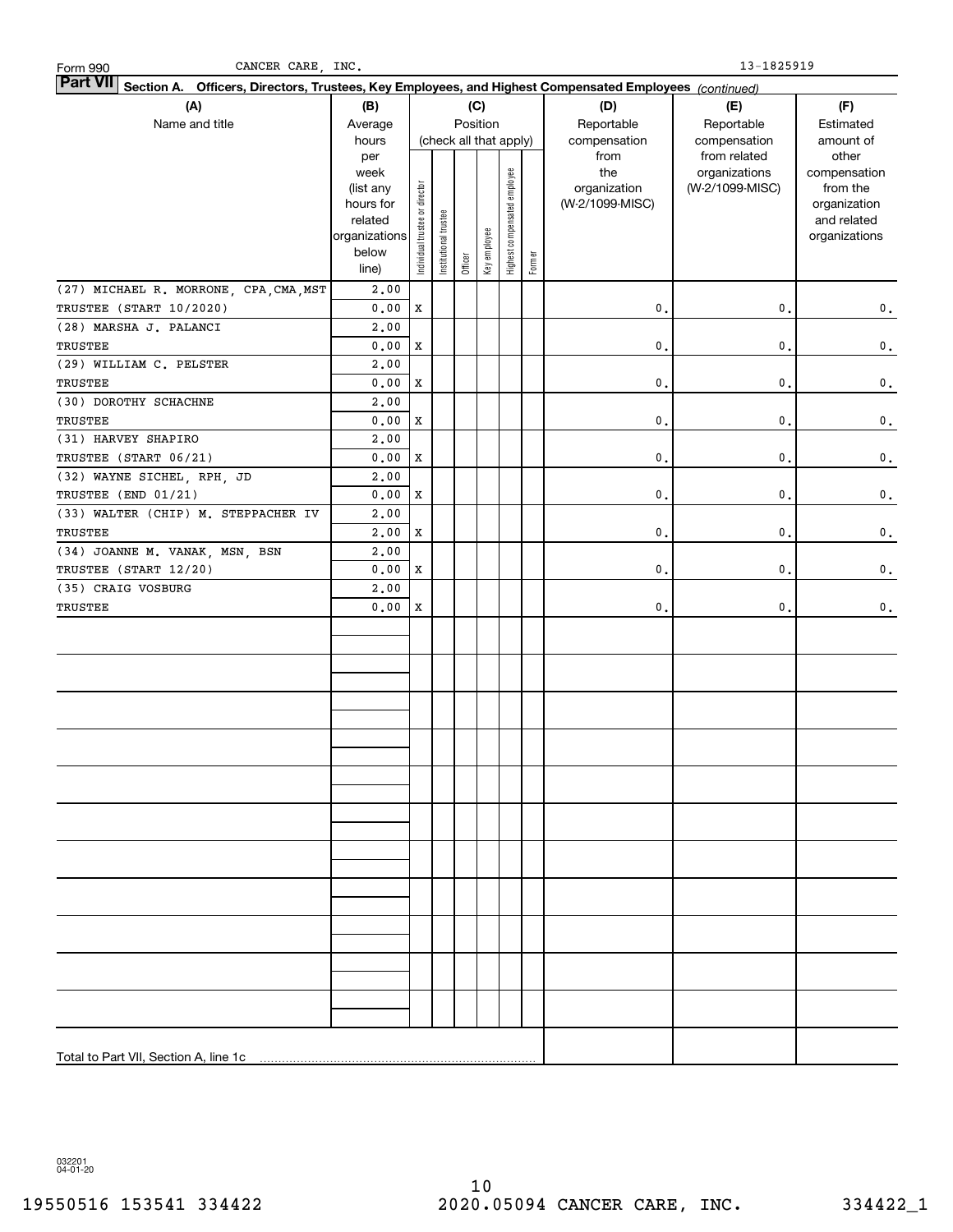Form 990 CANCER CARE, INC. 13-1825919

**Part VII Section A. Officers, Directors, Trustees, Key Employees, and Highest Compensated Employees** *(continued)*

| (A) Name and title | (B) Average hours per week (list any hours for related organizations below line) | (C) Position: Individual trustee or director | Institutional trustee | Officer | Key employee | Highest compensated employee | Former | (D) Reportable compensation from the organization (W-2/1099-MISC) | (E) Reportable compensation from related organizations (W-2/1099-MISC) | (F) Estimated amount of other compensation from the organization and related organizations |
|---|---|---|---|---|---|---|---|---|---|---|
| (27) MICHAEL R. MORRONE, CPA,CMA,MST<br>TRUSTEE (START 10/2020) | 2.00<br>0.00 | X | | | | | | 0. | 0. | 0. |
| (28) MARSHA J. PALANCI<br>TRUSTEE | 2.00<br>0.00 | X | | | | | | 0. | 0. | 0. |
| (29) WILLIAM C. PELSTER<br>TRUSTEE | 2.00<br>0.00 | X | | | | | | 0. | 0. | 0. |
| (30) DOROTHY SCHACHNE<br>TRUSTEE | 2.00<br>0.00 | X | | | | | | 0. | 0. | 0. |
| (31) HARVEY SHAPIRO<br>TRUSTEE (START 06/21) | 2.00<br>0.00 | X | | | | | | 0. | 0. | 0. |
| (32) WAYNE SICHEL, RPH, JD<br>TRUSTEE (END 01/21) | 2.00<br>0.00 | X | | | | | | 0. | 0. | 0. |
| (33) WALTER (CHIP) M. STEPPACHER IV<br>TRUSTEE | 2.00<br>2.00 | X | | | | | | 0. | 0. | 0. |
| (34) JOANNE M. VANAK, MSN, BSN<br>TRUSTEE (START 12/20) | 2.00<br>0.00 | X | | | | | | 0. | 0. | 0. |
| (35) CRAIG VOSBURG<br>TRUSTEE | 2.00<br>0.00 | X | | | | | | 0. | 0. | 0. |
| Total to Part VII, Section A, line 1c | | | | | | | | | | |

032201 04-01-20

19550516 153541 334422 2020.05094 CANCER CARE, INC. 334422_1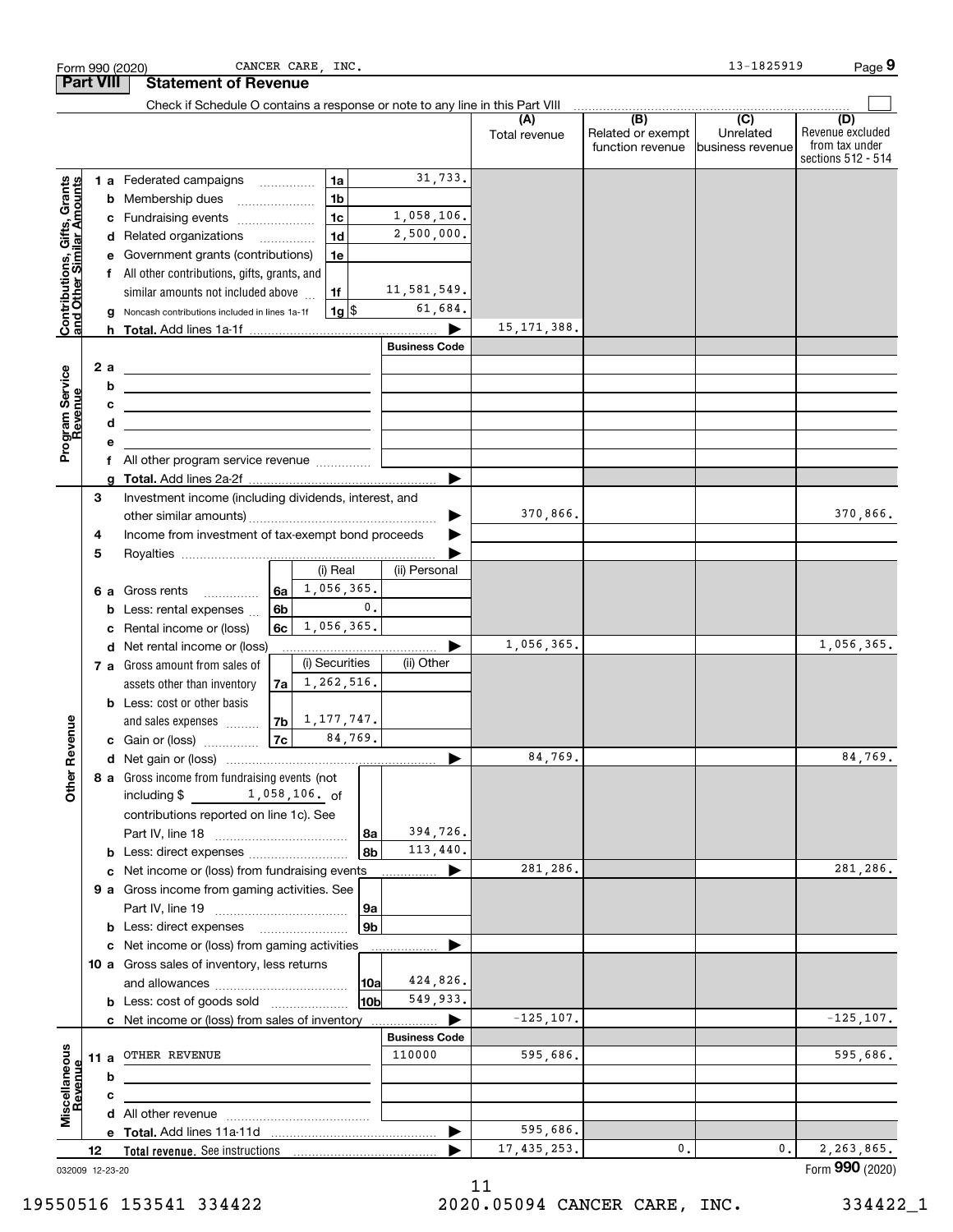Form 990 (2020) CANCER CARE, INC. 13-1825919 Page **9**

## Part VIII Statement of Revenue

Check if Schedule O contains a response or note to any line in this Part VIII ☐

| | | | (A) Total revenue | (B) Related or exempt function revenue | (C) Unrelated business revenue | (D) Revenue excluded from tax under sections 512 - 514 |
|---|---|---|---|---|---|---|
| **Contributions, Gifts, Grants and Other Similar Amounts** | 1a Federated campaigns | 1a 31,733. | | | | |
| | b Membership dues | 1b | | | | |
| | c Fundraising events | 1c 1,058,106. | | | | |
| | d Related organizations | 1d 2,500,000. | | | | |
| | e Government grants (contributions) | 1e | | | | |
| | f All other contributions, gifts, grants, and similar amounts not included above | 1f 11,581,549. | | | | |
| | g Noncash contributions included in lines 1a-1f | 1g $ 61,684. | | | | |
| | h **Total.** Add lines 1a-1f | ▶ | 15,171,388. | | | |
| **Program Service Revenue** | | Business Code | | | | |
| | 2a | | | | | |
| | b | | | | | |
| | c | | | | | |
| | d | | | | | |
| | e | | | | | |
| | f All other program service revenue | | | | | |
| | g **Total.** Add lines 2a-2f | ▶ | | | | |
| **Other Revenue** | 3 Investment income (including dividends, interest, and other similar amounts) | ▶ | 370,866. | | | 370,866. |
| | 4 Income from investment of tax-exempt bond proceeds | ▶ | | | | |
| | 5 Royalties | ▶ | | | | |
| | | (i) Real / (ii) Personal | | | | |
| | 6a Gross rents | 6a (i) 1,056,365. | | | | |
| | b Less: rental expenses | 6b (i) 0. | | | | |
| | c Rental income or (loss) | 6c (i) 1,056,365. | | | | |
| | d Net rental income or (loss) | ▶ | 1,056,365. | | | 1,056,365. |
| | | (i) Securities / (ii) Other | | | | |
| | 7a Gross amount from sales of assets other than inventory | 7a (i) 1,262,516. | | | | |
| | b Less: cost or other basis and sales expenses | 7b (i) 1,177,747. | | | | |
| | c Gain or (loss) | 7c (i) 84,769. | | | | |
| | d Net gain or (loss) | ▶ | 84,769. | | | 84,769. |
| | 8a Gross income from fundraising events (not including $ 1,058,106. of contributions reported on line 1c). See Part IV, line 18 | 8a 394,726. | | | | |
| | b Less: direct expenses | 8b 113,440. | | | | |
| | c Net income or (loss) from fundraising events | ▶ | 281,286. | | | 281,286. |
| | 9a Gross income from gaming activities. See Part IV, line 19 | 9a | | | | |
| | b Less: direct expenses | 9b | | | | |
| | c Net income or (loss) from gaming activities | ▶ | | | | |
| | 10a Gross sales of inventory, less returns and allowances | 10a 424,826. | | | | |
| | b Less: cost of goods sold | 10b 549,933. | | | | |
| | c Net income or (loss) from sales of inventory | ▶ | -125,107. | | | -125,107. |
| **Miscellaneous Revenue** | | Business Code | | | | |
| | 11a OTHER REVENUE | 110000 | 595,686. | | | 595,686. |
| | b | | | | | |
| | c | | | | | |
| | d All other revenue | | | | | |
| | e **Total.** Add lines 11a-11d | ▶ | 595,686. | | | |
| | 12 **Total revenue.** See instructions | ▶ | 17,435,253. | 0. | 0. | 2,263,865. |

032009 12-23-20

Form **990** (2020)

19550516 153541 334422 2020.05094 CANCER CARE, INC. 334422_1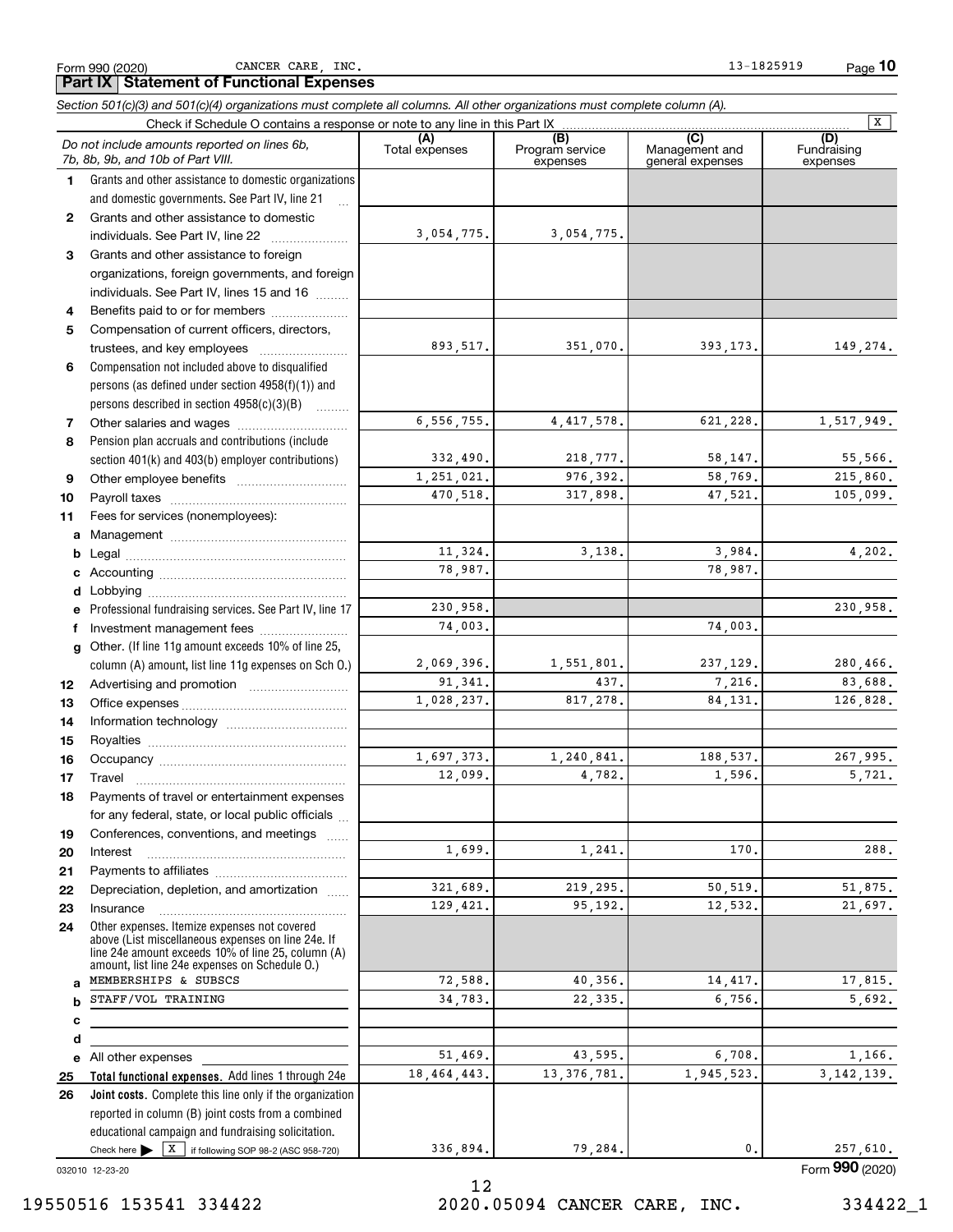Form 990 (2020) CANCER CARE, INC. 13-1825919 Page **10**

## Part IX Statement of Functional Expenses

*Section 501(c)(3) and 501(c)(4) organizations must complete all columns. All other organizations must complete column (A).*

Check if Schedule O contains a response or note to any line in this Part IX ..... X

| | *Do not include amounts reported on lines 6b, 7b, 8b, 9b, and 10b of Part VIII.* | (A) Total expenses | (B) Program service expenses | (C) Management and general expenses | (D) Fundraising expenses |
|---|---|---|---|---|---|
| 1 | Grants and other assistance to domestic organizations and domestic governments. See Part IV, line 21 | | | | |
| 2 | Grants and other assistance to domestic individuals. See Part IV, line 22 | 3,054,775. | 3,054,775. | | |
| 3 | Grants and other assistance to foreign organizations, foreign governments, and foreign individuals. See Part IV, lines 15 and 16 | | | | |
| 4 | Benefits paid to or for members | | | | |
| 5 | Compensation of current officers, directors, trustees, and key employees | 893,517. | 351,070. | 393,173. | 149,274. |
| 6 | Compensation not included above to disqualified persons (as defined under section 4958(f)(1)) and persons described in section 4958(c)(3)(B) | | | | |
| 7 | Other salaries and wages | 6,556,755. | 4,417,578. | 621,228. | 1,517,949. |
| 8 | Pension plan accruals and contributions (include section 401(k) and 403(b) employer contributions) | 332,490. | 218,777. | 58,147. | 55,566. |
| 9 | Other employee benefits | 1,251,021. | 976,392. | 58,769. | 215,860. |
| 10 | Payroll taxes | 470,518. | 317,898. | 47,521. | 105,099. |
| 11 | Fees for services (nonemployees): | | | | |
| a | Management | | | | |
| b | Legal | 11,324. | 3,138. | 3,984. | 4,202. |
| c | Accounting | 78,987. | | 78,987. | |
| d | Lobbying | | | | |
| e | Professional fundraising services. See Part IV, line 17 | 230,958. | | | 230,958. |
| f | Investment management fees | 74,003. | | 74,003. | |
| g | Other. (If line 11g amount exceeds 10% of line 25, column (A) amount, list line 11g expenses on Sch O.) | 2,069,396. | 1,551,801. | 237,129. | 280,466. |
| 12 | Advertising and promotion | 91,341. | 437. | 7,216. | 83,688. |
| 13 | Office expenses | 1,028,237. | 817,278. | 84,131. | 126,828. |
| 14 | Information technology | | | | |
| 15 | Royalties | | | | |
| 16 | Occupancy | 1,697,373. | 1,240,841. | 188,537. | 267,995. |
| 17 | Travel | 12,099. | 4,782. | 1,596. | 5,721. |
| 18 | Payments of travel or entertainment expenses for any federal, state, or local public officials | | | | |
| 19 | Conferences, conventions, and meetings | | | | |
| 20 | Interest | 1,699. | 1,241. | 170. | 288. |
| 21 | Payments to affiliates | | | | |
| 22 | Depreciation, depletion, and amortization | 321,689. | 219,295. | 50,519. | 51,875. |
| 23 | Insurance | 129,421. | 95,192. | 12,532. | 21,697. |
| 24 | Other expenses. Itemize expenses not covered above (List miscellaneous expenses on line 24e. If line 24e amount exceeds 10% of line 25, column (A) amount, list line 24e expenses on Schedule O.) | | | | |
| a | MEMBERSHIPS & SUBSCS | 72,588. | 40,356. | 14,417. | 17,815. |
| b | STAFF/VOL TRAINING | 34,783. | 22,335. | 6,756. | 5,692. |
| c | | | | | |
| d | | | | | |
| e | All other expenses | 51,469. | 43,595. | 6,708. | 1,166. |
| 25 | **Total functional expenses.** Add lines 1 through 24e | 18,464,443. | 13,376,781. | 1,945,523. | 3,142,139. |
| 26 | **Joint costs.** Complete this line only if the organization reported in column (B) joint costs from a combined educational campaign and fundraising solicitation. Check here ▶ X if following SOP 98-2 (ASC 958-720) | 336,894. | 79,284. | 0. | 257,610. |

032010 12-23-20 Form **990** (2020)

19550516 153541 334422 2020.05094 CANCER CARE, INC. 334422_1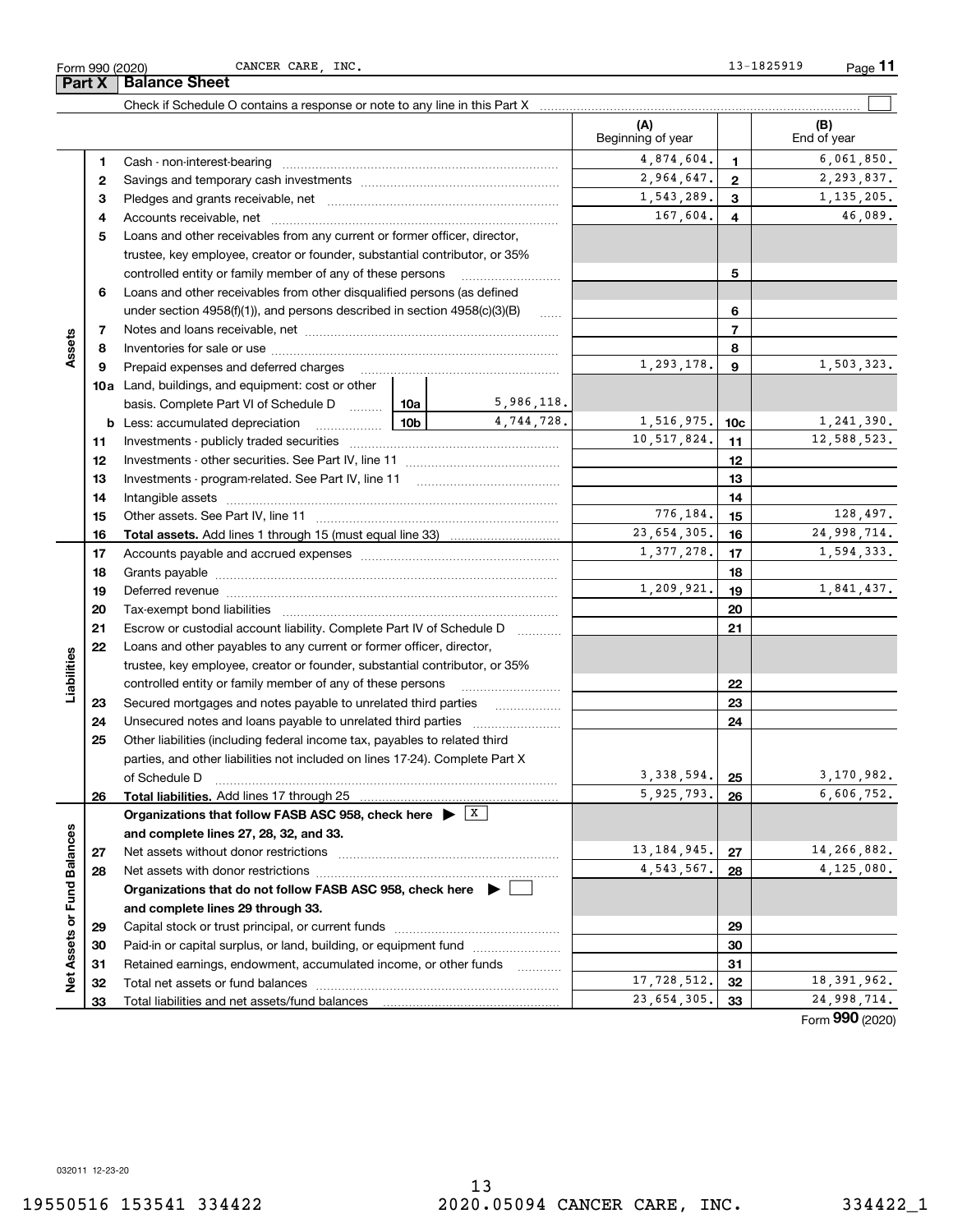Form 990 (2020) CANCER CARE, INC. 13-1825919

## Part X Balance Sheet

Check if Schedule O contains a response or note to any line in this Part X ☐

| | | | (A) Beginning of year | | (B) End of year |
|---|---|---|---|---|---|
| **Assets** | 1 | Cash - non-interest-bearing | 4,874,604. | 1 | 6,061,850. |
| | 2 | Savings and temporary cash investments | 2,964,647. | 2 | 2,293,837. |
| | 3 | Pledges and grants receivable, net | 1,543,289. | 3 | 1,135,205. |
| | 4 | Accounts receivable, net | 167,604. | 4 | 46,089. |
| | 5 | Loans and other receivables from any current or former officer, director, trustee, key employee, creator or founder, substantial contributor, or 35% controlled entity or family member of any of these persons | | 5 | |
| | 6 | Loans and other receivables from other disqualified persons (as defined under section 4958(f)(1)), and persons described in section 4958(c)(3)(B) | | 6 | |
| | 7 | Notes and loans receivable, net | | 7 | |
| | 8 | Inventories for sale or use | | 8 | |
| | 9 | Prepaid expenses and deferred charges | 1,293,178. | 9 | 1,503,323. |
| | 10a | Land, buildings, and equipment: cost or other basis. Complete Part VI of Schedule D — 10a: 5,986,118. | | | |
| | b | Less: accumulated depreciation — 10b: 4,744,728. | 1,516,975. | 10c | 1,241,390. |
| | 11 | Investments - publicly traded securities | 10,517,824. | 11 | 12,588,523. |
| | 12 | Investments - other securities. See Part IV, line 11 | | 12 | |
| | 13 | Investments - program-related. See Part IV, line 11 | | 13 | |
| | 14 | Intangible assets | | 14 | |
| | 15 | Other assets. See Part IV, line 11 | 776,184. | 15 | 128,497. |
| | 16 | **Total assets.** Add lines 1 through 15 (must equal line 33) | 23,654,305. | 16 | 24,998,714. |
| **Liabilities** | 17 | Accounts payable and accrued expenses | 1,377,278. | 17 | 1,594,333. |
| | 18 | Grants payable | | 18 | |
| | 19 | Deferred revenue | 1,209,921. | 19 | 1,841,437. |
| | 20 | Tax-exempt bond liabilities | | 20 | |
| | 21 | Escrow or custodial account liability. Complete Part IV of Schedule D | | 21 | |
| | 22 | Loans and other payables to any current or former officer, director, trustee, key employee, creator or founder, substantial contributor, or 35% controlled entity or family member of any of these persons | | 22 | |
| | 23 | Secured mortgages and notes payable to unrelated third parties | | 23 | |
| | 24 | Unsecured notes and loans payable to unrelated third parties | | 24 | |
| | 25 | Other liabilities (including federal income tax, payables to related third parties, and other liabilities not included on lines 17-24). Complete Part X of Schedule D | 3,338,594. | 25 | 3,170,982. |
| | 26 | **Total liabilities.** Add lines 17 through 25 | 5,925,793. | 26 | 6,606,752. |
| **Net Assets or Fund Balances** | | **Organizations that follow FASB ASC 958, check here ▶ ☒ and complete lines 27, 28, 32, and 33.** | | | |
| | 27 | Net assets without donor restrictions | 13,184,945. | 27 | 14,266,882. |
| | 28 | Net assets with donor restrictions | 4,543,567. | 28 | 4,125,080. |
| | | **Organizations that do not follow FASB ASC 958, check here ▶ ☐ and complete lines 29 through 33.** | | | |
| | 29 | Capital stock or trust principal, or current funds | | 29 | |
| | 30 | Paid-in or capital surplus, or land, building, or equipment fund | | 30 | |
| | 31 | Retained earnings, endowment, accumulated income, or other funds | | 31 | |
| | 32 | Total net assets or fund balances | 17,728,512. | 32 | 18,391,962. |
| | 33 | Total liabilities and net assets/fund balances | 23,654,305. | 33 | 24,998,714. |

Form **990** (2020)

032011 12-23-20

19550516 153541 334422 2020.05094 CANCER CARE, INC. 334422_1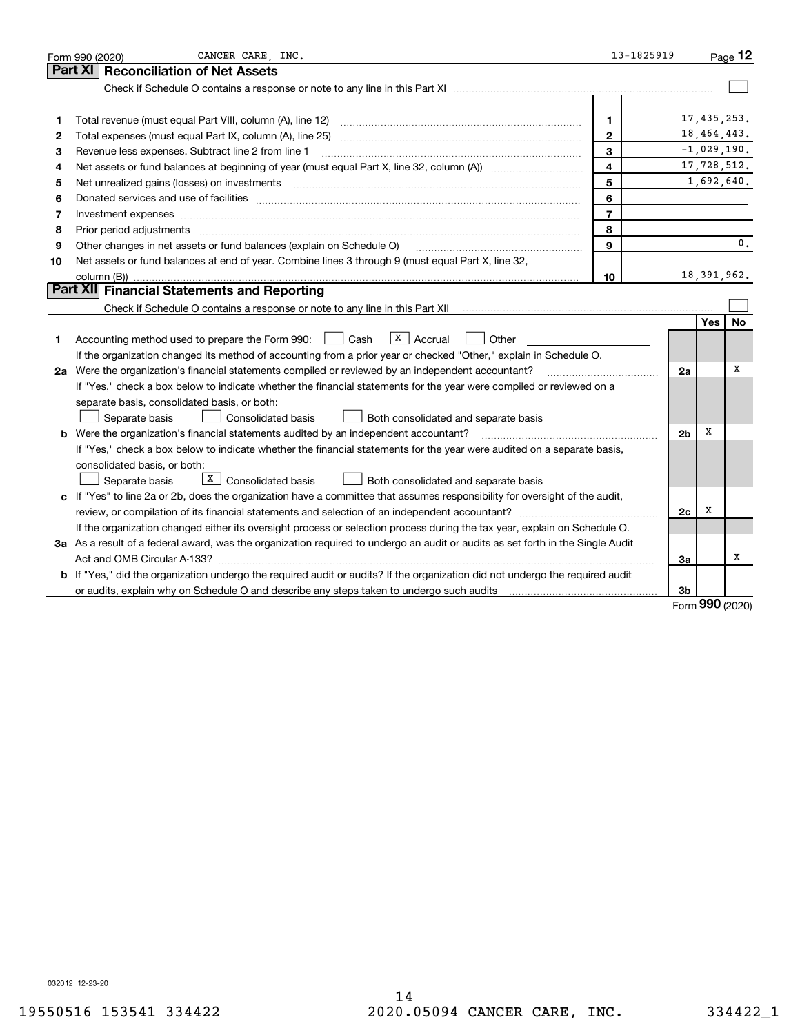Form 990 (2020) CANCER CARE, INC. 13-1825919

## Part XI Reconciliation of Net Assets

Check if Schedule O contains a response or note to any line in this Part XI ☐

| | | | |
|---|---|---|---|
| 1 | Total revenue (must equal Part VIII, column (A), line 12) | 1 | 17,435,253. |
| 2 | Total expenses (must equal Part IX, column (A), line 25) | 2 | 18,464,443. |
| 3 | Revenue less expenses. Subtract line 2 from line 1 | 3 | -1,029,190. |
| 4 | Net assets or fund balances at beginning of year (must equal Part X, line 32, column (A)) | 4 | 17,728,512. |
| 5 | Net unrealized gains (losses) on investments | 5 | 1,692,640. |
| 6 | Donated services and use of facilities | 6 | |
| 7 | Investment expenses | 7 | |
| 8 | Prior period adjustments | 8 | |
| 9 | Other changes in net assets or fund balances (explain on Schedule O) | 9 | 0. |
| 10 | Net assets or fund balances at end of year. Combine lines 3 through 9 (must equal Part X, line 32, column (B)) | 10 | 18,391,962. |

## Part XII Financial Statements and Reporting

Check if Schedule O contains a response or note to any line in this Part XII ☐

| | | | Yes | No |
|---|---|---|---|---|
| 1 | Accounting method used to prepare the Form 990: ☐ Cash ☒ Accrual ☐ Other | | | |
| | If the organization changed its method of accounting from a prior year or checked "Other," explain in Schedule O. | | | |
| 2a | Were the organization's financial statements compiled or reviewed by an independent accountant? | 2a | | X |
| | If "Yes," check a box below to indicate whether the financial statements for the year were compiled or reviewed on a separate basis, consolidated basis, or both: ☐ Separate basis ☐ Consolidated basis ☐ Both consolidated and separate basis | | | |
| b | Were the organization's financial statements audited by an independent accountant? | 2b | X | |
| | If "Yes," check a box below to indicate whether the financial statements for the year were audited on a separate basis, consolidated basis, or both: ☐ Separate basis ☒ Consolidated basis ☐ Both consolidated and separate basis | | | |
| c | If "Yes" to line 2a or 2b, does the organization have a committee that assumes responsibility for oversight of the audit, review, or compilation of its financial statements and selection of an independent accountant? | 2c | X | |
| | If the organization changed either its oversight process or selection process during the tax year, explain on Schedule O. | | | |
| 3a | As a result of a federal award, was the organization required to undergo an audit or audits as set forth in the Single Audit Act and OMB Circular A-133? | 3a | | X |
| b | If "Yes," did the organization undergo the required audit or audits? If the organization did not undergo the required audit or audits, explain why on Schedule O and describe any steps taken to undergo such audits | 3b | | |

Form **990** (2020)

032012 12-23-20

19550516 153541 334422 2020.05094 CANCER CARE, INC. 334422_1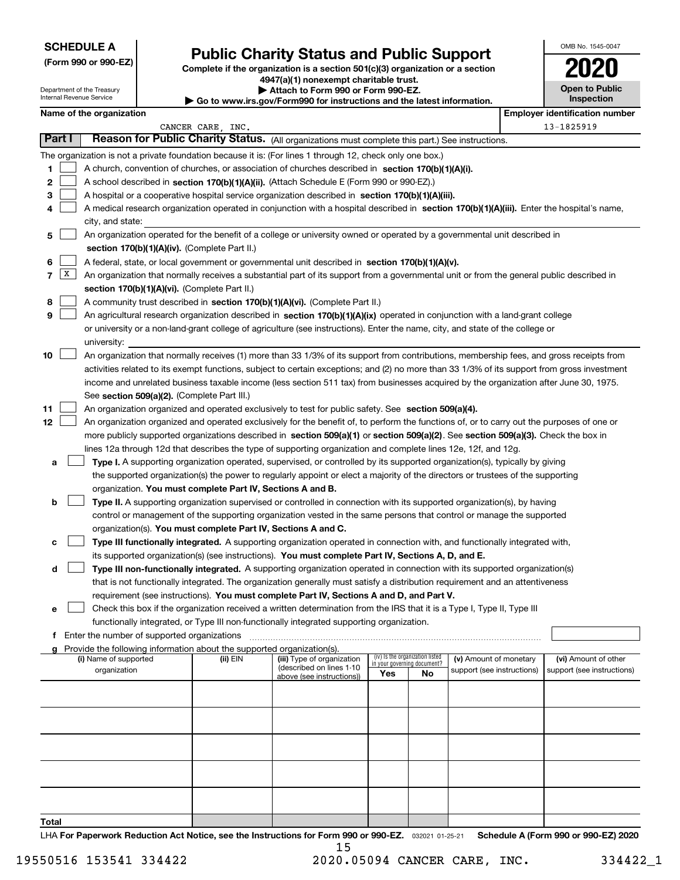**SCHEDULE A**
**(Form 990 or 990-EZ)**

Department of the Treasury
Internal Revenue Service

# Public Charity Status and Public Support

**Complete if the organization is a section 501(c)(3) organization or a section 4947(a)(1) nonexempt charitable trust.**
**▶ Attach to Form 990 or Form 990-EZ.**
**▶ Go to www.irs.gov/Form990 for instructions and the latest information.**

OMB No. 1545-0047
**2020**
**Open to Public Inspection**

**Name of the organization:** CANCER CARE, INC.
**Employer identification number:** 13-1825919

## Part I Reason for Public Charity Status. (All organizations must complete this part.) See instructions.

The organization is not a private foundation because it is: (For lines 1 through 12, check only one box.)

1. [ ] A church, convention of churches, or association of churches described in **section 170(b)(1)(A)(i).**
2. [ ] A school described in **section 170(b)(1)(A)(ii).** (Attach Schedule E (Form 990 or 990-EZ).)
3. [ ] A hospital or a cooperative hospital service organization described in **section 170(b)(1)(A)(iii).**
4. [ ] A medical research organization operated in conjunction with a hospital described in **section 170(b)(1)(A)(iii).** Enter the hospital's name, city, and state:
5. [ ] An organization operated for the benefit of a college or university owned or operated by a governmental unit described in **section 170(b)(1)(A)(iv).** (Complete Part II.)
6. [ ] A federal, state, or local government or governmental unit described in **section 170(b)(1)(A)(v).**
7. [X] An organization that normally receives a substantial part of its support from a governmental unit or from the general public described in **section 170(b)(1)(A)(vi).** (Complete Part II.)
8. [ ] A community trust described in **section 170(b)(1)(A)(vi).** (Complete Part II.)
9. [ ] An agricultural research organization described in **section 170(b)(1)(A)(ix)** operated in conjunction with a land-grant college or university or a non-land-grant college of agriculture (see instructions). Enter the name, city, and state of the college or university:
10. [ ] An organization that normally receives (1) more than 33 1/3% of its support from contributions, membership fees, and gross receipts from activities related to its exempt functions, subject to certain exceptions; and (2) no more than 33 1/3% of its support from gross investment income and unrelated business taxable income (less section 511 tax) from businesses acquired by the organization after June 30, 1975. See **section 509(a)(2).** (Complete Part III.)
11. [ ] An organization organized and operated exclusively to test for public safety. See **section 509(a)(4).**
12. [ ] An organization organized and operated exclusively for the benefit of, to perform the functions of, or to carry out the purposes of one or more publicly supported organizations described in **section 509(a)(1)** or **section 509(a)(2)**. See **section 509(a)(3).** Check the box in lines 12a through 12d that describes the type of supporting organization and complete lines 12e, 12f, and 12g.
   - **a** [ ] **Type I.** A supporting organization operated, supervised, or controlled by its supported organization(s), typically by giving the supported organization(s) the power to regularly appoint or elect a majority of the directors or trustees of the supporting organization. **You must complete Part IV, Sections A and B.**
   - **b** [ ] **Type II.** A supporting organization supervised or controlled in connection with its supported organization(s), by having control or management of the supporting organization vested in the same persons that control or manage the supported organization(s). **You must complete Part IV, Sections A and C.**
   - **c** [ ] **Type III functionally integrated.** A supporting organization operated in connection with, and functionally integrated with, its supported organization(s) (see instructions). **You must complete Part IV, Sections A, D, and E.**
   - **d** [ ] **Type III non-functionally integrated.** A supporting organization operated in connection with its supported organization(s) that is not functionally integrated. The organization generally must satisfy a distribution requirement and an attentiveness requirement (see instructions). **You must complete Part IV, Sections A and D, and Part V.**
   - **e** [ ] Check this box if the organization received a written determination from the IRS that it is a Type I, Type II, Type III functionally integrated, or Type III non-functionally integrated supporting organization.
   - **f** Enter the number of supported organizations
   - **g** Provide the following information about the supported organization(s).

| (i) Name of supported organization | (ii) EIN | (iii) Type of organization (described on lines 1-10 above (see instructions)) | (iv) Is the organization listed in your governing document? Yes | No | (v) Amount of monetary support (see instructions) | (vi) Amount of other support (see instructions) |
|---|---|---|---|---|---|---|
| | | | | | | |
| | | | | | | |
| | | | | | | |
| | | | | | | |
| | | | | | | |
| **Total** | | | | | | |

LHA **For Paperwork Reduction Act Notice, see the Instructions for Form 990 or 990-EZ.** 032021 01-25-21 **Schedule A (Form 990 or 990-EZ) 2020**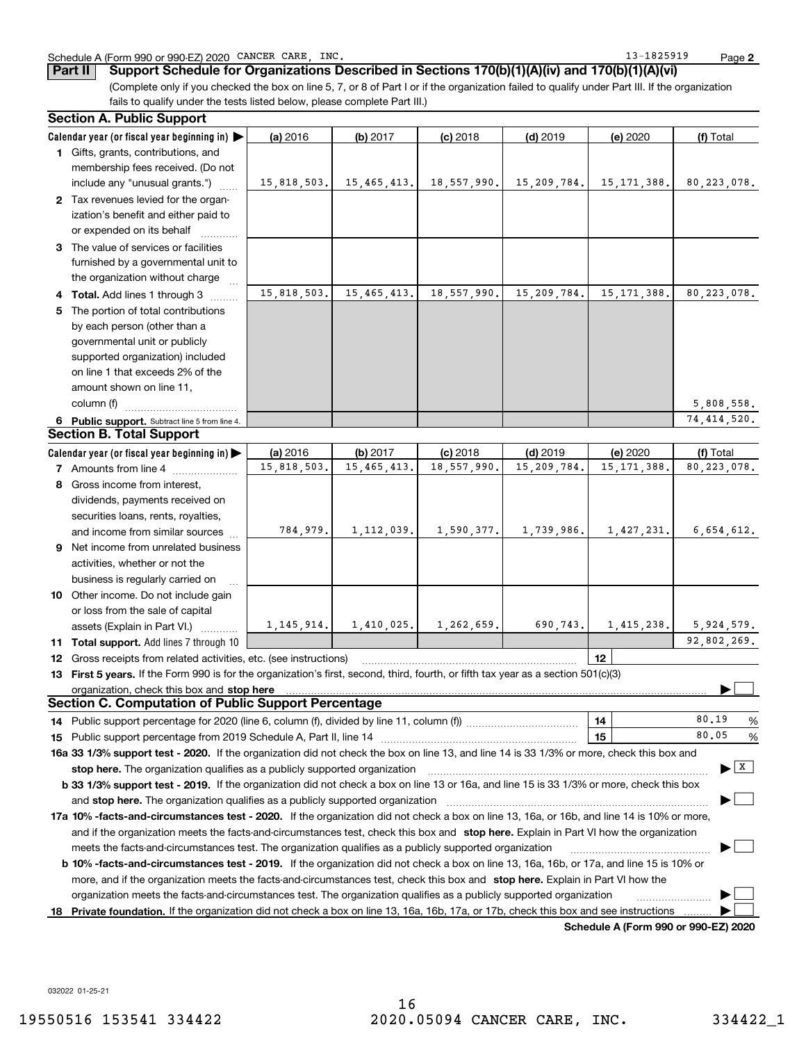Schedule A (Form 990 or 990-EZ) 2020 CANCER CARE, INC. 13-1825919 Page 2

## Part II Support Schedule for Organizations Described in Sections 170(b)(1)(A)(iv) and 170(b)(1)(A)(vi)

(Complete only if you checked the box on line 5, 7, or 8 of Part I or if the organization failed to qualify under Part III. If the organization fails to qualify under the tests listed below, please complete Part III.)

### Section A. Public Support

| Calendar year (or fiscal year beginning in) ▶ | (a) 2016 | (b) 2017 | (c) 2018 | (d) 2019 | (e) 2020 | (f) Total |
|---|---|---|---|---|---|---|
| 1 Gifts, grants, contributions, and membership fees received. (Do not include any "unusual grants.") | 15,818,503. | 15,465,413. | 18,557,990. | 15,209,784. | 15,171,388. | 80,223,078. |
| 2 Tax revenues levied for the organization's benefit and either paid to or expended on its behalf | | | | | | |
| 3 The value of services or facilities furnished by a governmental unit to the organization without charge | | | | | | |
| 4 Total. Add lines 1 through 3 | 15,818,503. | 15,465,413. | 18,557,990. | 15,209,784. | 15,171,388. | 80,223,078. |
| 5 The portion of total contributions by each person (other than a governmental unit or publicly supported organization) included on line 1 that exceeds 2% of the amount shown on line 11, column (f) | | | | | | 5,808,558. |
| 6 Public support. Subtract line 5 from line 4. | | | | | | 74,414,520. |

### Section B. Total Support

| Calendar year (or fiscal year beginning in) ▶ | (a) 2016 | (b) 2017 | (c) 2018 | (d) 2019 | (e) 2020 | (f) Total |
|---|---|---|---|---|---|---|
| 7 Amounts from line 4 | 15,818,503. | 15,465,413. | 18,557,990. | 15,209,784. | 15,171,388. | 80,223,078. |
| 8 Gross income from interest, dividends, payments received on securities loans, rents, royalties, and income from similar sources | 784,979. | 1,112,039. | 1,590,377. | 1,739,986. | 1,427,231. | 6,654,612. |
| 9 Net income from unrelated business activities, whether or not the business is regularly carried on | | | | | | |
| 10 Other income. Do not include gain or loss from the sale of capital assets (Explain in Part VI.) | 1,145,914. | 1,410,025. | 1,262,659. | 690,743. | 1,415,238. | 5,924,579. |
| 11 Total support. Add lines 7 through 10 | | | | | | 92,802,269. |

12 Gross receipts from related activities, etc. (see instructions) | 12 |

13 **First 5 years.** If the Form 990 is for the organization's first, second, third, fourth, or fifth tax year as a section 501(c)(3) organization, check this box and **stop here** ▶ ☐

### Section C. Computation of Public Support Percentage

14 Public support percentage for 2020 (line 6, column (f), divided by line 11, column (f)) | 14 | 80.19 %

15 Public support percentage from 2019 Schedule A, Part II, line 14 | 15 | 80.05 %

**16a 33 1/3% support test - 2020.** If the organization did not check the box on line 13, and line 14 is 33 1/3% or more, check this box and **stop here.** The organization qualifies as a publicly supported organization ▶ ☒

**b 33 1/3% support test - 2019.** If the organization did not check a box on line 13 or 16a, and line 15 is 33 1/3% or more, check this box and **stop here.** The organization qualifies as a publicly supported organization ▶ ☐

**17a 10% -facts-and-circumstances test - 2020.** If the organization did not check a box on line 13, 16a, or 16b, and line 14 is 10% or more, and if the organization meets the facts-and-circumstances test, check this box and **stop here.** Explain in Part VI how the organization meets the facts-and-circumstances test. The organization qualifies as a publicly supported organization ▶ ☐

**b 10% -facts-and-circumstances test - 2019.** If the organization did not check a box on line 13, 16a, 16b, or 17a, and line 15 is 10% or more, and if the organization meets the facts-and-circumstances test, check this box and **stop here.** Explain in Part VI how the organization meets the facts-and-circumstances test. The organization qualifies as a publicly supported organization ▶ ☐

**18 Private foundation.** If the organization did not check a box on line 13, 16a, 16b, 17a, or 17b, check this box and see instructions ▶ ☐

**Schedule A (Form 990 or 990-EZ) 2020**

032022 01-25-21

19550516 153541 334422 2020.05094 CANCER CARE, INC. 334422_1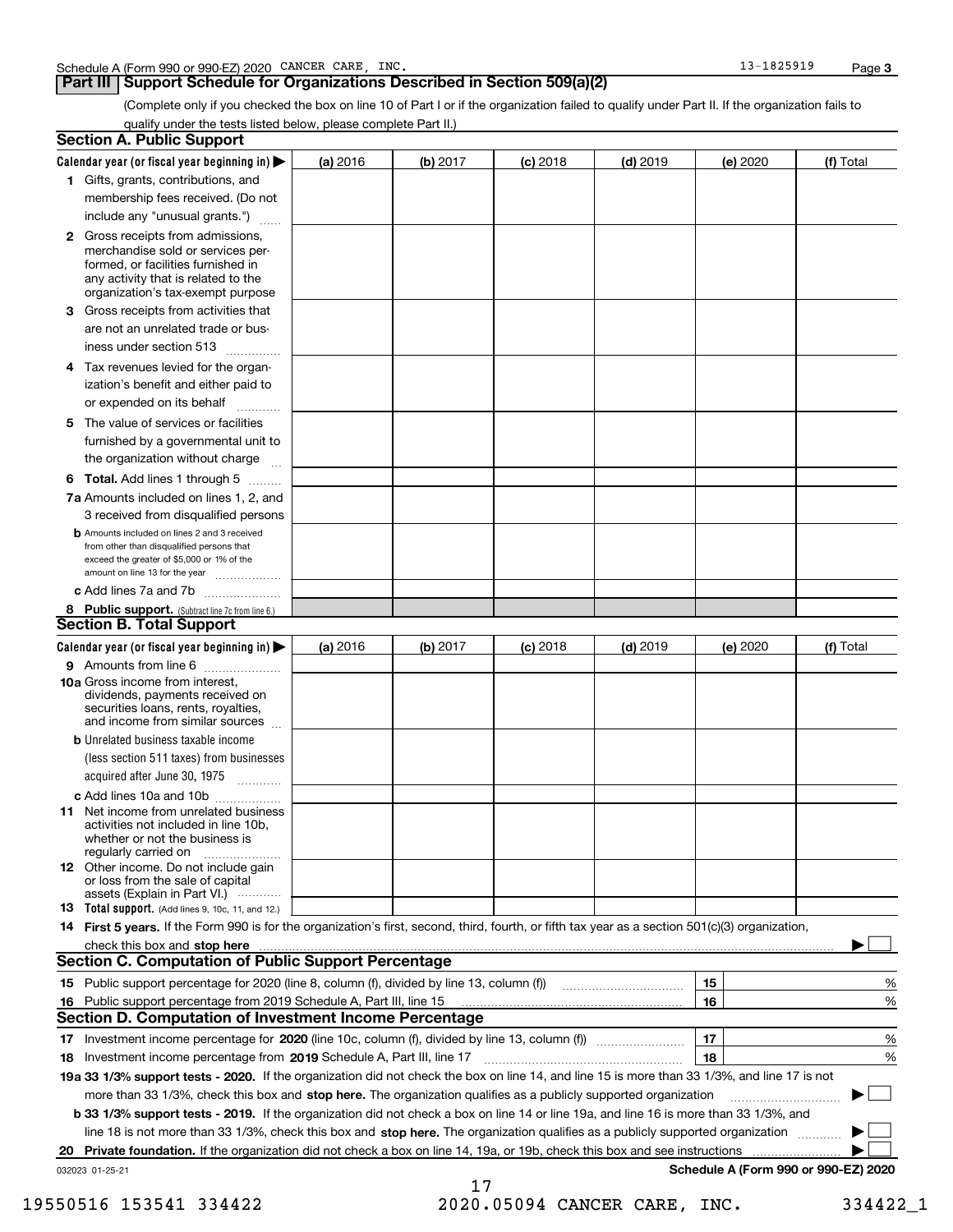Schedule A (Form 990 or 990-EZ) 2020 CANCER CARE, INC. 13-1825919

## Part III Support Schedule for Organizations Described in Section 509(a)(2)

(Complete only if you checked the box on line 10 of Part I or if the organization failed to qualify under Part II. If the organization fails to qualify under the tests listed below, please complete Part II.)

### Section A. Public Support

| Calendar year (or fiscal year beginning in) | (a) 2016 | (b) 2017 | (c) 2018 | (d) 2019 | (e) 2020 | (f) Total |
|---|---|---|---|---|---|---|
| 1 Gifts, grants, contributions, and membership fees received. (Do not include any "unusual grants.") | | | | | | |
| 2 Gross receipts from admissions, merchandise sold or services performed, or facilities furnished in any activity that is related to the organization's tax-exempt purpose | | | | | | |
| 3 Gross receipts from activities that are not an unrelated trade or business under section 513 | | | | | | |
| 4 Tax revenues levied for the organization's benefit and either paid to or expended on its behalf | | | | | | |
| 5 The value of services or facilities furnished by a governmental unit to the organization without charge | | | | | | |
| 6 **Total.** Add lines 1 through 5 | | | | | | |
| 7a Amounts included on lines 1, 2, and 3 received from disqualified persons | | | | | | |
| b Amounts included on lines 2 and 3 received from other than disqualified persons that exceed the greater of $5,000 or 1% of the amount on line 13 for the year | | | | | | |
| c Add lines 7a and 7b | | | | | | |
| 8 **Public support.** (Subtract line 7c from line 6.) | | | | | | |

### Section B. Total Support

| Calendar year (or fiscal year beginning in) | (a) 2016 | (b) 2017 | (c) 2018 | (d) 2019 | (e) 2020 | (f) Total |
|---|---|---|---|---|---|---|
| 9 Amounts from line 6 | | | | | | |
| 10a Gross income from interest, dividends, payments received on securities loans, rents, royalties, and income from similar sources | | | | | | |
| b Unrelated business taxable income (less section 511 taxes) from businesses acquired after June 30, 1975 | | | | | | |
| c Add lines 10a and 10b | | | | | | |
| 11 Net income from unrelated business activities not included in line 10b, whether or not the business is regularly carried on | | | | | | |
| 12 Other income. Do not include gain or loss from the sale of capital assets (Explain in Part VI.) | | | | | | |
| 13 **Total support.** (Add lines 9, 10c, 11, and 12.) | | | | | | |

14 **First 5 years.** If the Form 990 is for the organization's first, second, third, fourth, or fifth tax year as a section 501(c)(3) organization, check this box and **stop here** ☐

### Section C. Computation of Public Support Percentage

| | | | |
|---|---|---|---|
| 15 | Public support percentage for 2020 (line 8, column (f), divided by line 13, column (f)) | 15 | % |
| 16 | Public support percentage from 2019 Schedule A, Part III, line 15 | 16 | % |

### Section D. Computation of Investment Income Percentage

| | | | |
|---|---|---|---|
| 17 | Investment income percentage for **2020** (line 10c, column (f), divided by line 13, column (f)) | 17 | % |
| 18 | Investment income percentage from **2019** Schedule A, Part III, line 17 | 18 | % |

**19a 33 1/3% support tests - 2020.** If the organization did not check the box on line 14, and line 15 is more than 33 1/3%, and line 17 is not more than 33 1/3%, check this box and **stop here.** The organization qualifies as a publicly supported organization ☐

**b 33 1/3% support tests - 2019.** If the organization did not check a box on line 14 or line 19a, and line 16 is more than 33 1/3%, and line 18 is not more than 33 1/3%, check this box and **stop here.** The organization qualifies as a publicly supported organization ☐

**20 Private foundation.** If the organization did not check a box on line 14, 19a, or 19b, check this box and see instructions ☐

032023 01-25-21 **Schedule A (Form 990 or 990-EZ) 2020**

19550516 153541 334422 2020.05094 CANCER CARE, INC. 334422_1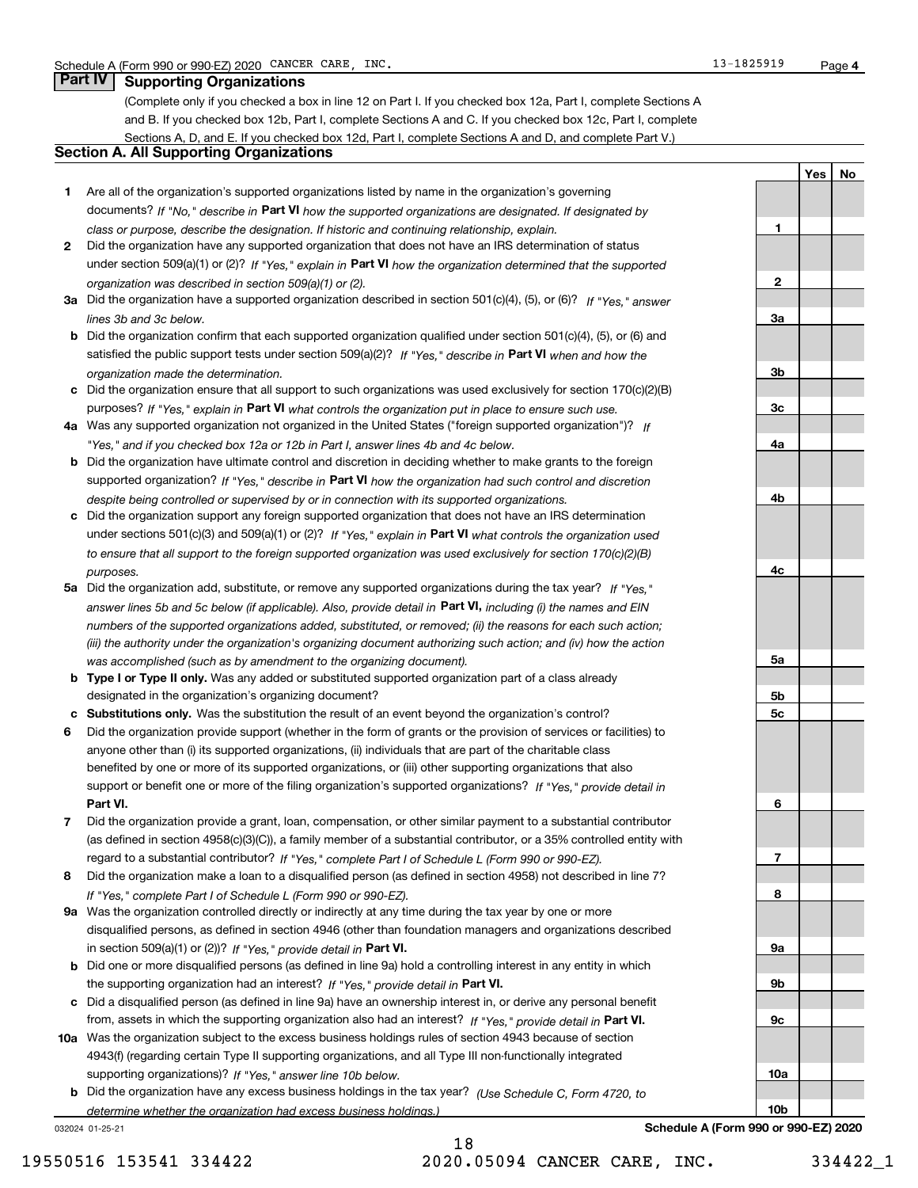Schedule A (Form 990 or 990-EZ) 2020 CANCER CARE, INC. 13-1825919

## Part IV Supporting Organizations

(Complete only if you checked a box in line 12 on Part I. If you checked box 12a, Part I, complete Sections A and B. If you checked box 12b, Part I, complete Sections A and C. If you checked box 12c, Part I, complete Sections A, D, and E. If you checked box 12d, Part I, complete Sections A and D, and complete Part V.)

### Section A. All Supporting Organizations

| | | | Yes | No |
|---|---|---|---|---|
| **1** | Are all of the organization's supported organizations listed by name in the organization's governing documents? *If "No," describe in* **Part VI** *how the supported organizations are designated. If designated by class or purpose, describe the designation. If historic and continuing relationship, explain.* | **1** | | |
| **2** | Did the organization have any supported organization that does not have an IRS determination of status under section 509(a)(1) or (2)? *If "Yes," explain in* **Part VI** *how the organization determined that the supported organization was described in section 509(a)(1) or (2).* | **2** | | |
| **3a** | Did the organization have a supported organization described in section 501(c)(4), (5), or (6)? *If "Yes," answer lines 3b and 3c below.* | **3a** | | |
| **b** | Did the organization confirm that each supported organization qualified under section 501(c)(4), (5), or (6) and satisfied the public support tests under section 509(a)(2)? *If "Yes," describe in* **Part VI** *when and how the organization made the determination.* | **3b** | | |
| **c** | Did the organization ensure that all support to such organizations was used exclusively for section 170(c)(2)(B) purposes? *If "Yes," explain in* **Part VI** *what controls the organization put in place to ensure such use.* | **3c** | | |
| **4a** | Was any supported organization not organized in the United States ("foreign supported organization")? *If "Yes," and if you checked box 12a or 12b in Part I, answer lines 4b and 4c below.* | **4a** | | |
| **b** | Did the organization have ultimate control and discretion in deciding whether to make grants to the foreign supported organization? *If "Yes," describe in* **Part VI** *how the organization had such control and discretion despite being controlled or supervised by or in connection with its supported organizations.* | **4b** | | |
| **c** | Did the organization support any foreign supported organization that does not have an IRS determination under sections 501(c)(3) and 509(a)(1) or (2)? *If "Yes," explain in* **Part VI** *what controls the organization used to ensure that all support to the foreign supported organization was used exclusively for section 170(c)(2)(B) purposes.* | **4c** | | |
| **5a** | Did the organization add, substitute, or remove any supported organizations during the tax year? *If "Yes," answer lines 5b and 5c below (if applicable). Also, provide detail in* **Part VI,** *including (i) the names and EIN numbers of the supported organizations added, substituted, or removed; (ii) the reasons for each such action; (iii) the authority under the organization's organizing document authorizing such action; and (iv) how the action was accomplished (such as by amendment to the organizing document).* | **5a** | | |
| **b** | **Type I or Type II only.** Was any added or substituted supported organization part of a class already designated in the organization's organizing document? | **5b** | | |
| **c** | **Substitutions only.** Was the substitution the result of an event beyond the organization's control? | **5c** | | |
| **6** | Did the organization provide support (whether in the form of grants or the provision of services or facilities) to anyone other than (i) its supported organizations, (ii) individuals that are part of the charitable class benefited by one or more of its supported organizations, or (iii) other supporting organizations that also support or benefit one or more of the filing organization's supported organizations? *If "Yes," provide detail in* **Part VI.** | **6** | | |
| **7** | Did the organization provide a grant, loan, compensation, or other similar payment to a substantial contributor (as defined in section 4958(c)(3)(C)), a family member of a substantial contributor, or a 35% controlled entity with regard to a substantial contributor? *If "Yes," complete Part I of Schedule L (Form 990 or 990-EZ).* | **7** | | |
| **8** | Did the organization make a loan to a disqualified person (as defined in section 4958) not described in line 7? *If "Yes," complete Part I of Schedule L (Form 990 or 990-EZ).* | **8** | | |
| **9a** | Was the organization controlled directly or indirectly at any time during the tax year by one or more disqualified persons, as defined in section 4946 (other than foundation managers and organizations described in section 509(a)(1) or (2))? *If "Yes," provide detail in* **Part VI.** | **9a** | | |
| **b** | Did one or more disqualified persons (as defined in line 9a) hold a controlling interest in any entity in which the supporting organization had an interest? *If "Yes," provide detail in* **Part VI.** | **9b** | | |
| **c** | Did a disqualified person (as defined in line 9a) have an ownership interest in, or derive any personal benefit from, assets in which the supporting organization also had an interest? *If "Yes," provide detail in* **Part VI.** | **9c** | | |
| **10a** | Was the organization subject to the excess business holdings rules of section 4943 because of section 4943(f) (regarding certain Type II supporting organizations, and all Type III non-functionally integrated supporting organizations)? *If "Yes," answer line 10b below.* | **10a** | | |
| **b** | Did the organization have any excess business holdings in the tax year? *(Use Schedule C, Form 4720, to determine whether the organization had excess business holdings.)* | **10b** | | |

032024 01-25-21 **Schedule A (Form 990 or 990-EZ) 2020**

19550516 153541 334422 2020.05094 CANCER CARE, INC. 334422_1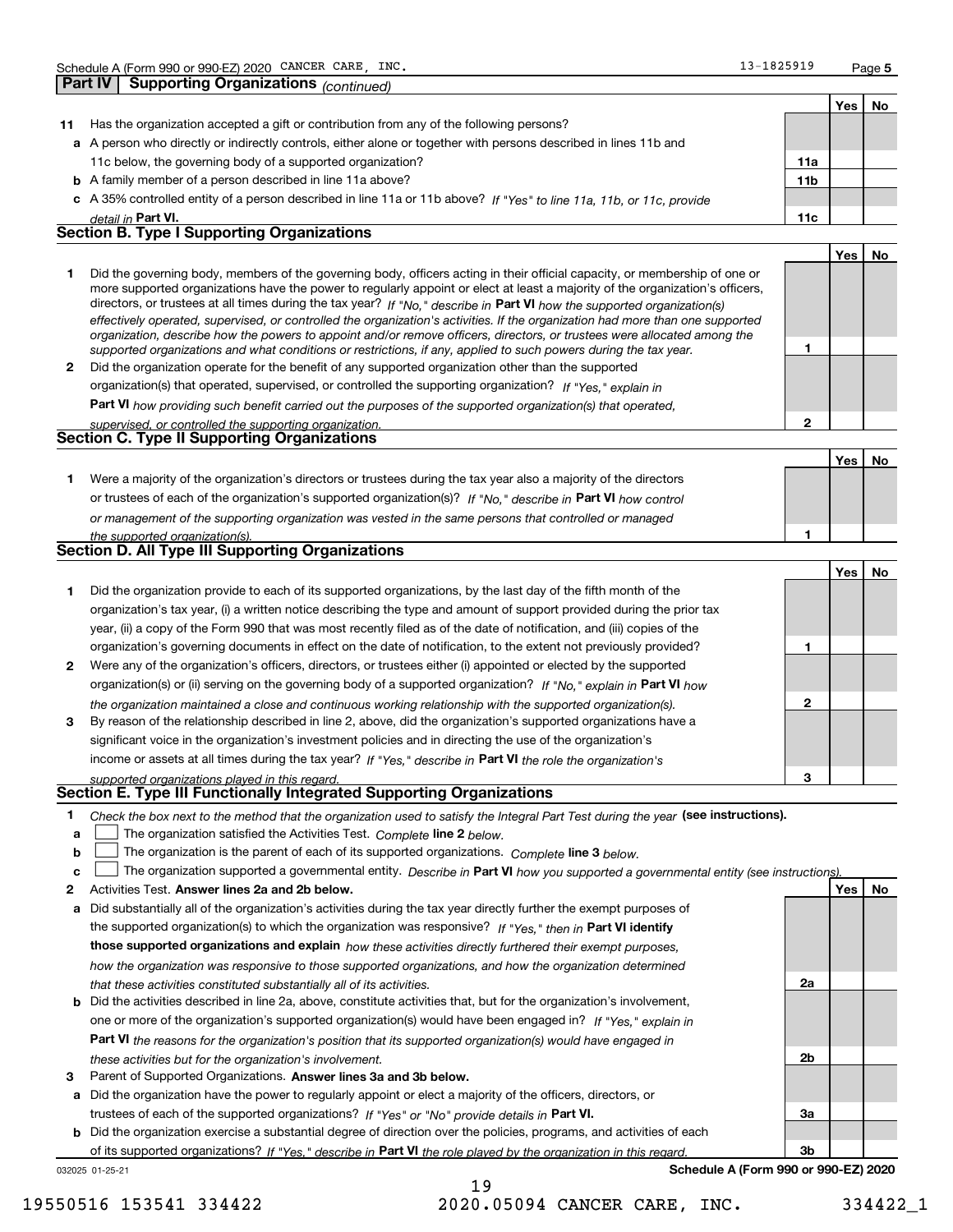## Part IV | Supporting Organizations *(continued)*

| | | | Yes | No |
|---|---|---|---|---|
| **11** | Has the organization accepted a gift or contribution from any of the following persons? | | | |
| **a** | A person who directly or indirectly controls, either alone or together with persons described in lines 11b and 11c below, the governing body of a supported organization? | **11a** | | |
| **b** | A family member of a person described in line 11a above? | **11b** | | |
| **c** | A 35% controlled entity of a person described in line 11a or 11b above? *If "Yes" to line 11a, 11b, or 11c, provide detail in* **Part VI.** | **11c** | | |

### Section B. Type I Supporting Organizations

| | | | Yes | No |
|---|---|---|---|---|
| **1** | Did the governing body, members of the governing body, officers acting in their official capacity, or membership of one or more supported organizations have the power to regularly appoint or elect at least a majority of the organization's officers, directors, or trustees at all times during the tax year? *If "No," describe in* **Part VI** *how the supported organization(s) effectively operated, supervised, or controlled the organization's activities. If the organization had more than one supported organization, describe how the powers to appoint and/or remove officers, directors, or trustees were allocated among the supported organizations and what conditions or restrictions, if any, applied to such powers during the tax year.* | **1** | | |
| **2** | Did the organization operate for the benefit of any supported organization other than the supported organization(s) that operated, supervised, or controlled the supporting organization? *If "Yes," explain in* **Part VI** *how providing such benefit carried out the purposes of the supported organization(s) that operated, supervised, or controlled the supporting organization.* | **2** | | |

### Section C. Type II Supporting Organizations

| | | | Yes | No |
|---|---|---|---|---|
| **1** | Were a majority of the organization's directors or trustees during the tax year also a majority of the directors or trustees of each of the organization's supported organization(s)? *If "No," describe in* **Part VI** *how control or management of the supporting organization was vested in the same persons that controlled or managed the supported organization(s).* | **1** | | |

### Section D. All Type III Supporting Organizations

| | | | Yes | No |
|---|---|---|---|---|
| **1** | Did the organization provide to each of its supported organizations, by the last day of the fifth month of the organization's tax year, (i) a written notice describing the type and amount of support provided during the prior tax year, (ii) a copy of the Form 990 that was most recently filed as of the date of notification, and (iii) copies of the organization's governing documents in effect on the date of notification, to the extent not previously provided? | **1** | | |
| **2** | Were any of the organization's officers, directors, or trustees either (i) appointed or elected by the supported organization(s) or (ii) serving on the governing body of a supported organization? *If "No," explain in* **Part VI** *how the organization maintained a close and continuous working relationship with the supported organization(s).* | **2** | | |
| **3** | By reason of the relationship described in line 2, above, did the organization's supported organizations have a significant voice in the organization's investment policies and in directing the use of the organization's income or assets at all times during the tax year? *If "Yes," describe in* **Part VI** *the role the organization's supported organizations played in this regard.* | **3** | | |

### Section E. Type III Functionally Integrated Supporting Organizations

**1** *Check the box next to the method that the organization used to satisfy the Integral Part Test during the year* **(see instructions).**

**a** ☐ The organization satisfied the Activities Test. *Complete* **line 2** *below.*

**b** ☐ The organization is the parent of each of its supported organizations. *Complete* **line 3** *below.*

**c** ☐ The organization supported a governmental entity. *Describe in* **Part VI** *how you supported a governmental entity (see instructions).*

| | | | Yes | No |
|---|---|---|---|---|
| **2** | Activities Test. **Answer lines 2a and 2b below.** | | | |
| **a** | Did substantially all of the organization's activities during the tax year directly further the exempt purposes of the supported organization(s) to which the organization was responsive? *If "Yes," then in* **Part VI identify those supported organizations and explain** *how these activities directly furthered their exempt purposes, how the organization was responsive to those supported organizations, and how the organization determined that these activities constituted substantially all of its activities.* | **2a** | | |
| **b** | Did the activities described in line 2a, above, constitute activities that, but for the organization's involvement, one or more of the organization's supported organization(s) would have been engaged in? *If "Yes," explain in* **Part VI** *the reasons for the organization's position that its supported organization(s) would have engaged in these activities but for the organization's involvement.* | **2b** | | |
| **3** | Parent of Supported Organizations. **Answer lines 3a and 3b below.** | | | |
| **a** | Did the organization have the power to regularly appoint or elect a majority of the officers, directors, or trustees of each of the supported organizations? *If "Yes" or "No" provide details in* **Part VI.** | **3a** | | |
| **b** | Did the organization exercise a substantial degree of direction over the policies, programs, and activities of each of its supported organizations? *If "Yes," describe in* **Part VI** *the role played by the organization in this regard.* | **3b** | | |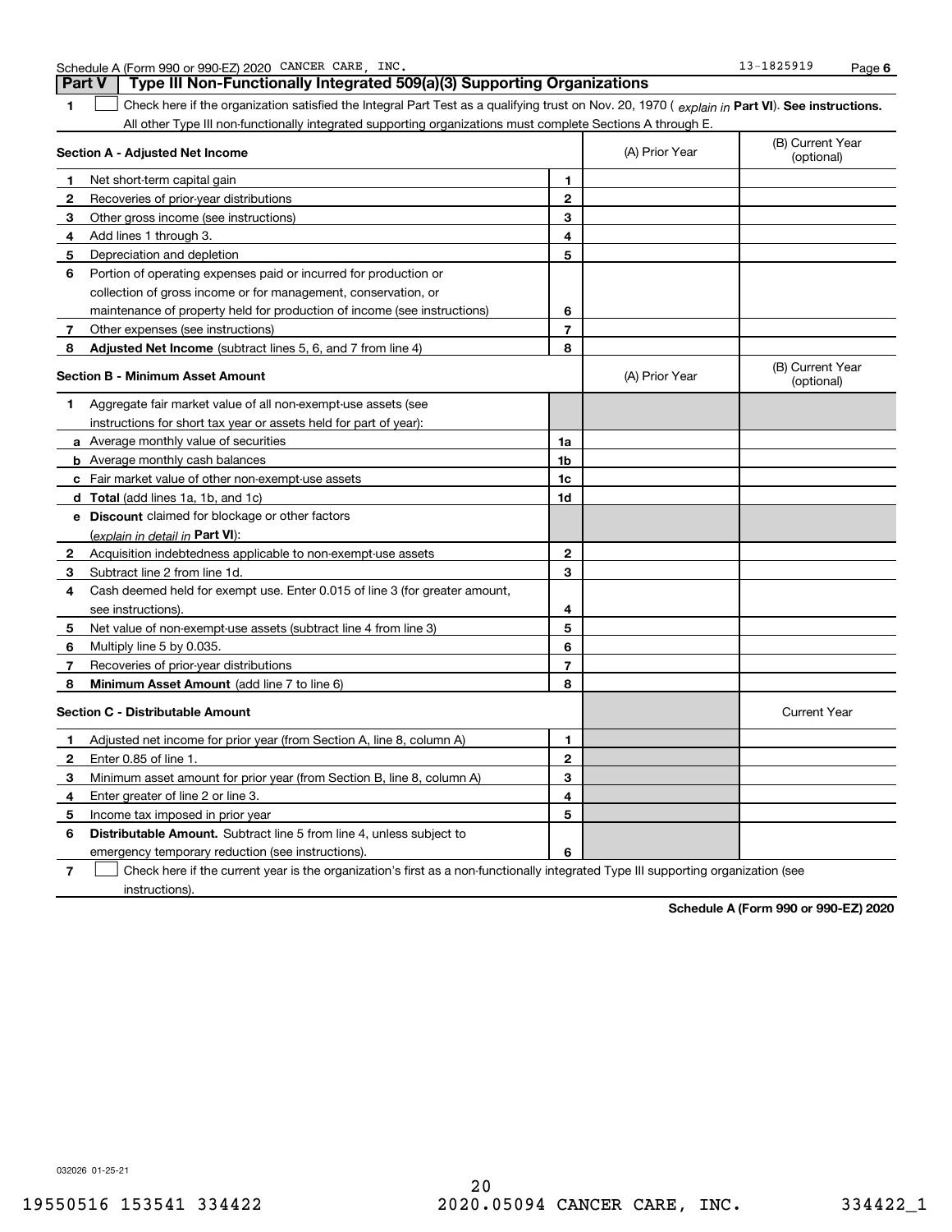## Part V Type III Non-Functionally Integrated 509(a)(3) Supporting Organizations

**1** ☐ Check here if the organization satisfied the Integral Part Test as a qualifying trust on Nov. 20, 1970 ( *explain in* **Part VI**). **See instructions.** All other Type III non-functionally integrated supporting organizations must complete Sections A through E.

| | **Section A - Adjusted Net Income** | | (A) Prior Year | (B) Current Year (optional) |
|---|---|---|---|---|
| **1** | Net short-term capital gain | **1** | | |
| **2** | Recoveries of prior-year distributions | **2** | | |
| **3** | Other gross income (see instructions) | **3** | | |
| **4** | Add lines 1 through 3. | **4** | | |
| **5** | Depreciation and depletion | **5** | | |
| **6** | Portion of operating expenses paid or incurred for production or collection of gross income or for management, conservation, or maintenance of property held for production of income (see instructions) | **6** | | |
| **7** | Other expenses (see instructions) | **7** | | |
| **8** | **Adjusted Net Income** (subtract lines 5, 6, and 7 from line 4) | **8** | | |

| | **Section B - Minimum Asset Amount** | | (A) Prior Year | (B) Current Year (optional) |
|---|---|---|---|---|
| **1** | Aggregate fair market value of all non-exempt-use assets (see instructions for short tax year or assets held for part of year): | | | |
| **a** | Average monthly value of securities | **1a** | | |
| **b** | Average monthly cash balances | **1b** | | |
| **c** | Fair market value of other non-exempt-use assets | **1c** | | |
| **d** | **Total** (add lines 1a, 1b, and 1c) | **1d** | | |
| **e** | **Discount** claimed for blockage or other factors (*explain in detail in* **Part VI**): | | | |
| **2** | Acquisition indebtedness applicable to non-exempt-use assets | **2** | | |
| **3** | Subtract line 2 from line 1d. | **3** | | |
| **4** | Cash deemed held for exempt use. Enter 0.015 of line 3 (for greater amount, see instructions). | **4** | | |
| **5** | Net value of non-exempt-use assets (subtract line 4 from line 3) | **5** | | |
| **6** | Multiply line 5 by 0.035. | **6** | | |
| **7** | Recoveries of prior-year distributions | **7** | | |
| **8** | **Minimum Asset Amount** (add line 7 to line 6) | **8** | | |

| | **Section C - Distributable Amount** | | | Current Year |
|---|---|---|---|---|
| **1** | Adjusted net income for prior year (from Section A, line 8, column A) | **1** | | |
| **2** | Enter 0.85 of line 1. | **2** | | |
| **3** | Minimum asset amount for prior year (from Section B, line 8, column A) | **3** | | |
| **4** | Enter greater of line 2 or line 3. | **4** | | |
| **5** | Income tax imposed in prior year | **5** | | |
| **6** | **Distributable Amount.** Subtract line 5 from line 4, unless subject to emergency temporary reduction (see instructions). | **6** | | |

**7** ☐ Check here if the current year is the organization's first as a non-functionally integrated Type III supporting organization (see instructions).

**Schedule A (Form 990 or 990-EZ) 2020**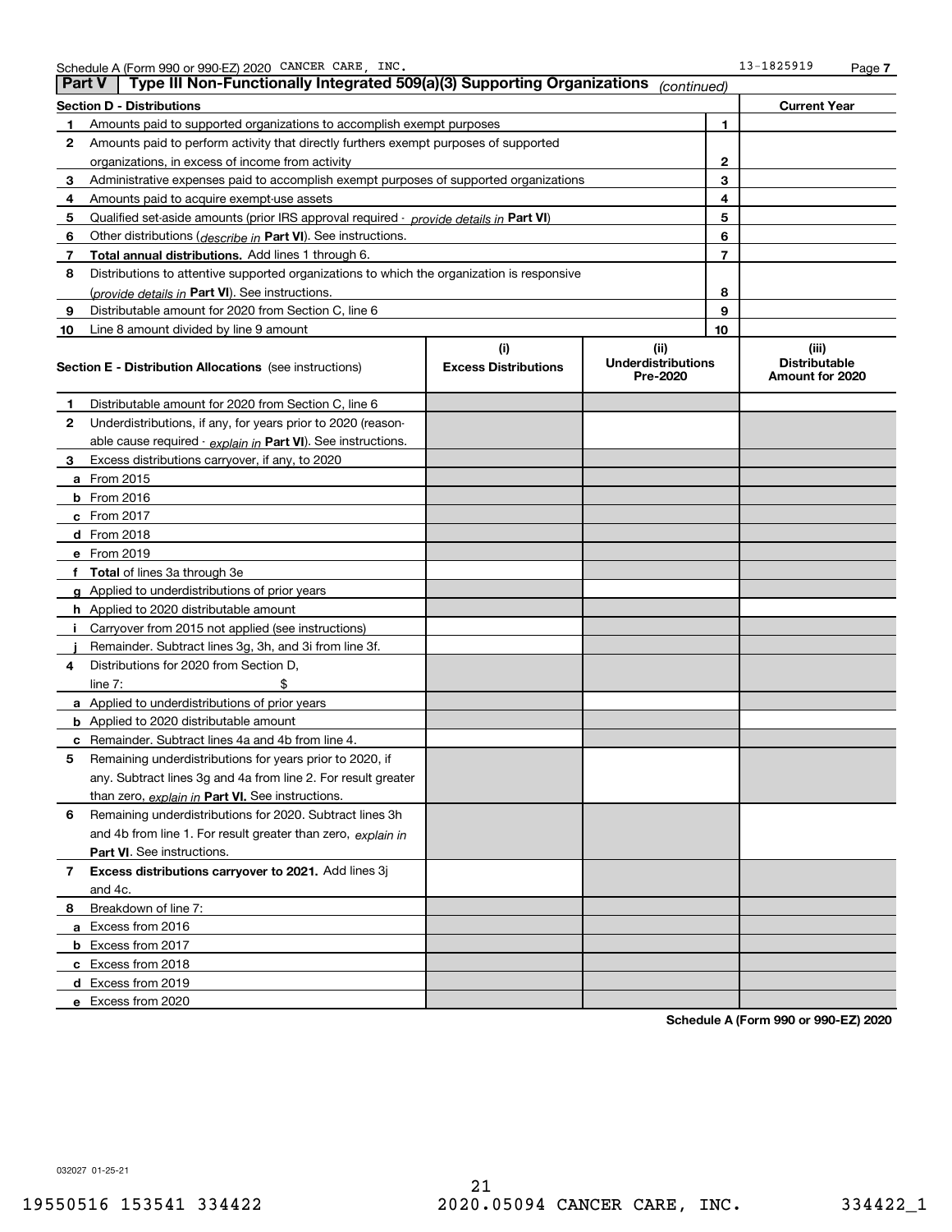Schedule A (Form 990 or 990-EZ) 2020 CANCER CARE, INC. 13-1825919

## Part V Type III Non-Functionally Integrated 509(a)(3) Supporting Organizations *(continued)*

| Section D - Distributions | | Current Year |
|---|---|---|
| **1** Amounts paid to supported organizations to accomplish exempt purposes | 1 | |
| **2** Amounts paid to perform activity that directly furthers exempt purposes of supported organizations, in excess of income from activity | 2 | |
| **3** Administrative expenses paid to accomplish exempt purposes of supported organizations | 3 | |
| **4** Amounts paid to acquire exempt-use assets | 4 | |
| **5** Qualified set-aside amounts (prior IRS approval required - *provide details in* **Part VI**) | 5 | |
| **6** Other distributions (*describe in* **Part VI**). See instructions. | 6 | |
| **7** **Total annual distributions.** Add lines 1 through 6. | 7 | |
| **8** Distributions to attentive supported organizations to which the organization is responsive (*provide details in* **Part VI**). See instructions. | 8 | |
| **9** Distributable amount for 2020 from Section C, line 6 | 9 | |
| **10** Line 8 amount divided by line 9 amount | 10 | |

| **Section E - Distribution Allocations** (see instructions) | (i) Excess Distributions | (ii) Underdistributions Pre-2020 | (iii) Distributable Amount for 2020 |
|---|---|---|---|
| **1** Distributable amount for 2020 from Section C, line 6 | | | |
| **2** Underdistributions, if any, for years prior to 2020 (reasonable cause required - *explain in* **Part VI**). See instructions. | | | |
| **3** Excess distributions carryover, if any, to 2020 | | | |
| **a** From 2015 | | | |
| **b** From 2016 | | | |
| **c** From 2017 | | | |
| **d** From 2018 | | | |
| **e** From 2019 | | | |
| **f** **Total** of lines 3a through 3e | | | |
| **g** Applied to underdistributions of prior years | | | |
| **h** Applied to 2020 distributable amount | | | |
| **i** Carryover from 2015 not applied (see instructions) | | | |
| **j** Remainder. Subtract lines 3g, 3h, and 3i from line 3f. | | | |
| **4** Distributions for 2020 from Section D, line 7: $ | | | |
| **a** Applied to underdistributions of prior years | | | |
| **b** Applied to 2020 distributable amount | | | |
| **c** Remainder. Subtract lines 4a and 4b from line 4. | | | |
| **5** Remaining underdistributions for years prior to 2020, if any. Subtract lines 3g and 4a from line 2. For result greater than zero, *explain in* **Part VI.** See instructions. | | | |
| **6** Remaining underdistributions for 2020. Subtract lines 3h and 4b from line 1. For result greater than zero, *explain in* **Part VI**. See instructions. | | | |
| **7** **Excess distributions carryover to 2021.** Add lines 3j and 4c. | | | |
| **8** Breakdown of line 7: | | | |
| **a** Excess from 2016 | | | |
| **b** Excess from 2017 | | | |
| **c** Excess from 2018 | | | |
| **d** Excess from 2019 | | | |
| **e** Excess from 2020 | | | |

**Schedule A (Form 990 or 990-EZ) 2020**

032027 01-25-21

19550516 153541 334422 2020.05094 CANCER CARE, INC. 334422_1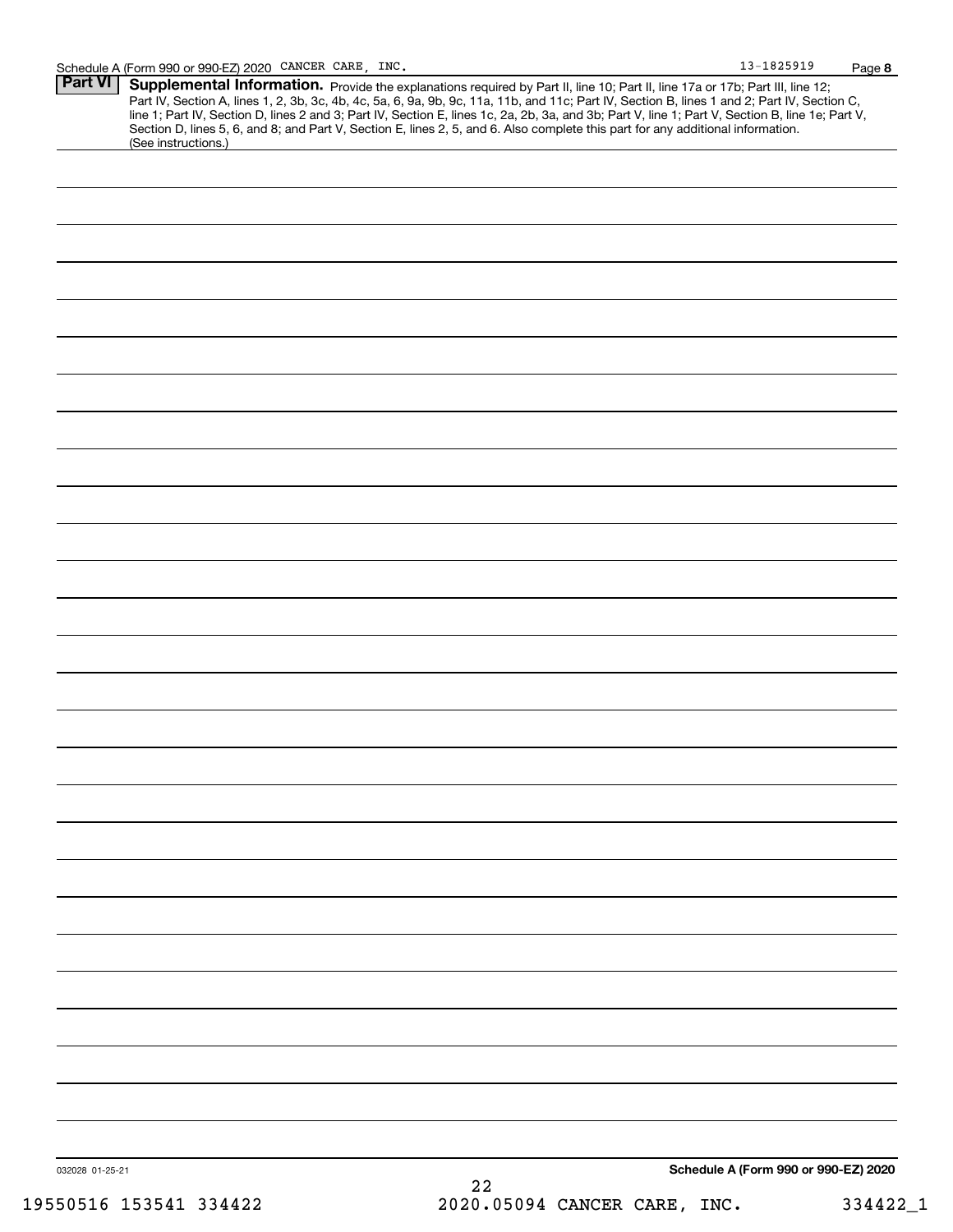## Part VI Supplemental Information.

Provide the explanations required by Part II, line 10; Part II, line 17a or 17b; Part III, line 12; Part IV, Section A, lines 1, 2, 3b, 3c, 4b, 4c, 5a, 6, 9a, 9b, 9c, 11a, 11b, and 11c; Part IV, Section B, lines 1 and 2; Part IV, Section C, line 1; Part IV, Section D, lines 2 and 3; Part IV, Section E, lines 1c, 2a, 2b, 3a, and 3b; Part V, line 1; Part V, Section B, line 1e; Part V, Section D, lines 5, 6, and 8; and Part V, Section E, lines 2, 5, and 6. Also complete this part for any additional information. (See instructions.)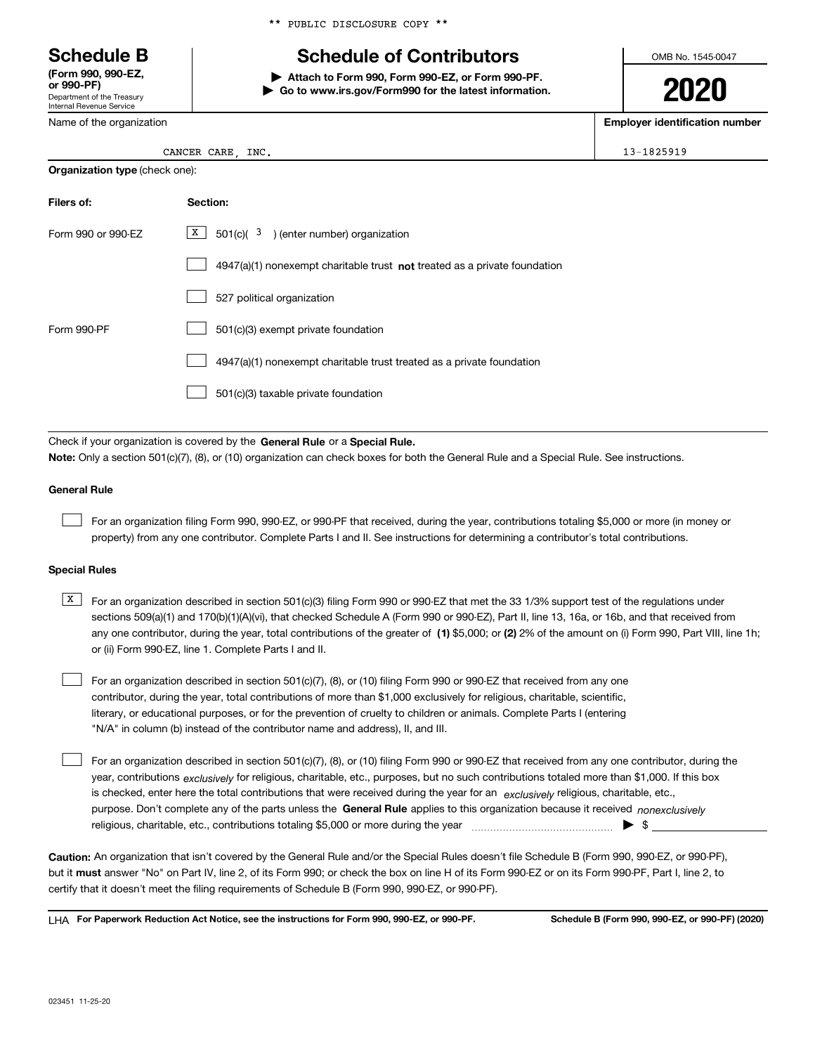** PUBLIC DISCLOSURE COPY **

# Schedule B

**(Form 990, 990-EZ, or 990-PF)**
Department of the Treasury
Internal Revenue Service

## Schedule of Contributors

▶ **Attach to Form 990, Form 990-EZ, or Form 990-PF.**
▶ **Go to www.irs.gov/Form990 for the latest information.**

OMB No. 1545-0047

**2020**

| Name of the organization | Employer identification number |
|---|---|
| CANCER CARE, INC. | 13-1825919 |

**Organization type** (check one):

| Filers of: | Section: |
|---|---|
| Form 990 or 990-EZ | [X] 501(c)( 3 ) (enter number) organization |
| | [ ] 4947(a)(1) nonexempt charitable trust **not** treated as a private foundation |
| | [ ] 527 political organization |
| Form 990-PF | [ ] 501(c)(3) exempt private foundation |
| | [ ] 4947(a)(1) nonexempt charitable trust treated as a private foundation |
| | [ ] 501(c)(3) taxable private foundation |

Check if your organization is covered by the **General Rule** or a **Special Rule.**

**Note:** Only a section 501(c)(7), (8), or (10) organization can check boxes for both the General Rule and a Special Rule. See instructions.

### General Rule

[ ] For an organization filing Form 990, 990-EZ, or 990-PF that received, during the year, contributions totaling $5,000 or more (in money or property) from any one contributor. Complete Parts I and II. See instructions for determining a contributor's total contributions.

### Special Rules

[X] For an organization described in section 501(c)(3) filing Form 990 or 990-EZ that met the 33 1/3% support test of the regulations under sections 509(a)(1) and 170(b)(1)(A)(vi), that checked Schedule A (Form 990 or 990-EZ), Part II, line 13, 16a, or 16b, and that received from any one contributor, during the year, total contributions of the greater of **(1)** $5,000; or **(2)** 2% of the amount on (i) Form 990, Part VIII, line 1h; or (ii) Form 990-EZ, line 1. Complete Parts I and II.

[ ] For an organization described in section 501(c)(7), (8), or (10) filing Form 990 or 990-EZ that received from any one contributor, during the year, total contributions of more than $1,000 exclusively for religious, charitable, scientific, literary, or educational purposes, or for the prevention of cruelty to children or animals. Complete Parts I (entering "N/A" in column (b) instead of the contributor name and address), II, and III.

[ ] For an organization described in section 501(c)(7), (8), or (10) filing Form 990 or 990-EZ that received from any one contributor, during the year, contributions *exclusively* for religious, charitable, etc., purposes, but no such contributions totaled more than $1,000. If this box is checked, enter here the total contributions that were received during the year for an *exclusively* religious, charitable, etc., purpose. Don't complete any of the parts unless the **General Rule** applies to this organization because it received *nonexclusively* religious, charitable, etc., contributions totaling $5,000 or more during the year ▶ $ ____________

**Caution:** An organization that isn't covered by the General Rule and/or the Special Rules doesn't file Schedule B (Form 990, 990-EZ, or 990-PF), but it **must** answer "No" on Part IV, line 2, of its Form 990; or check the box on line H of its Form 990-EZ or on its Form 990-PF, Part I, line 2, to certify that it doesn't meet the filing requirements of Schedule B (Form 990, 990-EZ, or 990-PF).

LHA **For Paperwork Reduction Act Notice, see the instructions for Form 990, 990-EZ, or 990-PF.** **Schedule B (Form 990, 990-EZ, or 990-PF) (2020)**

023451 11-25-20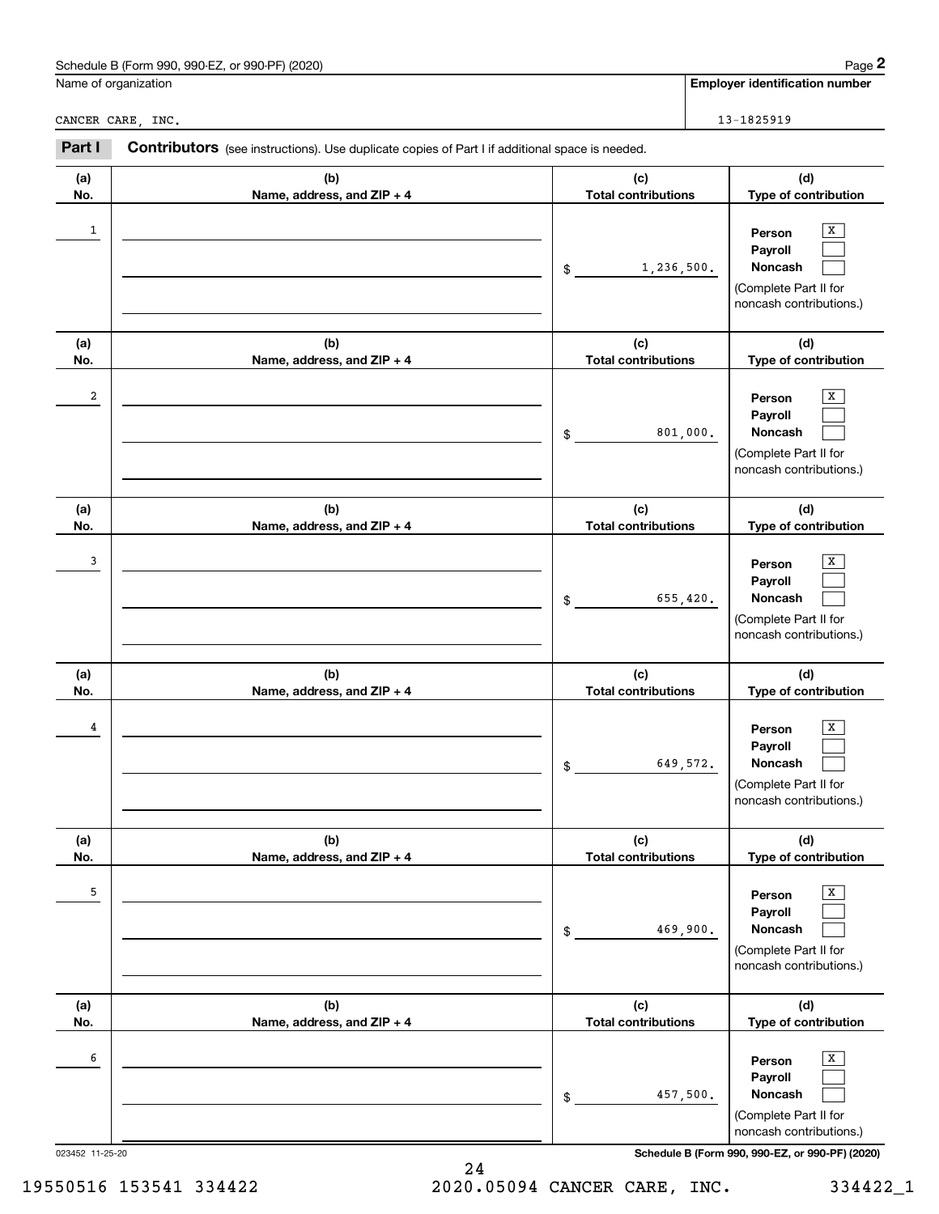Name of organization: CANCER CARE, INC.

Employer identification number: 13-1825919

## Part I Contributors

(see instructions). Use duplicate copies of Part I if additional space is needed.

| (a) No. | (b) Name, address, and ZIP + 4 | (c) Total contributions | (d) Type of contribution |
|---|---|---|---|
| 1 | | $ 1,236,500. | Person [X] Payroll [ ] Noncash [ ] (Complete Part II for noncash contributions.) |
| 2 | | $ 801,000. | Person [X] Payroll [ ] Noncash [ ] (Complete Part II for noncash contributions.) |
| 3 | | $ 655,420. | Person [X] Payroll [ ] Noncash [ ] (Complete Part II for noncash contributions.) |
| 4 | | $ 649,572. | Person [X] Payroll [ ] Noncash [ ] (Complete Part II for noncash contributions.) |
| 5 | | $ 469,900. | Person [X] Payroll [ ] Noncash [ ] (Complete Part II for noncash contributions.) |
| 6 | | $ 457,500. | Person [X] Payroll [ ] Noncash [ ] (Complete Part II for noncash contributions.) |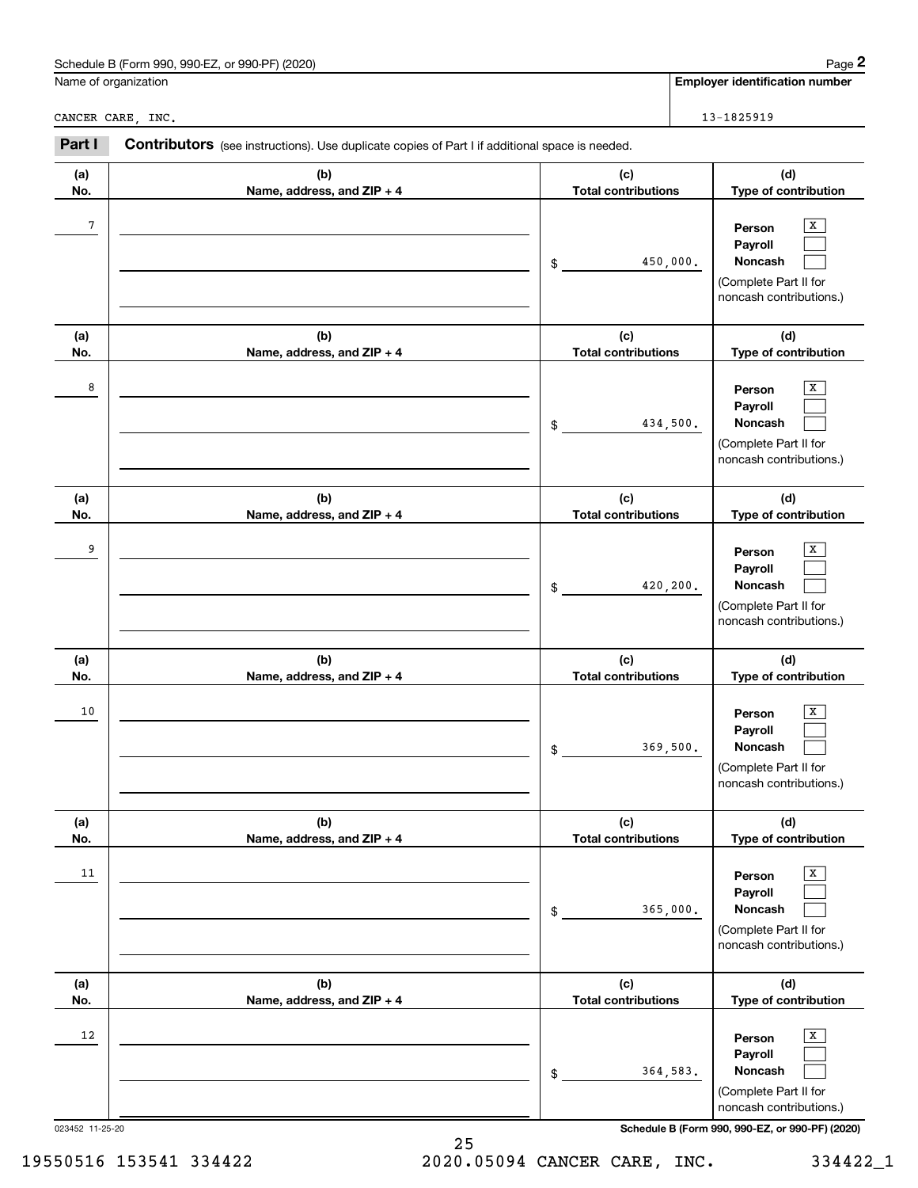Schedule B (Form 990, 990-EZ, or 990-PF) (2020)

Name of organization: CANCER CARE, INC.

Employer identification number: 13-1825919

**Part I** **Contributors** (see instructions). Use duplicate copies of Part I if additional space is needed.

| (a) No. | (b) Name, address, and ZIP + 4 | (c) Total contributions | (d) Type of contribution |
|---|---|---|---|
| 7 | | $ 450,000. | Person [X] Payroll [ ] Noncash [ ] (Complete Part II for noncash contributions.) |
| 8 | | $ 434,500. | Person [X] Payroll [ ] Noncash [ ] (Complete Part II for noncash contributions.) |
| 9 | | $ 420,200. | Person [X] Payroll [ ] Noncash [ ] (Complete Part II for noncash contributions.) |
| 10 | | $ 369,500. | Person [X] Payroll [ ] Noncash [ ] (Complete Part II for noncash contributions.) |
| 11 | | $ 365,000. | Person [X] Payroll [ ] Noncash [ ] (Complete Part II for noncash contributions.) |
| 12 | | $ 364,583. | Person [X] Payroll [ ] Noncash [ ] (Complete Part II for noncash contributions.) |

023452 11-25-20

Schedule B (Form 990, 990-EZ, or 990-PF) (2020)

19550516 153541 334422 2020.05094 CANCER CARE, INC. 334422_1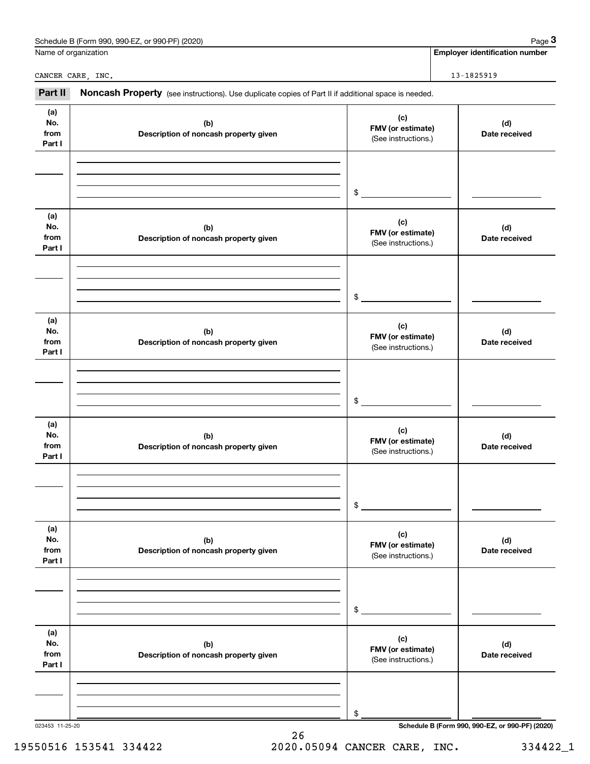Name of organization

CANCER CARE, INC.

**Employer identification number**

13-1825919

## Part II Noncash Property

(see instructions). Use duplicate copies of Part II if additional space is needed.

| (a) No. from Part I | (b) Description of noncash property given | (c) FMV (or estimate) (See instructions.) | (d) Date received |
|---|---|---|---|
| | | $ | |

| (a) No. from Part I | (b) Description of noncash property given | (c) FMV (or estimate) (See instructions.) | (d) Date received |
|---|---|---|---|
| | | $ | |

| (a) No. from Part I | (b) Description of noncash property given | (c) FMV (or estimate) (See instructions.) | (d) Date received |
|---|---|---|---|
| | | $ | |

| (a) No. from Part I | (b) Description of noncash property given | (c) FMV (or estimate) (See instructions.) | (d) Date received |
|---|---|---|---|
| | | $ | |

| (a) No. from Part I | (b) Description of noncash property given | (c) FMV (or estimate) (See instructions.) | (d) Date received |
|---|---|---|---|
| | | $ | |

| (a) No. from Part I | (b) Description of noncash property given | (c) FMV (or estimate) (See instructions.) | (d) Date received |
|---|---|---|---|
| | | $ | |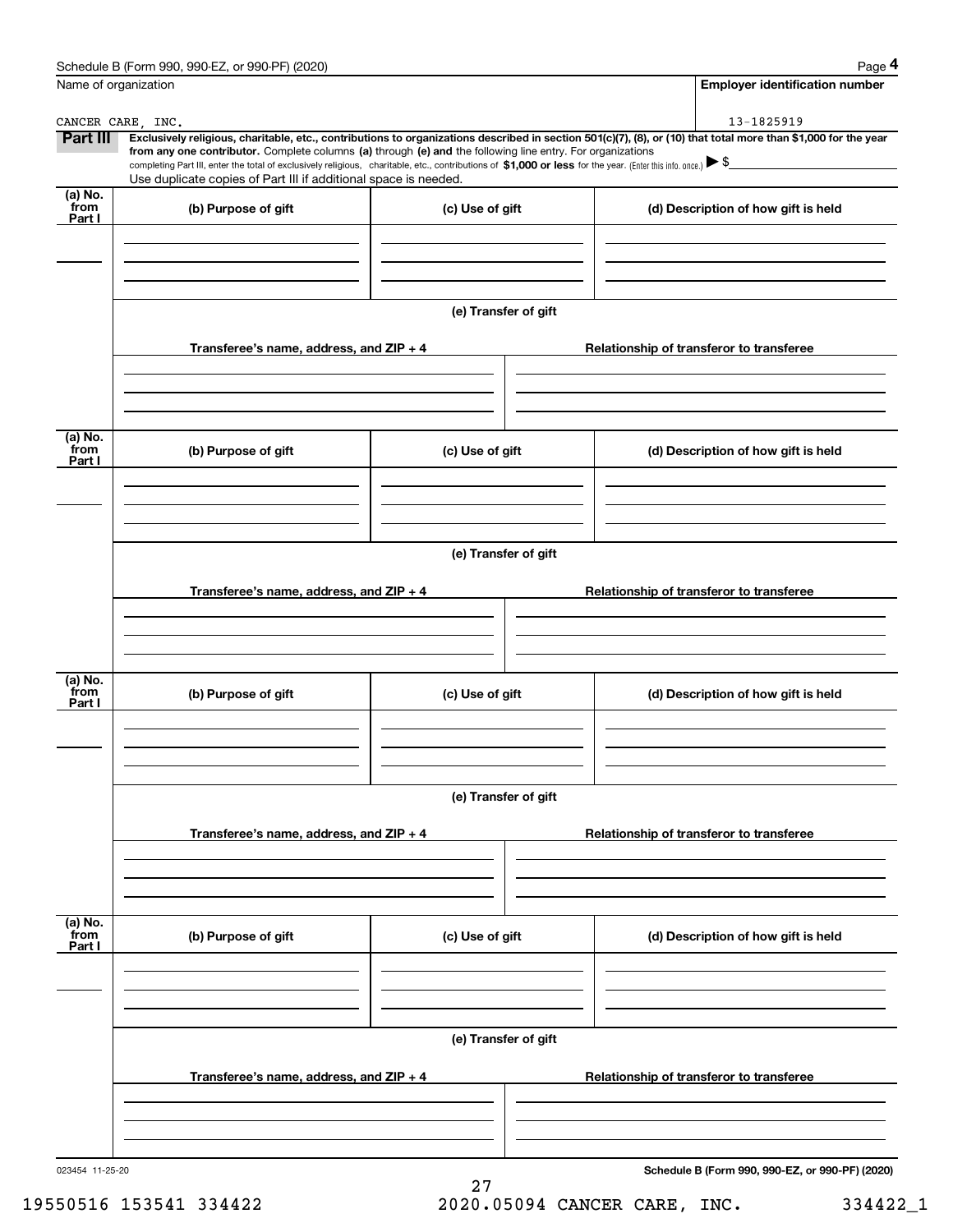Schedule B (Form 990, 990-EZ, or 990-PF) (2020) Page **4**

| Name of organization | Employer identification number |
|---|---|
| CANCER CARE, INC. | 13-1825919 |

**Part III** **Exclusively religious, charitable, etc., contributions to organizations described in section 501(c)(7), (8), or (10) that total more than $1,000 for the year from any one contributor.** Complete columns **(a)** through **(e) and** the following line entry. For organizations completing Part III, enter the total of exclusively religious, charitable, etc., contributions of **$1,000 or less** for the year. (Enter this info. once.) ▶ $

Use duplicate copies of Part III if additional space is needed.

| (a) No. from Part I | (b) Purpose of gift | (c) Use of gift | (d) Description of how gift is held |
|---|---|---|---|
| | | | |

(e) Transfer of gift

| Transferee's name, address, and ZIP + 4 | Relationship of transferor to transferee |
|---|---|
| | |

| (a) No. from Part I | (b) Purpose of gift | (c) Use of gift | (d) Description of how gift is held |
|---|---|---|---|
| | | | |

(e) Transfer of gift

| Transferee's name, address, and ZIP + 4 | Relationship of transferor to transferee |
|---|---|
| | |

| (a) No. from Part I | (b) Purpose of gift | (c) Use of gift | (d) Description of how gift is held |
|---|---|---|---|
| | | | |

(e) Transfer of gift

| Transferee's name, address, and ZIP + 4 | Relationship of transferor to transferee |
|---|---|
| | |

| (a) No. from Part I | (b) Purpose of gift | (c) Use of gift | (d) Description of how gift is held |
|---|---|---|---|
| | | | |

(e) Transfer of gift

| Transferee's name, address, and ZIP + 4 | Relationship of transferor to transferee |
|---|---|
| | |

023454 11-25-20 **Schedule B (Form 990, 990-EZ, or 990-PF) (2020)**

19550516 153541 334422 2020.05094 CANCER CARE, INC. 334422_1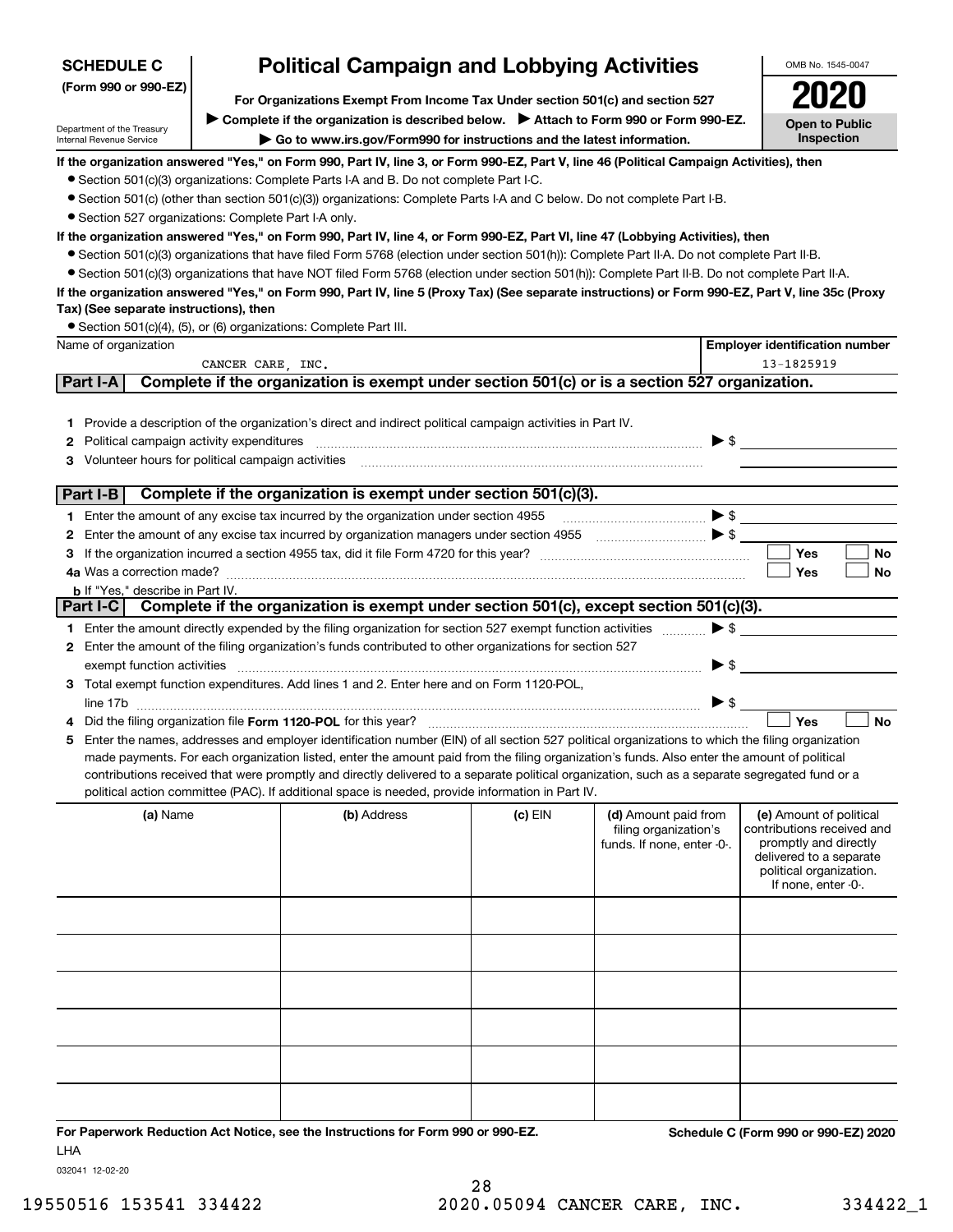**SCHEDULE C (Form 990 or 990-EZ)**

Department of the Treasury
Internal Revenue Service

# Political Campaign and Lobbying Activities

**For Organizations Exempt From Income Tax Under section 501(c) and section 527**

▶ **Complete if the organization is described below.** ▶ **Attach to Form 990 or Form 990-EZ.**

▶ **Go to www.irs.gov/Form990 for instructions and the latest information.**

OMB No. 1545-0047

**2020**

**Open to Public Inspection**

**If the organization answered "Yes," on Form 990, Part IV, line 3, or Form 990-EZ, Part V, line 46 (Political Campaign Activities), then**

- Section 501(c)(3) organizations: Complete Parts I-A and B. Do not complete Part I-C.
- Section 501(c) (other than section 501(c)(3)) organizations: Complete Parts I-A and C below. Do not complete Part I-B.
- Section 527 organizations: Complete Part I-A only.

**If the organization answered "Yes," on Form 990, Part IV, line 4, or Form 990-EZ, Part VI, line 47 (Lobbying Activities), then**

- Section 501(c)(3) organizations that have filed Form 5768 (election under section 501(h)): Complete Part II-A. Do not complete Part II-B.
- Section 501(c)(3) organizations that have NOT filed Form 5768 (election under section 501(h)): Complete Part II-B. Do not complete Part II-A.

**If the organization answered "Yes," on Form 990, Part IV, line 5 (Proxy Tax) (See separate instructions) or Form 990-EZ, Part V, line 35c (Proxy Tax) (See separate instructions), then**

- Section 501(c)(4), (5), or (6) organizations: Complete Part III.

| Name of organization | Employer identification number |
|---|---|
| CANCER CARE, INC. | 13-1825919 |

## Part I-A Complete if the organization is exempt under section 501(c) or is a section 527 organization.

1. Provide a description of the organization's direct and indirect political campaign activities in Part IV.
2. Political campaign activity expenditures ▶ $
3. Volunteer hours for political campaign activities

## Part I-B Complete if the organization is exempt under section 501(c)(3).

1. Enter the amount of any excise tax incurred by the organization under section 4955 ▶ $
2. Enter the amount of any excise tax incurred by organization managers under section 4955 ▶ $
3. If the organization incurred a section 4955 tax, did it file Form 4720 for this year? ☐ Yes ☐ No

4a. Was a correction made? ☐ Yes ☐ No

b. If "Yes," describe in Part IV.

## Part I-C Complete if the organization is exempt under section 501(c), except section 501(c)(3).

1. Enter the amount directly expended by the filing organization for section 527 exempt function activities ▶ $
2. Enter the amount of the filing organization's funds contributed to other organizations for section 527 exempt function activities ▶ $
3. Total exempt function expenditures. Add lines 1 and 2. Enter here and on Form 1120-POL, line 17b ▶ $
4. Did the filing organization file **Form 1120-POL** for this year? ☐ Yes ☐ No
5. Enter the names, addresses and employer identification number (EIN) of all section 527 political organizations to which the filing organization made payments. For each organization listed, enter the amount paid from the filing organization's funds. Also enter the amount of political contributions received that were promptly and directly delivered to a separate political organization, such as a separate segregated fund or a political action committee (PAC). If additional space is needed, provide information in Part IV.

| (a) Name | (b) Address | (c) EIN | (d) Amount paid from filing organization's funds. If none, enter -0-. | (e) Amount of political contributions received and promptly and directly delivered to a separate political organization. If none, enter -0-. |
|---|---|---|---|---|
| | | | | |
| | | | | |
| | | | | |
| | | | | |
| | | | | |
| | | | | |

**For Paperwork Reduction Act Notice, see the Instructions for Form 990 or 990-EZ.**

LHA

032041 12-02-20

**Schedule C (Form 990 or 990-EZ) 2020**

19550516 153541 334422 2020.05094 CANCER CARE, INC. 334422_1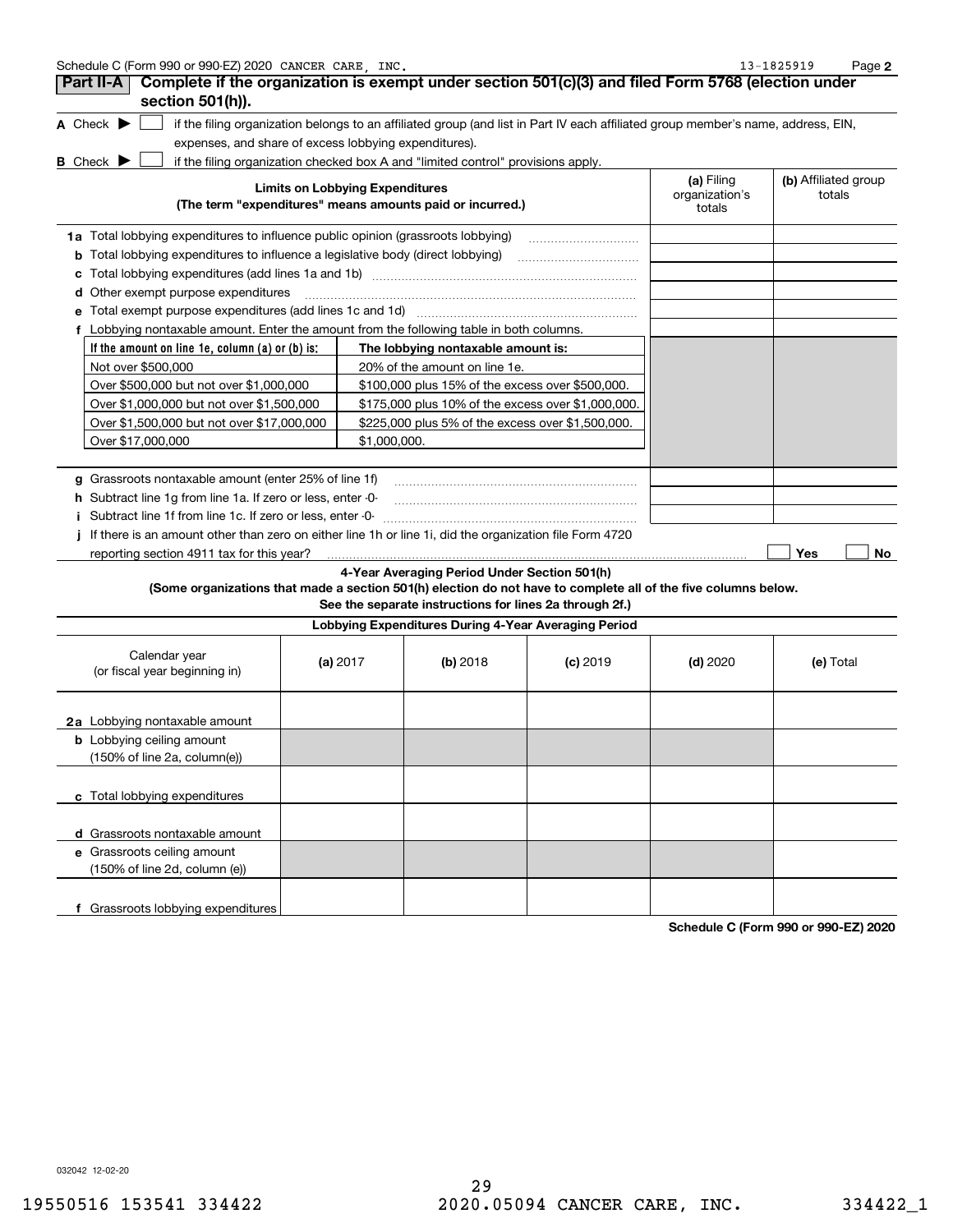## Part II-A Complete if the organization is exempt under section 501(c)(3) and filed Form 5768 (election under section 501(h)).

**A** Check ▶ ☐ if the filing organization belongs to an affiliated group (and list in Part IV each affiliated group member's name, address, EIN, expenses, and share of excess lobbying expenditures).

**B** Check ▶ ☐ if the filing organization checked box A and "limited control" provisions apply.

| Limits on Lobbying Expenditures (The term "expenditures" means amounts paid or incurred.) | (a) Filing organization's totals | (b) Affiliated group totals |
|---|---|---|
| **1a** Total lobbying expenditures to influence public opinion (grassroots lobbying) | | |
| **b** Total lobbying expenditures to influence a legislative body (direct lobbying) | | |
| **c** Total lobbying expenditures (add lines 1a and 1b) | | |
| **d** Other exempt purpose expenditures | | |
| **e** Total exempt purpose expenditures (add lines 1c and 1d) | | |
| **f** Lobbying nontaxable amount. Enter the amount from the following table in both columns. | | |

| If the amount on line 1e, column (a) or (b) is: | The lobbying nontaxable amount is: |
|---|---|
| Not over $500,000 | 20% of the amount on line 1e. |
| Over $500,000 but not over $1,000,000 | $100,000 plus 15% of the excess over $500,000. |
| Over $1,000,000 but not over $1,500,000 | $175,000 plus 10% of the excess over $1,000,000. |
| Over $1,500,000 but not over $17,000,000 | $225,000 plus 5% of the excess over $1,500,000. |
| Over $17,000,000 | $1,000,000. |

| | (a) Filing organization's totals | (b) Affiliated group totals |
|---|---|---|
| **g** Grassroots nontaxable amount (enter 25% of line 1f) | | |
| **h** Subtract line 1g from line 1a. If zero or less, enter -0- | | |
| **i** Subtract line 1f from line 1c. If zero or less, enter -0- | | |

**j** If there is an amount other than zero on either line 1h or line 1i, did the organization file Form 4720 reporting section 4911 tax for this year? ☐ Yes ☐ No

### 4-Year Averaging Period Under Section 501(h)

**(Some organizations that made a section 501(h) election do not have to complete all of the five columns below. See the separate instructions for lines 2a through 2f.)**

| Lobbying Expenditures During 4-Year Averaging Period | | | | | |
|---|---|---|---|---|---|
| Calendar year (or fiscal year beginning in) | (a) 2017 | (b) 2018 | (c) 2019 | (d) 2020 | (e) Total |
| **2a** Lobbying nontaxable amount | | | | | |
| **b** Lobbying ceiling amount (150% of line 2a, column(e)) | | | | | |
| **c** Total lobbying expenditures | | | | | |
| **d** Grassroots nontaxable amount | | | | | |
| **e** Grassroots ceiling amount (150% of line 2d, column (e)) | | | | | |
| **f** Grassroots lobbying expenditures | | | | | |

**Schedule C (Form 990 or 990-EZ) 2020**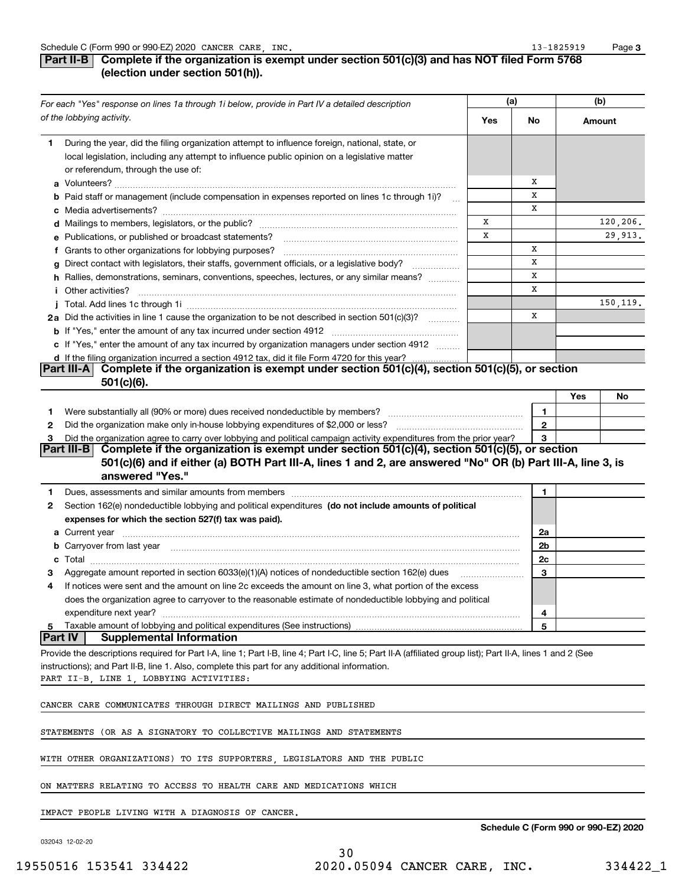Schedule C (Form 990 or 990-EZ) 2020 CANCER CARE, INC. 13-1825919

## Part II-B Complete if the organization is exempt under section 501(c)(3) and has NOT filed Form 5768 (election under section 501(h)).

| *For each "Yes" response on lines 1a through 1i below, provide in Part IV a detailed description of the lobbying activity.* | (a) Yes | (a) No | (b) Amount |
|---|---|---|---|
| **1** During the year, did the filing organization attempt to influence foreign, national, state, or local legislation, including any attempt to influence public opinion on a legislative matter or referendum, through the use of: | | | |
| **a** Volunteers? | | X | |
| **b** Paid staff or management (include compensation in expenses reported on lines 1c through 1i)? | | X | |
| **c** Media advertisements? | | X | |
| **d** Mailings to members, legislators, or the public? | X | | 120,206. |
| **e** Publications, or published or broadcast statements? | X | | 29,913. |
| **f** Grants to other organizations for lobbying purposes? | | X | |
| **g** Direct contact with legislators, their staffs, government officials, or a legislative body? | | X | |
| **h** Rallies, demonstrations, seminars, conventions, speeches, lectures, or any similar means? | | X | |
| **i** Other activities? | | X | |
| **j** Total. Add lines 1c through 1i | | | 150,119. |
| **2a** Did the activities in line 1 cause the organization to be not described in section 501(c)(3)? | | X | |
| **b** If "Yes," enter the amount of any tax incurred under section 4912 | | | |
| **c** If "Yes," enter the amount of any tax incurred by organization managers under section 4912 | | | |
| **d** If the filing organization incurred a section 4912 tax, did it file Form 4720 for this year? | | | |

## Part III-A Complete if the organization is exempt under section 501(c)(4), section 501(c)(5), or section 501(c)(6).

| | | Yes | No |
|---|---|---|---|
| **1** Were substantially all (90% or more) dues received nondeductible by members? | 1 | | |
| **2** Did the organization make only in-house lobbying expenditures of $2,000 or less? | 2 | | |
| **3** Did the organization agree to carry over lobbying and political campaign activity expenditures from the prior year? | 3 | | |

## Part III-B Complete if the organization is exempt under section 501(c)(4), section 501(c)(5), or section 501(c)(6) and if either (a) BOTH Part III-A, lines 1 and 2, are answered "No" OR (b) Part III-A, line 3, is answered "Yes."

| | | |
|---|---|---|
| **1** Dues, assessments and similar amounts from members | 1 | |
| **2** Section 162(e) nondeductible lobbying and political expenditures **(do not include amounts of political expenses for which the section 527(f) tax was paid).** | | |
| **a** Current year | 2a | |
| **b** Carryover from last year | 2b | |
| **c** Total | 2c | |
| **3** Aggregate amount reported in section 6033(e)(1)(A) notices of nondeductible section 162(e) dues | 3 | |
| **4** If notices were sent and the amount on line 2c exceeds the amount on line 3, what portion of the excess does the organization agree to carryover to the reasonable estimate of nondeductible lobbying and political expenditure next year? | 4 | |
| **5** Taxable amount of lobbying and political expenditures (See instructions) | 5 | |

## Part IV Supplemental Information

Provide the descriptions required for Part I-A, line 1; Part I-B, line 4; Part I-C, line 5; Part II-A (affiliated group list); Part II-A, lines 1 and 2 (See instructions); and Part II-B, line 1. Also, complete this part for any additional information.

PART II-B, LINE 1, LOBBYING ACTIVITIES:

CANCER CARE COMMUNICATES THROUGH DIRECT MAILINGS AND PUBLISHED STATEMENTS (OR AS A SIGNATORY TO COLLECTIVE MAILINGS AND STATEMENTS WITH OTHER ORGANIZATIONS) TO ITS SUPPORTERS, LEGISLATORS AND THE PUBLIC ON MATTERS RELATING TO ACCESS TO HEALTH CARE AND MEDICATIONS WHICH IMPACT PEOPLE LIVING WITH A DIAGNOSIS OF CANCER.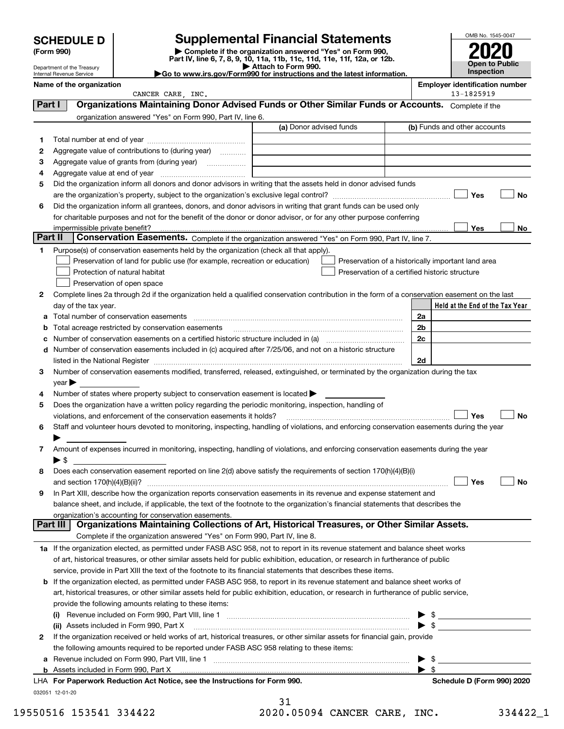# SCHEDULE D (Form 990)

Department of the Treasury
Internal Revenue Service

## Supplemental Financial Statements

▶ Complete if the organization answered "Yes" on Form 990, Part IV, line 6, 7, 8, 9, 10, 11a, 11b, 11c, 11d, 11e, 11f, 12a, or 12b.
▶ Attach to Form 990.
▶Go to www.irs.gov/Form990 for instructions and the latest information.

OMB No. 1545-0047
**2020**
**Open to Public Inspection**

**Name of the organization:** CANCER CARE, INC.
**Employer identification number:** 13-1825919

## Part I Organizations Maintaining Donor Advised Funds or Other Similar Funds or Accounts. Complete if the organization answered "Yes" on Form 990, Part IV, line 6.

| | | (a) Donor advised funds | (b) Funds and other accounts |
|---|---|---|---|
| 1 | Total number at end of year | | |
| 2 | Aggregate value of contributions to (during year) | | |
| 3 | Aggregate value of grants from (during year) | | |
| 4 | Aggregate value at end of year | | |

5 Did the organization inform all donors and donor advisors in writing that the assets held in donor advised funds are the organization's property, subject to the organization's exclusive legal control? ☐ Yes ☐ No

6 Did the organization inform all grantees, donors, and donor advisors in writing that grant funds can be used only for charitable purposes and not for the benefit of the donor or donor advisor, or for any other purpose conferring impermissible private benefit? ☐ Yes ☐ No

## Part II Conservation Easements. Complete if the organization answered "Yes" on Form 990, Part IV, line 7.

1 Purpose(s) of conservation easements held by the organization (check all that apply).
- ☐ Preservation of land for public use (for example, recreation or education)
- ☐ Preservation of a historically important land area
- ☐ Protection of natural habitat
- ☐ Preservation of a certified historic structure
- ☐ Preservation of open space

2 Complete lines 2a through 2d if the organization held a qualified conservation contribution in the form of a conservation easement on the last day of the tax year.

| | | | Held at the End of the Tax Year |
|---|---|---|---|
| a | Total number of conservation easements | 2a | |
| b | Total acreage restricted by conservation easements | 2b | |
| c | Number of conservation easements on a certified historic structure included in (a) | 2c | |
| d | Number of conservation easements included in (c) acquired after 7/25/06, and not on a historic structure listed in the National Register | 2d | |

3 Number of conservation easements modified, transferred, released, extinguished, or terminated by the organization during the tax year ▶

4 Number of states where property subject to conservation easement is located ▶

5 Does the organization have a written policy regarding the periodic monitoring, inspection, handling of violations, and enforcement of the conservation easements it holds? ☐ Yes ☐ No

6 Staff and volunteer hours devoted to monitoring, inspecting, handling of violations, and enforcing conservation easements during the year ▶

7 Amount of expenses incurred in monitoring, inspecting, handling of violations, and enforcing conservation easements during the year ▶ $

8 Does each conservation easement reported on line 2(d) above satisfy the requirements of section 170(h)(4)(B)(i) and section 170(h)(4)(B)(ii)? ☐ Yes ☐ No

9 In Part XIII, describe how the organization reports conservation easements in its revenue and expense statement and balance sheet, and include, if applicable, the text of the footnote to the organization's financial statements that describes the organization's accounting for conservation easements.

## Part III Organizations Maintaining Collections of Art, Historical Treasures, or Other Similar Assets. Complete if the organization answered "Yes" on Form 990, Part IV, line 8.

1a If the organization elected, as permitted under FASB ASC 958, not to report in its revenue statement and balance sheet works of art, historical treasures, or other similar assets held for public exhibition, education, or research in furtherance of public service, provide in Part XIII the text of the footnote to its financial statements that describes these items.

b If the organization elected, as permitted under FASB ASC 958, to report in its revenue statement and balance sheet works of art, historical treasures, or other similar assets held for public exhibition, education, or research in furtherance of public service, provide the following amounts relating to these items:

(i) Revenue included on Form 990, Part VIII, line 1 ▶ $

(ii) Assets included in Form 990, Part X ▶ $

2 If the organization received or held works of art, historical treasures, or other similar assets for financial gain, provide the following amounts required to be reported under FASB ASC 958 relating to these items:

a Revenue included on Form 990, Part VIII, line 1 ▶ $

b Assets included in Form 990, Part X ▶ $

LHA For Paperwork Reduction Act Notice, see the Instructions for Form 990. Schedule D (Form 990) 2020

032051 12-01-20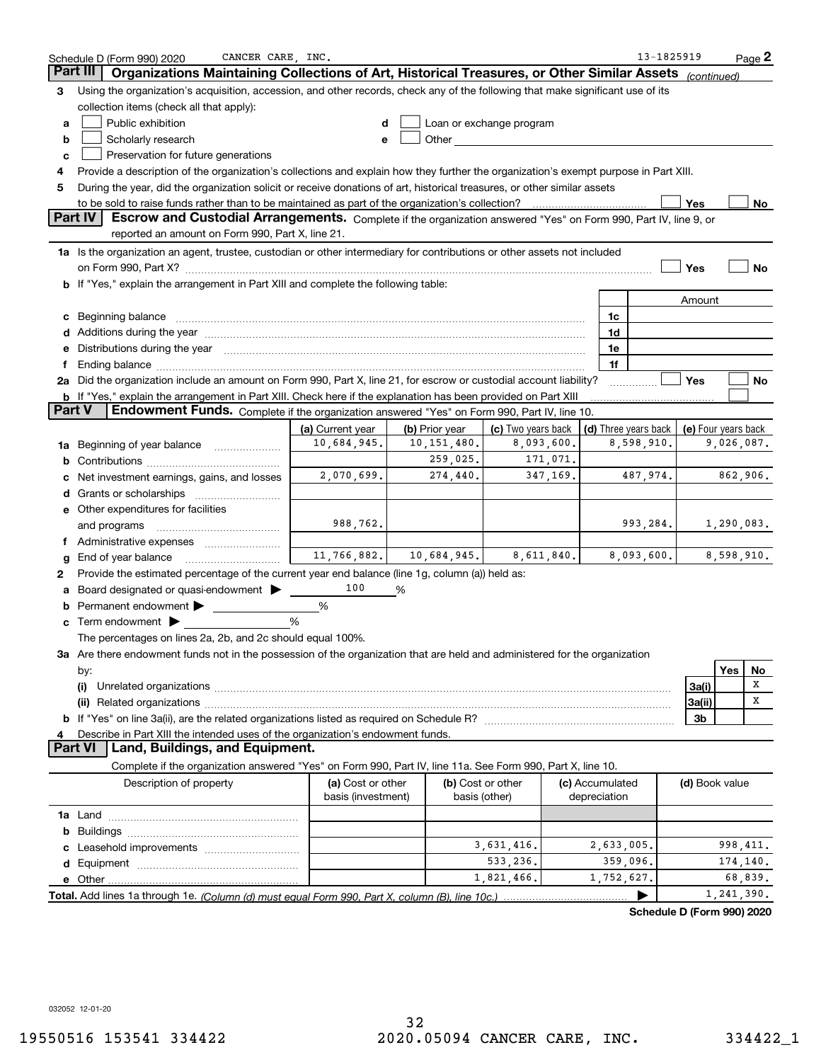Schedule D (Form 990) 2020 CANCER CARE, INC. 13-1825919 Page 2

## Part III Organizations Maintaining Collections of Art, Historical Treasures, or Other Similar Assets *(continued)*

**3** Using the organization's acquisition, accession, and other records, check any of the following that make significant use of its collection items (check all that apply):

- **a** ☐ Public exhibition
- **b** ☐ Scholarly research
- **c** ☐ Preservation for future generations
- **d** ☐ Loan or exchange program
- **e** ☐ Other

**4** Provide a description of the organization's collections and explain how they further the organization's exempt purpose in Part XIII.

**5** During the year, did the organization solicit or receive donations of art, historical treasures, or other similar assets to be sold to raise funds rather than to be maintained as part of the organization's collection? ☐ Yes ☐ No

## Part IV Escrow and Custodial Arrangements.

Complete if the organization answered "Yes" on Form 990, Part IV, line 9, or reported an amount on Form 990, Part X, line 21.

**1a** Is the organization an agent, trustee, custodian or other intermediary for contributions or other assets not included on Form 990, Part X? ☐ Yes ☐ No

**b** If "Yes," explain the arrangement in Part XIII and complete the following table:

| | | Amount |
|---|---|---|
| **c** Beginning balance | 1c | |
| **d** Additions during the year | 1d | |
| **e** Distributions during the year | 1e | |
| **f** Ending balance | 1f | |

**2a** Did the organization include an amount on Form 990, Part X, line 21, for escrow or custodial account liability? ☐ Yes ☐ No

**b** If "Yes," explain the arrangement in Part XIII. Check here if the explanation has been provided on Part XIII ☐

## Part V Endowment Funds.

Complete if the organization answered "Yes" on Form 990, Part IV, line 10.

| | (a) Current year | (b) Prior year | (c) Two years back | (d) Three years back | (e) Four years back |
|---|---|---|---|---|---|
| **1a** Beginning of year balance | 10,684,945. | 10,151,480. | 8,093,600. | 8,598,910. | 9,026,087. |
| **b** Contributions | | 259,025. | 171,071. | | |
| **c** Net investment earnings, gains, and losses | 2,070,699. | 274,440. | 347,169. | 487,974. | 862,906. |
| **d** Grants or scholarships | | | | | |
| **e** Other expenditures for facilities and programs | 988,762. | | | 993,284. | 1,290,083. |
| **f** Administrative expenses | | | | | |
| **g** End of year balance | 11,766,882. | 10,684,945. | 8,611,840. | 8,093,600. | 8,598,910. |

**2** Provide the estimated percentage of the current year end balance (line 1g, column (a)) held as:

- **a** Board designated or quasi-endowment ▶ 100 %
- **b** Permanent endowment ▶ %
- **c** Term endowment ▶ %

The percentages on lines 2a, 2b, and 2c should equal 100%.

**3a** Are there endowment funds not in the possession of the organization that are held and administered for the organization by:

| | | Yes | No |
|---|---|---|---|
| **(i)** Unrelated organizations | 3a(i) | | X |
| **(ii)** Related organizations | 3a(ii) | | X |
| **b** If "Yes" on line 3a(ii), are the related organizations listed as required on Schedule R? | 3b | | |

**4** Describe in Part XIII the intended uses of the organization's endowment funds.

## Part VI Land, Buildings, and Equipment.

Complete if the organization answered "Yes" on Form 990, Part IV, line 11a. See Form 990, Part X, line 10.

| Description of property | (a) Cost or other basis (investment) | (b) Cost or other basis (other) | (c) Accumulated depreciation | (d) Book value |
|---|---|---|---|---|
| **1a** Land | | | | |
| **b** Buildings | | | | |
| **c** Leasehold improvements | | 3,631,416. | 2,633,005. | 998,411. |
| **d** Equipment | | 533,236. | 359,096. | 174,140. |
| **e** Other | | 1,821,466. | 1,752,627. | 68,839. |
| **Total.** Add lines 1a through 1e. *(Column (d) must equal Form 990, Part X, column (B), line 10c.)* | | | ▶ | 1,241,390. |

**Schedule D (Form 990) 2020**

032052 12-01-20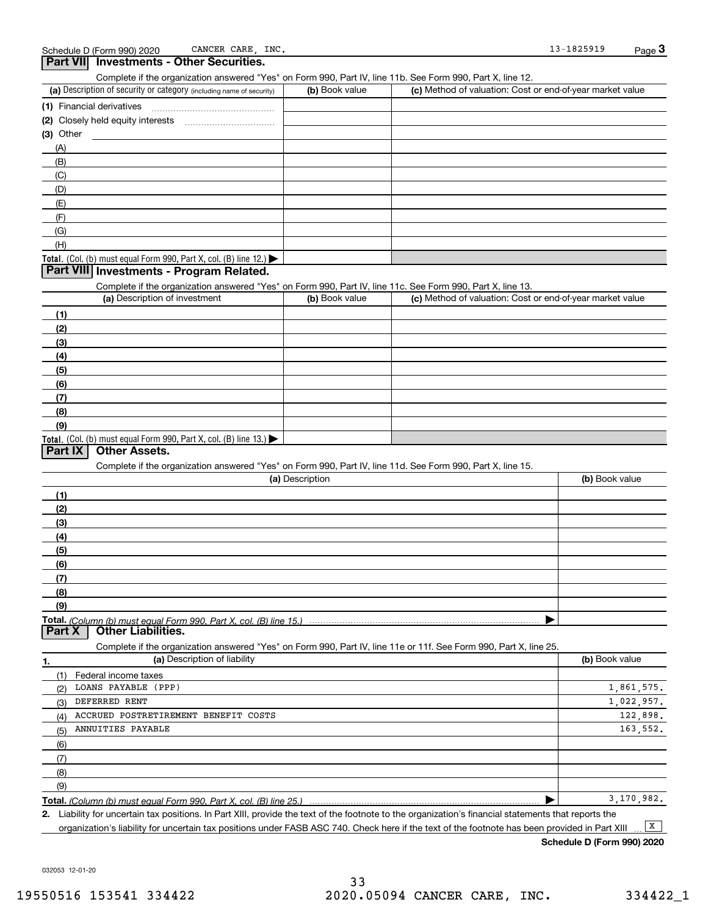Schedule D (Form 990) 2020 CANCER CARE, INC. 13-1825919

## Part VII Investments - Other Securities.

Complete if the organization answered "Yes" on Form 990, Part IV, line 11b. See Form 990, Part X, line 12.

| (a) Description of security or category (including name of security) | (b) Book value | (c) Method of valuation: Cost or end-of-year market value |
|---|---|---|
| (1) Financial derivatives | | |
| (2) Closely held equity interests | | |
| (3) Other | | |
| (A) | | |
| (B) | | |
| (C) | | |
| (D) | | |
| (E) | | |
| (F) | | |
| (G) | | |
| (H) | | |
| **Total.** (Col. (b) must equal Form 990, Part X, col. (B) line 12.) ▶ | | |

## Part VIII Investments - Program Related.

Complete if the organization answered "Yes" on Form 990, Part IV, line 11c. See Form 990, Part X, line 13.

| (a) Description of investment | (b) Book value | (c) Method of valuation: Cost or end-of-year market value |
|---|---|---|
| (1) | | |
| (2) | | |
| (3) | | |
| (4) | | |
| (5) | | |
| (6) | | |
| (7) | | |
| (8) | | |
| (9) | | |
| **Total.** (Col. (b) must equal Form 990, Part X, col. (B) line 13.) ▶ | | |

## Part IX Other Assets.

Complete if the organization answered "Yes" on Form 990, Part IV, line 11d. See Form 990, Part X, line 15.

| (a) Description | (b) Book value |
|---|---|
| (1) | |
| (2) | |
| (3) | |
| (4) | |
| (5) | |
| (6) | |
| (7) | |
| (8) | |
| (9) | |
| **Total.** *(Column (b) must equal Form 990, Part X, col. (B) line 15.)* ▶ | |

## Part X Other Liabilities.

Complete if the organization answered "Yes" on Form 990, Part IV, line 11e or 11f. See Form 990, Part X, line 25.

| 1. (a) Description of liability | (b) Book value |
|---|---|
| (1) Federal income taxes | |
| (2) LOANS PAYABLE (PPP) | 1,861,575. |
| (3) DEFERRED RENT | 1,022,957. |
| (4) ACCRUED POSTRETIREMENT BENEFIT COSTS | 122,898. |
| (5) ANNUITIES PAYABLE | 163,552. |
| (6) | |
| (7) | |
| (8) | |
| (9) | |
| **Total.** *(Column (b) must equal Form 990, Part X, col. (B) line 25.)* ▶ | 3,170,982. |

2. Liability for uncertain tax positions. In Part XIII, provide the text of the footnote to the organization's financial statements that reports the organization's liability for uncertain tax positions under FASB ASC 740. Check here if the text of the footnote has been provided in Part XIII ... [X]

**Schedule D (Form 990) 2020**

032053 12-01-20

19550516 153541 334422 2020.05094 CANCER CARE, INC. 334422_1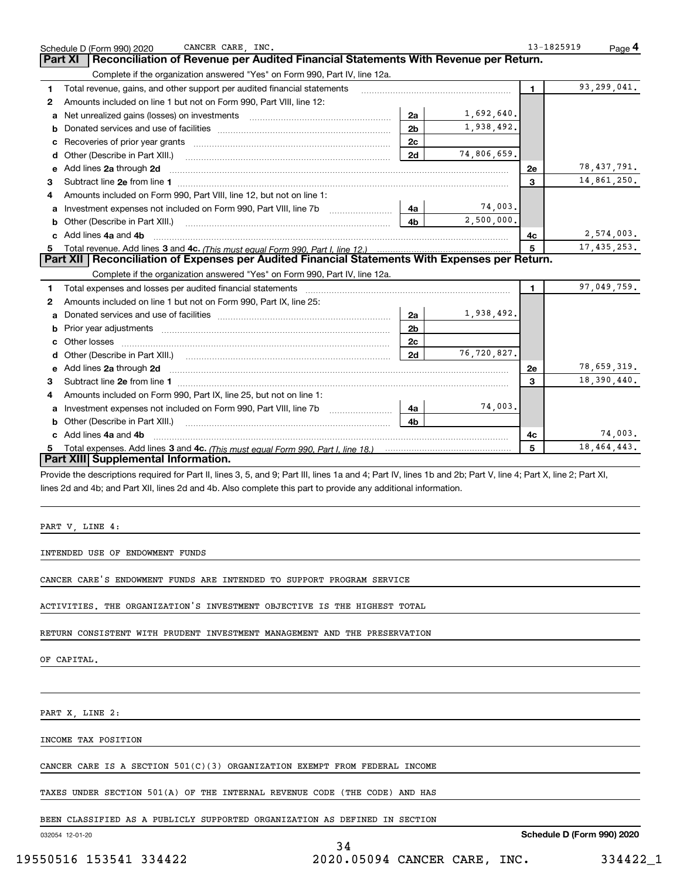Schedule D (Form 990) 2020 CANCER CARE, INC. 13-1825919 Page 4

## Part XI Reconciliation of Revenue per Audited Financial Statements With Revenue per Return.

Complete if the organization answered "Yes" on Form 990, Part IV, line 12a.

| | | | | | |
|---|---|---|---|---|---|
| 1 | Total revenue, gains, and other support per audited financial statements | | | 1 | 93,299,041. |
| 2 | Amounts included on line 1 but not on Form 990, Part VIII, line 12: | | | | |
| a | Net unrealized gains (losses) on investments | 2a | 1,692,640. | | |
| b | Donated services and use of facilities | 2b | 1,938,492. | | |
| c | Recoveries of prior year grants | 2c | | | |
| d | Other (Describe in Part XIII.) | 2d | 74,806,659. | | |
| e | Add lines 2a through 2d | | | 2e | 78,437,791. |
| 3 | Subtract line 2e from line 1 | | | 3 | 14,861,250. |
| 4 | Amounts included on Form 990, Part VIII, line 12, but not on line 1: | | | | |
| a | Investment expenses not included on Form 990, Part VIII, line 7b | 4a | 74,003. | | |
| b | Other (Describe in Part XIII.) | 4b | 2,500,000. | | |
| c | Add lines 4a and 4b | | | 4c | 2,574,003. |
| 5 | Total revenue. Add lines 3 and 4c. *(This must equal Form 990, Part I, line 12.)* | | | 5 | 17,435,253. |

## Part XII Reconciliation of Expenses per Audited Financial Statements With Expenses per Return.

Complete if the organization answered "Yes" on Form 990, Part IV, line 12a.

| | | | | | |
|---|---|---|---|---|---|
| 1 | Total expenses and losses per audited financial statements | | | 1 | 97,049,759. |
| 2 | Amounts included on line 1 but not on Form 990, Part IX, line 25: | | | | |
| a | Donated services and use of facilities | 2a | 1,938,492. | | |
| b | Prior year adjustments | 2b | | | |
| c | Other losses | 2c | | | |
| d | Other (Describe in Part XIII.) | 2d | 76,720,827. | | |
| e | Add lines 2a through 2d | | | 2e | 78,659,319. |
| 3 | Subtract line 2e from line 1 | | | 3 | 18,390,440. |
| 4 | Amounts included on Form 990, Part IX, line 25, but not on line 1: | | | | |
| a | Investment expenses not included on Form 990, Part VIII, line 7b | 4a | 74,003. | | |
| b | Other (Describe in Part XIII.) | 4b | | | |
| c | Add lines 4a and 4b | | | 4c | 74,003. |
| 5 | Total expenses. Add lines 3 and 4c. *(This must equal Form 990, Part I, line 18.)* | | | 5 | 18,464,443. |

## Part XIII Supplemental Information.

Provide the descriptions required for Part II, lines 3, 5, and 9; Part III, lines 1a and 4; Part IV, lines 1b and 2b; Part V, line 4; Part X, line 2; Part XI, lines 2d and 4b; and Part XII, lines 2d and 4b. Also complete this part to provide any additional information.

PART V, LINE 4:

INTENDED USE OF ENDOWMENT FUNDS

CANCER CARE'S ENDOWMENT FUNDS ARE INTENDED TO SUPPORT PROGRAM SERVICE ACTIVITIES. THE ORGANIZATION'S INVESTMENT OBJECTIVE IS THE HIGHEST TOTAL RETURN CONSISTENT WITH PRUDENT INVESTMENT MANAGEMENT AND THE PRESERVATION OF CAPITAL.

PART X, LINE 2:

INCOME TAX POSITION

CANCER CARE IS A SECTION 501(C)(3) ORGANIZATION EXEMPT FROM FEDERAL INCOME TAXES UNDER SECTION 501(A) OF THE INTERNAL REVENUE CODE (THE CODE) AND HAS BEEN CLASSIFIED AS A PUBLICLY SUPPORTED ORGANIZATION AS DEFINED IN SECTION

032054 12-01-20 Schedule D (Form 990) 2020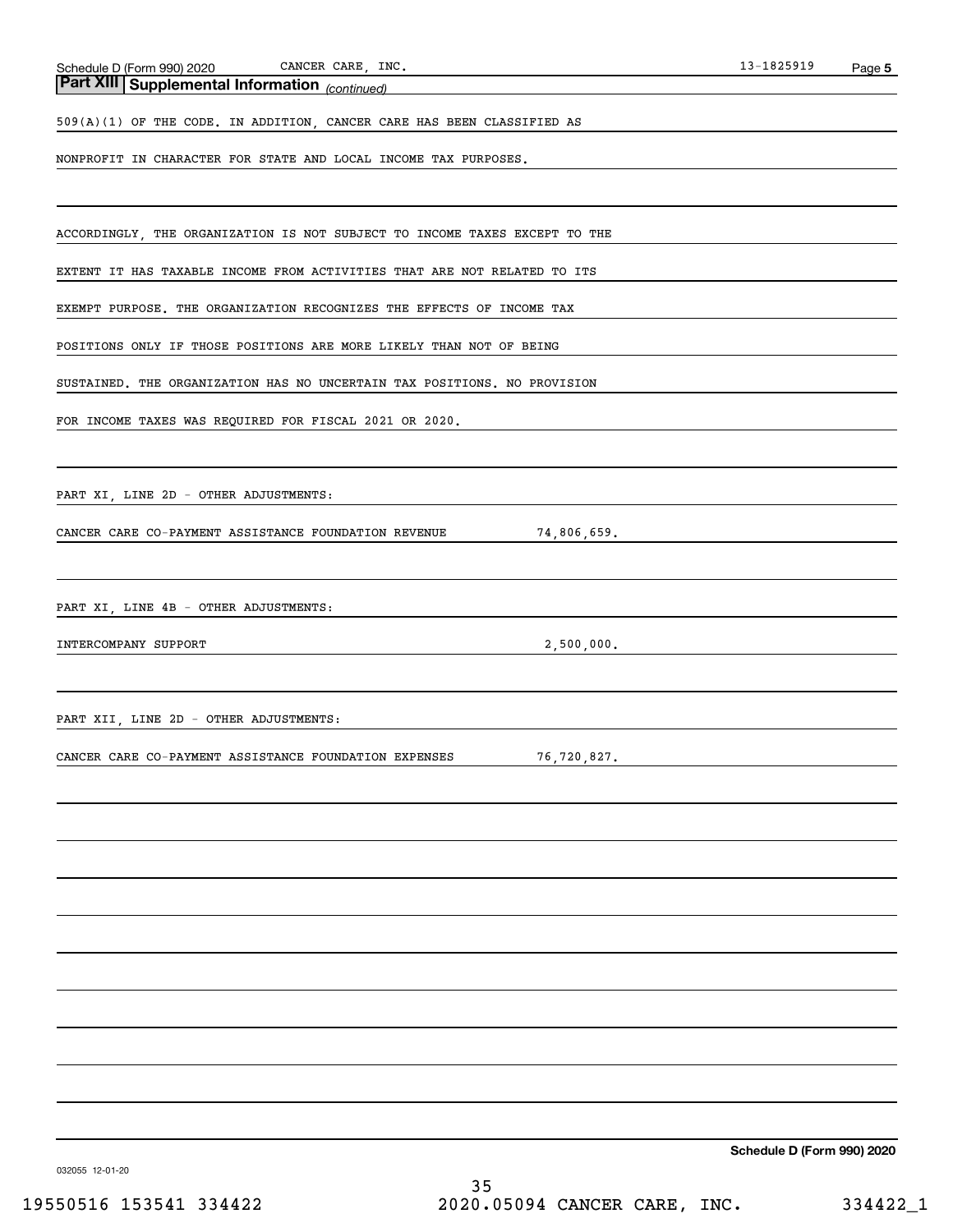## Part XIII Supplemental Information *(continued)*

509(A)(1) OF THE CODE. IN ADDITION, CANCER CARE HAS BEEN CLASSIFIED AS NONPROFIT IN CHARACTER FOR STATE AND LOCAL INCOME TAX PURPOSES.

ACCORDINGLY, THE ORGANIZATION IS NOT SUBJECT TO INCOME TAXES EXCEPT TO THE EXTENT IT HAS TAXABLE INCOME FROM ACTIVITIES THAT ARE NOT RELATED TO ITS EXEMPT PURPOSE. THE ORGANIZATION RECOGNIZES THE EFFECTS OF INCOME TAX POSITIONS ONLY IF THOSE POSITIONS ARE MORE LIKELY THAN NOT OF BEING SUSTAINED. THE ORGANIZATION HAS NO UNCERTAIN TAX POSITIONS. NO PROVISION FOR INCOME TAXES WAS REQUIRED FOR FISCAL 2021 OR 2020.

PART XI, LINE 2D - OTHER ADJUSTMENTS:

CANCER CARE CO-PAYMENT ASSISTANCE FOUNDATION REVENUE 74,806,659.

PART XI, LINE 4B - OTHER ADJUSTMENTS:

INTERCOMPANY SUPPORT 2,500,000.

PART XII, LINE 2D - OTHER ADJUSTMENTS:

CANCER CARE CO-PAYMENT ASSISTANCE FOUNDATION EXPENSES 76,720,827.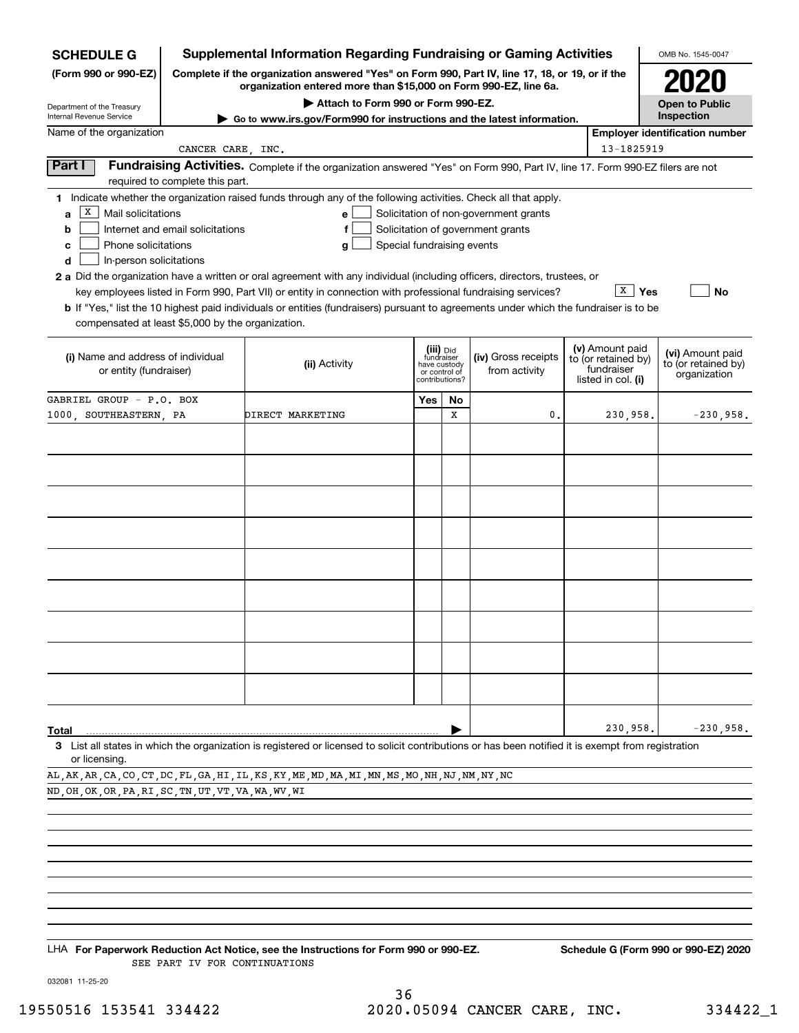**SCHEDULE G (Form 990 or 990-EZ)**

Department of the Treasury
Internal Revenue Service

# Supplemental Information Regarding Fundraising or Gaming Activities

**Complete if the organization answered "Yes" on Form 990, Part IV, line 17, 18, or 19, or if the organization entered more than $15,000 on Form 990-EZ, line 6a.**

**▶ Attach to Form 990 or Form 990-EZ.**

**▶ Go to www.irs.gov/Form990 for instructions and the latest information.**

OMB No. 1545-0047

**2020**

**Open to Public Inspection**

Name of the organization: CANCER CARE, INC.

Employer identification number: 13-1825919

## Part I Fundraising Activities.

Complete if the organization answered "Yes" on Form 990, Part IV, line 17. Form 990-EZ filers are not required to complete this part.

**1** Indicate whether the organization raised funds through any of the following activities. Check all that apply.

- **a** [X] Mail solicitations
- **b** [ ] Internet and email solicitations
- **c** [ ] Phone solicitations
- **d** [ ] In-person solicitations
- **e** [ ] Solicitation of non-government grants
- **f** [ ] Solicitation of government grants
- **g** [ ] Special fundraising events

**2 a** Did the organization have a written or oral agreement with any individual (including officers, directors, trustees, or key employees listed in Form 990, Part VII) or entity in connection with professional fundraising services? [X] Yes [ ] No

**b** If "Yes," list the 10 highest paid individuals or entities (fundraisers) pursuant to agreements under which the fundraiser is to be compensated at least $5,000 by the organization.

| (i) Name and address of individual or entity (fundraiser) | (ii) Activity | (iii) Did fundraiser have custody or control of contributions? Yes | No | (iv) Gross receipts from activity | (v) Amount paid to (or retained by) fundraiser listed in col. (i) | (vi) Amount paid to (or retained by) organization |
|---|---|---|---|---|---|---|
| GABRIEL GROUP - P.O. BOX 1000, SOUTHEASTERN, PA | DIRECT MARKETING | | X | 0. | 230,958. | -230,958. |
| | | | | | | |
| | | | | | | |
| | | | | | | |
| | | | | | | |
| | | | | | | |
| | | | | | | |
| | | | | | | |
| | | | | | | |
| | | | | | | |
| **Total** | | | | | 230,958. | -230,958. |

**3** List all states in which the organization is registered or licensed to solicit contributions or has been notified it is exempt from registration or licensing.

AL,AK,AR,CA,CO,CT,DC,FL,GA,HI,IL,KS,KY,ME,MD,MA,MI,MN,MS,MO,NH,NJ,NM,NY,NC
ND,OH,OK,OR,PA,RI,SC,TN,UT,VT,VA,WA,WV,WI

LHA **For Paperwork Reduction Act Notice, see the Instructions for Form 990 or 990-EZ.** SEE PART IV FOR CONTINUATIONS

**Schedule G (Form 990 or 990-EZ) 2020**

032081 11-25-20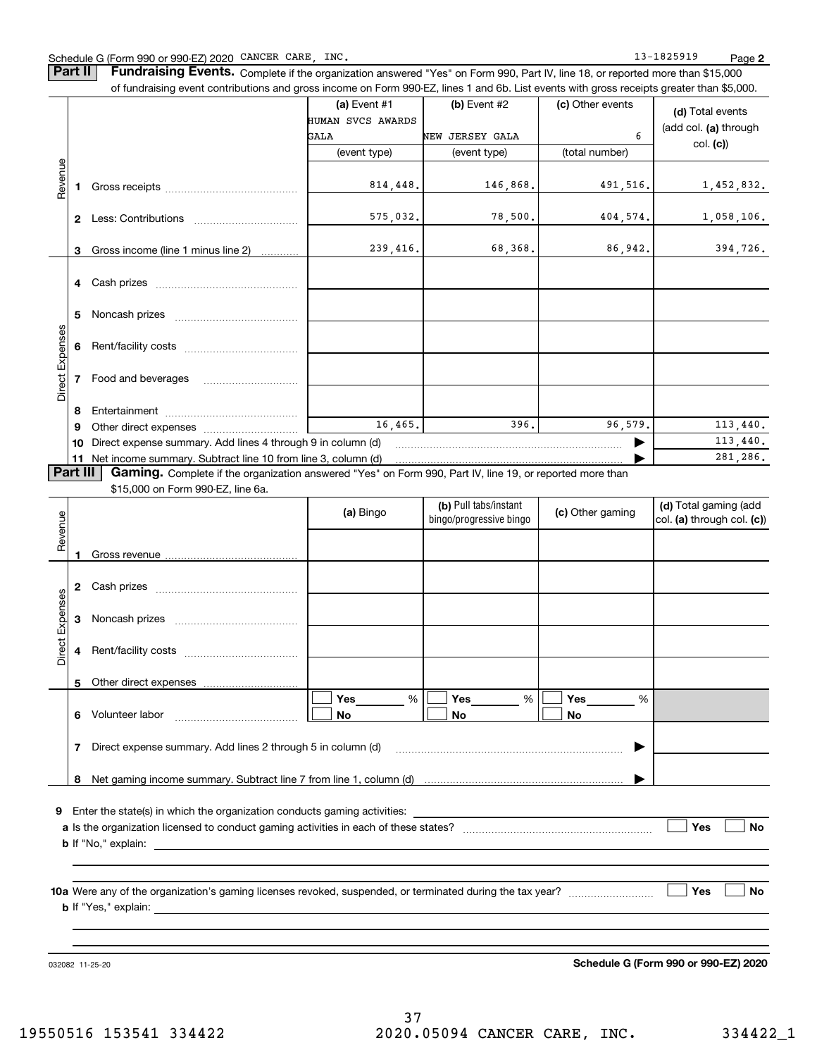Schedule G (Form 990 or 990-EZ) 2020 CANCER CARE, INC. 13-1825919 Page **2**

**Part II** **Fundraising Events.** Complete if the organization answered "Yes" on Form 990, Part IV, line 18, or reported more than $15,000 of fundraising event contributions and gross income on Form 990-EZ, lines 1 and 6b. List events with gross receipts greater than $5,000.

| | | (a) Event #1 HUMAN SVCS AWARDS GALA (event type) | (b) Event #2 NEW JERSEY GALA (event type) | (c) Other events 6 (total number) | (d) Total events (add col. (a) through col. (c)) |
|---|---|---|---|---|---|
| Revenue | 1 Gross receipts | 814,448. | 146,868. | 491,516. | 1,452,832. |
| | 2 Less: Contributions | 575,032. | 78,500. | 404,574. | 1,058,106. |
| | 3 Gross income (line 1 minus line 2) | 239,416. | 68,368. | 86,942. | 394,726. |
| Direct Expenses | 4 Cash prizes | | | | |
| | 5 Noncash prizes | | | | |
| | 6 Rent/facility costs | | | | |
| | 7 Food and beverages | | | | |
| | 8 Entertainment | | | | |
| | 9 Other direct expenses | 16,465. | 396. | 96,579. | 113,440. |
| | 10 Direct expense summary. Add lines 4 through 9 in column (d) | | | ▶ | 113,440. |
| | 11 Net income summary. Subtract line 10 from line 3, column (d) | | | ▶ | 281,286. |

**Part III** **Gaming.** Complete if the organization answered "Yes" on Form 990, Part IV, line 19, or reported more than $15,000 on Form 990-EZ, line 6a.

| | | (a) Bingo | (b) Pull tabs/instant bingo/progressive bingo | (c) Other gaming | (d) Total gaming (add col. (a) through col. (c)) |
|---|---|---|---|---|---|
| Revenue | 1 Gross revenue | | | | |
| Direct Expenses | 2 Cash prizes | | | | |
| | 3 Noncash prizes | | | | |
| | 4 Rent/facility costs | | | | |
| | 5 Other direct expenses | | | | |
| | 6 Volunteer labor | ☐ Yes ____ % ☐ No | ☐ Yes ____ % ☐ No | ☐ Yes ____ % ☐ No | |
| | 7 Direct expense summary. Add lines 2 through 5 in column (d) | | | ▶ | |
| | 8 Net gaming income summary. Subtract line 7 from line 1, column (d) | | | ▶ | |

**9** Enter the state(s) in which the organization conducts gaming activities: ____________

**a** Is the organization licensed to conduct gaming activities in each of these states? ☐ Yes ☐ No

**b** If "No," explain: ____________

**10a** Were any of the organization's gaming licenses revoked, suspended, or terminated during the tax year? ☐ Yes ☐ No

**b** If "Yes," explain: ____________

032082 11-25-20 **Schedule G (Form 990 or 990-EZ) 2020**

19550516 153541 334422 2020.05094 CANCER CARE, INC. 334422_1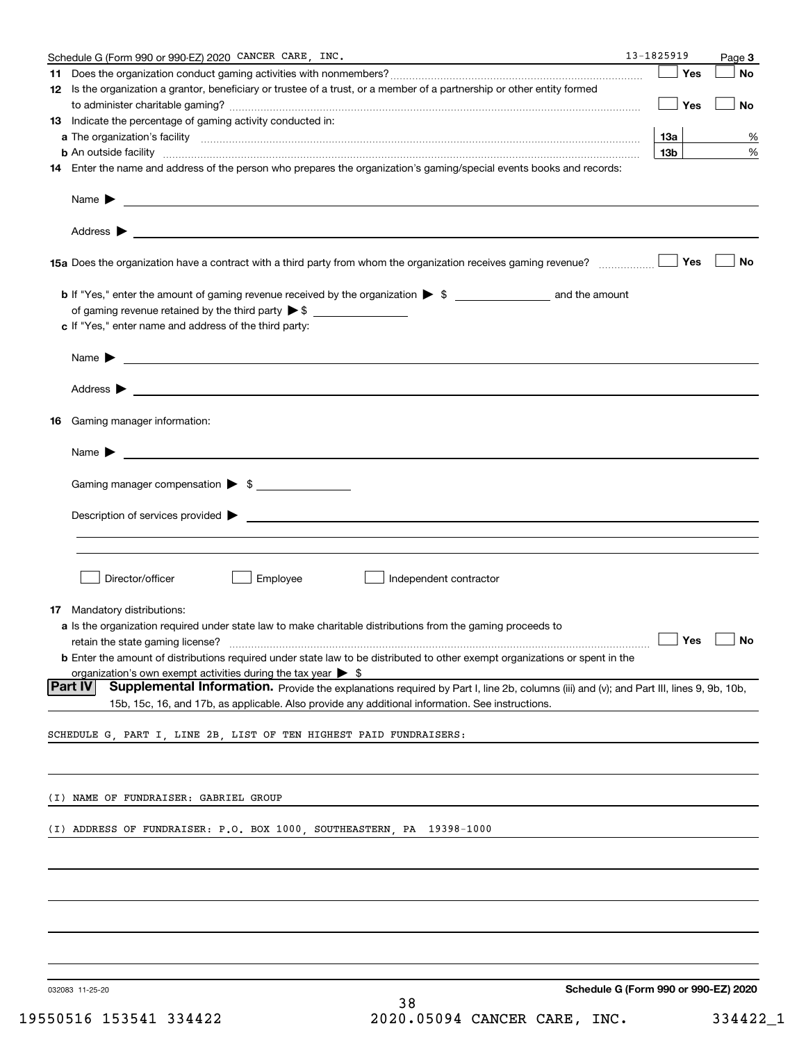Schedule G (Form 990 or 990-EZ) 2020 CANCER CARE, INC. 13-1825919 Page 3

**11** Does the organization conduct gaming activities with nonmembers? ☐ Yes ☐ No

**12** Is the organization a grantor, beneficiary or trustee of a trust, or a member of a partnership or other entity formed to administer charitable gaming? ☐ Yes ☐ No

**13** Indicate the percentage of gaming activity conducted in:

**a** The organization's facility **13a** %

**b** An outside facility **13b** %

**14** Enter the name and address of the person who prepares the organization's gaming/special events books and records:

Name ▶

Address ▶

**15a** Does the organization have a contract with a third party from whom the organization receives gaming revenue? ☐ Yes ☐ No

**b** If "Yes," enter the amount of gaming revenue received by the organization ▶ $ _______ and the amount of gaming revenue retained by the third party ▶ $ _______

**c** If "Yes," enter name and address of the third party:

Name ▶

Address ▶

**16** Gaming manager information:

Name ▶

Gaming manager compensation ▶ $ _______

Description of services provided ▶

☐ Director/officer ☐ Employee ☐ Independent contractor

**17** Mandatory distributions:

**a** Is the organization required under state law to make charitable distributions from the gaming proceeds to retain the state gaming license? ☐ Yes ☐ No

**b** Enter the amount of distributions required under state law to be distributed to other exempt organizations or spent in the organization's own exempt activities during the tax year ▶ $

**Part IV** **Supplemental Information.** Provide the explanations required by Part I, line 2b, columns (iii) and (v); and Part III, lines 9, 9b, 10b, 15b, 15c, 16, and 17b, as applicable. Also provide any additional information. See instructions.

SCHEDULE G, PART I, LINE 2B, LIST OF TEN HIGHEST PAID FUNDRAISERS:

(I) NAME OF FUNDRAISER: GABRIEL GROUP

(I) ADDRESS OF FUNDRAISER: P.O. BOX 1000, SOUTHEASTERN, PA 19398-1000

032083 11-25-20 **Schedule G (Form 990 or 990-EZ) 2020**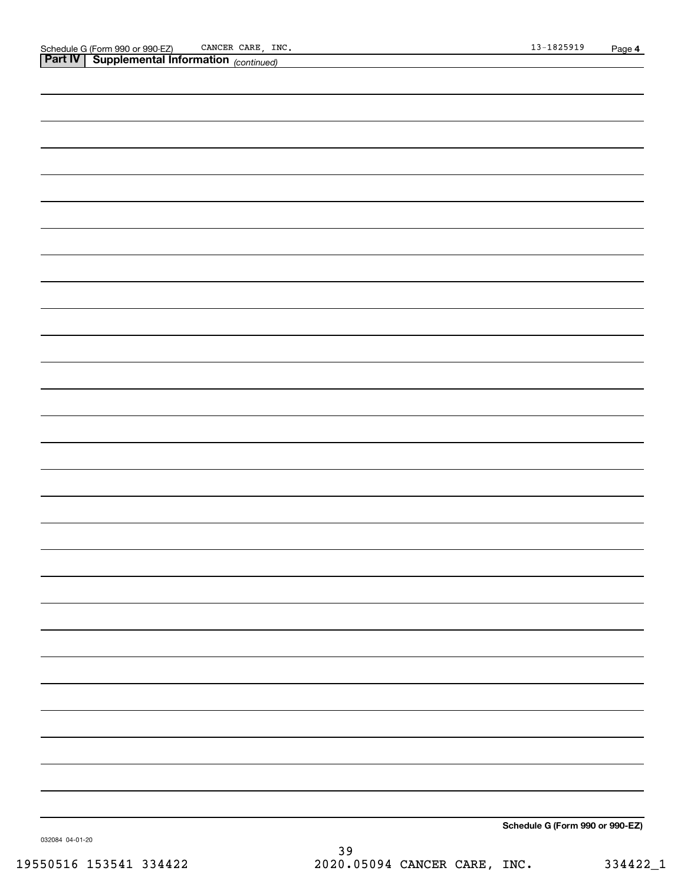Schedule G (Form 990 or 990-EZ) CANCER CARE, INC. 13-1825919 Page **4**

**Part IV | Supplemental Information** *(continued)*

**Schedule G (Form 990 or 990-EZ)**

032084 04-01-20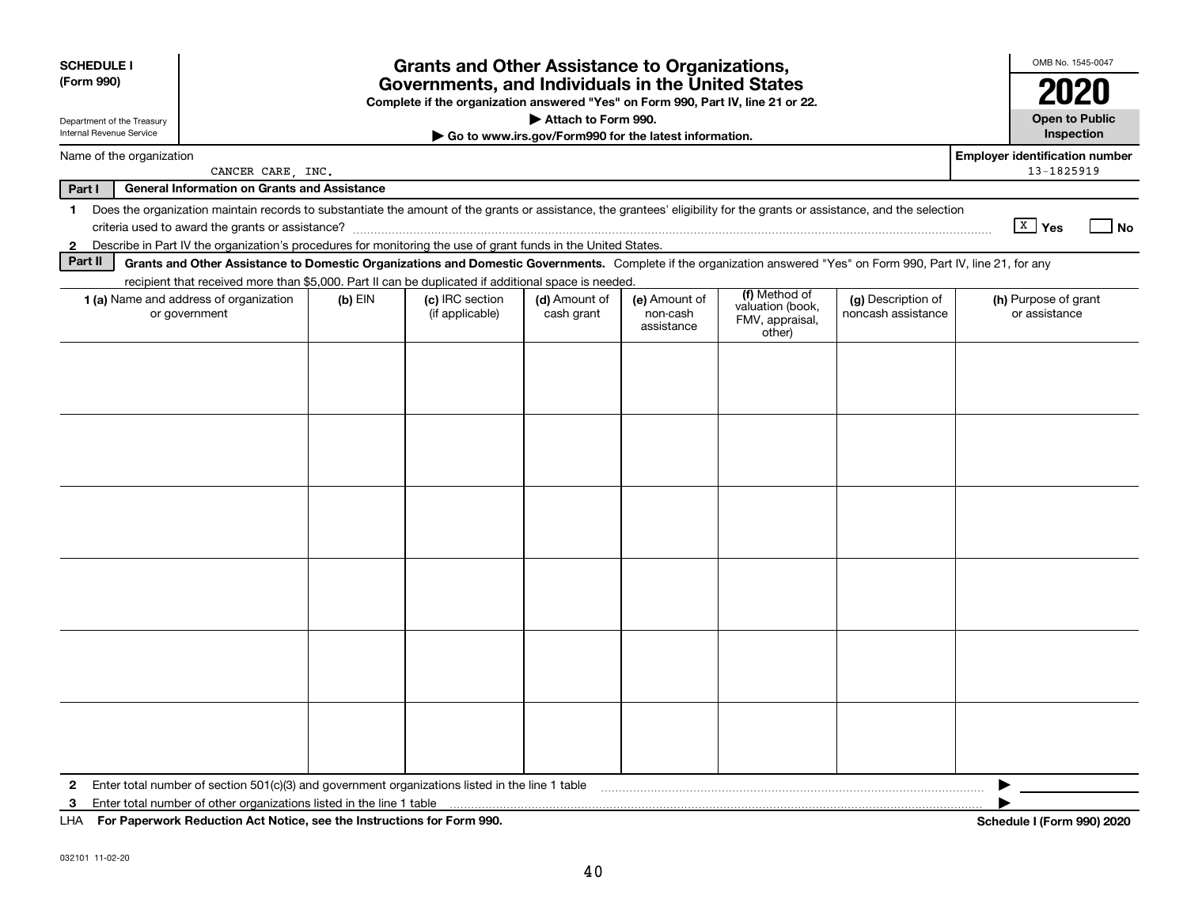**SCHEDULE I (Form 990)**

Department of the Treasury
Internal Revenue Service

# Grants and Other Assistance to Organizations, Governments, and Individuals in the United States

**Complete if the organization answered "Yes" on Form 990, Part IV, line 21 or 22.**

**▶ Attach to Form 990.**

**▶ Go to www.irs.gov/Form990 for the latest information.**

OMB No. 1545-0047

**2020**

**Open to Public Inspection**

Name of the organization: CANCER CARE, INC.

**Employer identification number** 13-1825919

**Part I General Information on Grants and Assistance**

1 Does the organization maintain records to substantiate the amount of the grants or assistance, the grantees' eligibility for the grants or assistance, and the selection criteria used to award the grants or assistance? [X] Yes [ ] No

2 Describe in Part IV the organization's procedures for monitoring the use of grant funds in the United States.

**Part II Grants and Other Assistance to Domestic Organizations and Domestic Governments.** Complete if the organization answered "Yes" on Form 990, Part IV, line 21, for any recipient that received more than $5,000. Part II can be duplicated if additional space is needed.

| 1 (a) Name and address of organization or government | (b) EIN | (c) IRC section (if applicable) | (d) Amount of cash grant | (e) Amount of non-cash assistance | (f) Method of valuation (book, FMV, appraisal, other) | (g) Description of noncash assistance | (h) Purpose of grant or assistance |
|---|---|---|---|---|---|---|---|
| | | | | | | | |
| | | | | | | | |
| | | | | | | | |
| | | | | | | | |
| | | | | | | | |
| | | | | | | | |

2 Enter total number of section 501(c)(3) and government organizations listed in the line 1 table ▶

3 Enter total number of other organizations listed in the line 1 table ▶

LHA **For Paperwork Reduction Act Notice, see the Instructions for Form 990.** **Schedule I (Form 990) 2020**

032101 11-02-20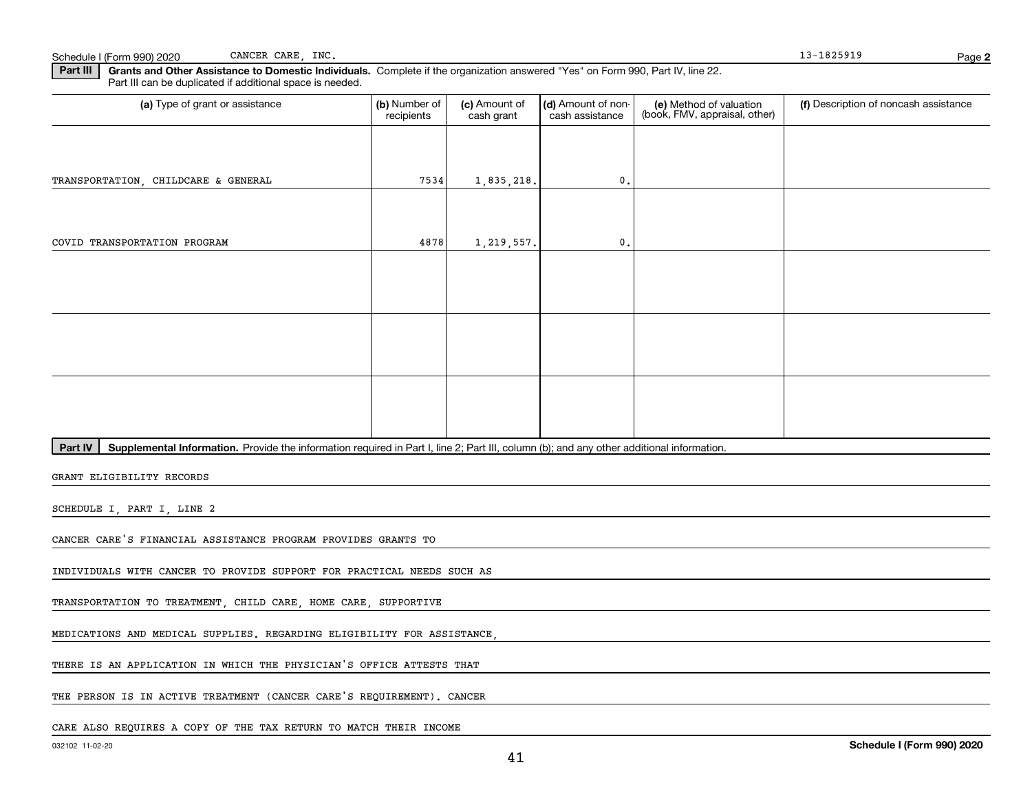Schedule I (Form 990) 2020 CANCER CARE, INC. 13-1825919

**Part III** **Grants and Other Assistance to Domestic Individuals.** Complete if the organization answered "Yes" on Form 990, Part IV, line 22. Part III can be duplicated if additional space is needed.

| (a) Type of grant or assistance | (b) Number of recipients | (c) Amount of cash grant | (d) Amount of non-cash assistance | (e) Method of valuation (book, FMV, appraisal, other) | (f) Description of noncash assistance |
|---|---|---|---|---|---|
| TRANSPORTATION, CHILDCARE & GENERAL | 7534 | 1,835,218. | 0. | | |
| COVID TRANSPORTATION PROGRAM | 4878 | 1,219,557. | 0. | | |
| | | | | | |
| | | | | | |
| | | | | | |

**Part IV** **Supplemental Information.** Provide the information required in Part I, line 2; Part III, column (b); and any other additional information.

GRANT ELIGIBILITY RECORDS

SCHEDULE I, PART I, LINE 2

CANCER CARE'S FINANCIAL ASSISTANCE PROGRAM PROVIDES GRANTS TO INDIVIDUALS WITH CANCER TO PROVIDE SUPPORT FOR PRACTICAL NEEDS SUCH AS TRANSPORTATION TO TREATMENT, CHILD CARE, HOME CARE, SUPPORTIVE MEDICATIONS AND MEDICAL SUPPLIES. REGARDING ELIGIBILITY FOR ASSISTANCE, THERE IS AN APPLICATION IN WHICH THE PHYSICIAN'S OFFICE ATTESTS THAT THE PERSON IS IN ACTIVE TREATMENT (CANCER CARE'S REQUIREMENT). CANCER CARE ALSO REQUIRES A COPY OF THE TAX RETURN TO MATCH THEIR INCOME

032102 11-02-20 **Schedule I (Form 990) 2020**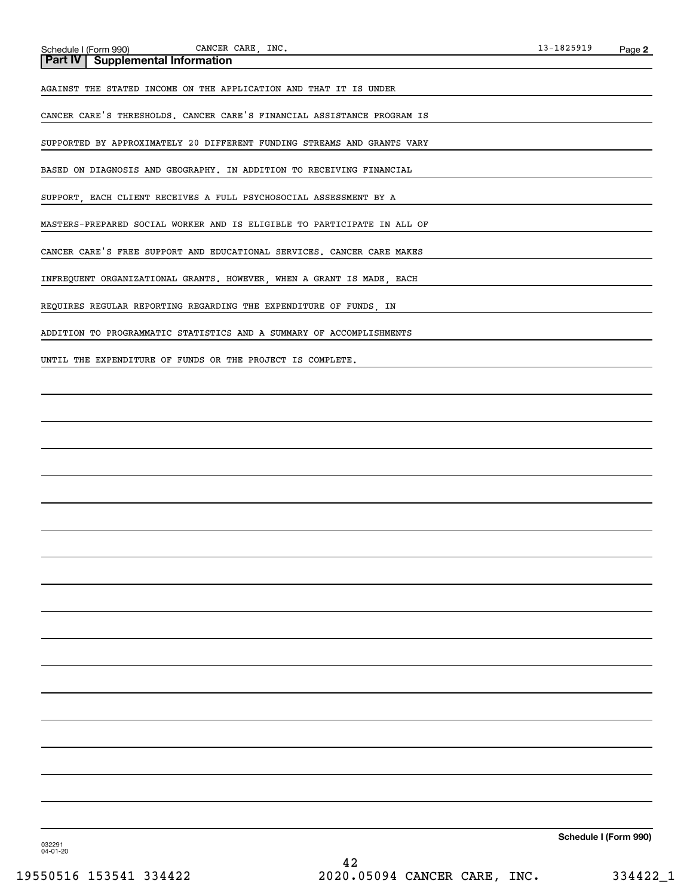## Part IV | Supplemental Information

AGAINST THE STATED INCOME ON THE APPLICATION AND THAT IT IS UNDER CANCER CARE'S THRESHOLDS. CANCER CARE'S FINANCIAL ASSISTANCE PROGRAM IS SUPPORTED BY APPROXIMATELY 20 DIFFERENT FUNDING STREAMS AND GRANTS VARY BASED ON DIAGNOSIS AND GEOGRAPHY. IN ADDITION TO RECEIVING FINANCIAL SUPPORT, EACH CLIENT RECEIVES A FULL PSYCHOSOCIAL ASSESSMENT BY A MASTERS-PREPARED SOCIAL WORKER AND IS ELIGIBLE TO PARTICIPATE IN ALL OF CANCER CARE'S FREE SUPPORT AND EDUCATIONAL SERVICES. CANCER CARE MAKES INFREQUENT ORGANIZATIONAL GRANTS. HOWEVER, WHEN A GRANT IS MADE, EACH REQUIRES REGULAR REPORTING REGARDING THE EXPENDITURE OF FUNDS, IN ADDITION TO PROGRAMMATIC STATISTICS AND A SUMMARY OF ACCOMPLISHMENTS UNTIL THE EXPENDITURE OF FUNDS OR THE PROJECT IS COMPLETE.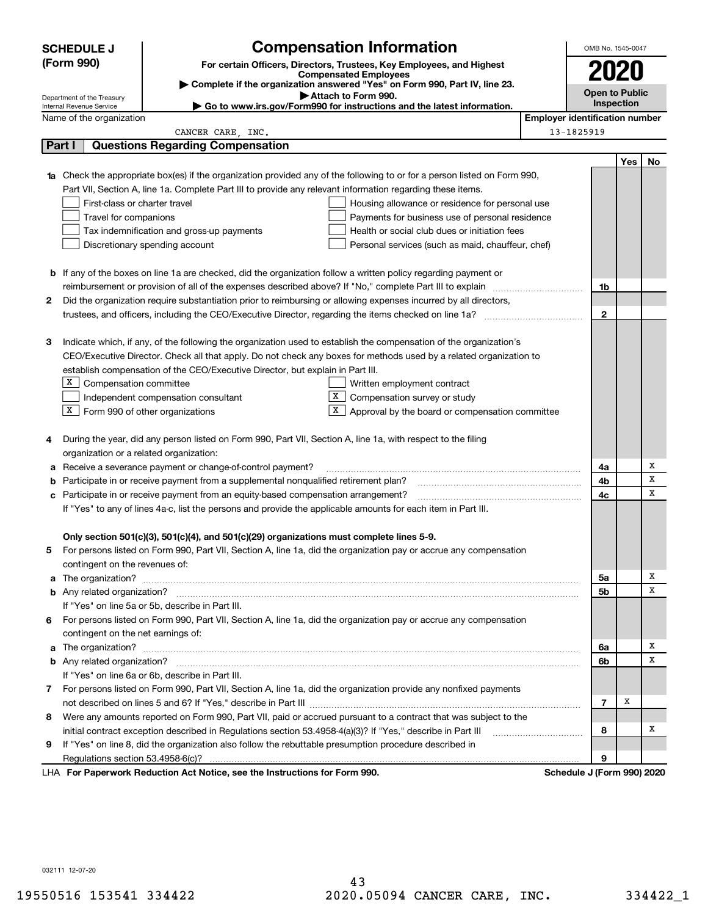**SCHEDULE J (Form 990)**

Department of the Treasury
Internal Revenue Service

# Compensation Information

**For certain Officers, Directors, Trustees, Key Employees, and Highest Compensated Employees**

▶ **Complete if the organization answered "Yes" on Form 990, Part IV, line 23.**

▶ **Attach to Form 990.**

▶ **Go to www.irs.gov/Form990 for instructions and the latest information.**

OMB No. 1545-0047

**2020**

**Open to Public Inspection**

Name of the organization: CANCER CARE, INC.

**Employer identification number**: 13-1825919

## Part I Questions Regarding Compensation

| | | | Yes | No |
|---|---|---|---|---|
| **1a** | Check the appropriate box(es) if the organization provided any of the following to or for a person listed on Form 990, Part VII, Section A, line 1a. Complete Part III to provide any relevant information regarding these items.<br>☐ First-class or charter travel ☐ Housing allowance or residence for personal use<br>☐ Travel for companions ☐ Payments for business use of personal residence<br>☐ Tax indemnification and gross-up payments ☐ Health or social club dues or initiation fees<br>☐ Discretionary spending account ☐ Personal services (such as maid, chauffeur, chef) | | | |
| **b** | If any of the boxes on line 1a are checked, did the organization follow a written policy regarding payment or reimbursement or provision of all of the expenses described above? If "No," complete Part III to explain | 1b | | |
| **2** | Did the organization require substantiation prior to reimbursing or allowing expenses incurred by all directors, trustees, and officers, including the CEO/Executive Director, regarding the items checked on line 1a? | 2 | | |
| **3** | Indicate which, if any, of the following the organization used to establish the compensation of the organization's CEO/Executive Director. Check all that apply. Do not check any boxes for methods used by a related organization to establish compensation of the CEO/Executive Director, but explain in Part III.<br>☒ Compensation committee ☐ Written employment contract<br>☐ Independent compensation consultant ☒ Compensation survey or study<br>☒ Form 990 of other organizations ☒ Approval by the board or compensation committee | | | |
| **4** | During the year, did any person listed on Form 990, Part VII, Section A, line 1a, with respect to the filing organization or a related organization: | | | |
| **a** | Receive a severance payment or change-of-control payment? | 4a | | X |
| **b** | Participate in or receive payment from a supplemental nonqualified retirement plan? | 4b | | X |
| **c** | Participate in or receive payment from an equity-based compensation arrangement? | 4c | | X |
| | If "Yes" to any of lines 4a-c, list the persons and provide the applicable amounts for each item in Part III. | | | |
| | **Only section 501(c)(3), 501(c)(4), and 501(c)(29) organizations must complete lines 5-9.** | | | |
| **5** | For persons listed on Form 990, Part VII, Section A, line 1a, did the organization pay or accrue any compensation contingent on the revenues of: | | | |
| **a** | The organization? | 5a | | X |
| **b** | Any related organization? | 5b | | X |
| | If "Yes" on line 5a or 5b, describe in Part III. | | | |
| **6** | For persons listed on Form 990, Part VII, Section A, line 1a, did the organization pay or accrue any compensation contingent on the net earnings of: | | | |
| **a** | The organization? | 6a | | X |
| **b** | Any related organization? | 6b | | X |
| | If "Yes" on line 6a or 6b, describe in Part III. | | | |
| **7** | For persons listed on Form 990, Part VII, Section A, line 1a, did the organization provide any nonfixed payments not described on lines 5 and 6? If "Yes," describe in Part III | 7 | X | |
| **8** | Were any amounts reported on Form 990, Part VII, paid or accrued pursuant to a contract that was subject to the initial contract exception described in Regulations section 53.4958-4(a)(3)? If "Yes," describe in Part III | 8 | | X |
| **9** | If "Yes" on line 8, did the organization also follow the rebuttable presumption procedure described in Regulations section 53.4958-6(c)? | 9 | | |

LHA **For Paperwork Reduction Act Notice, see the Instructions for Form 990.** **Schedule J (Form 990) 2020**

032111 12-07-20

19550516 153541 334422 2020.05094 CANCER CARE, INC. 334422_1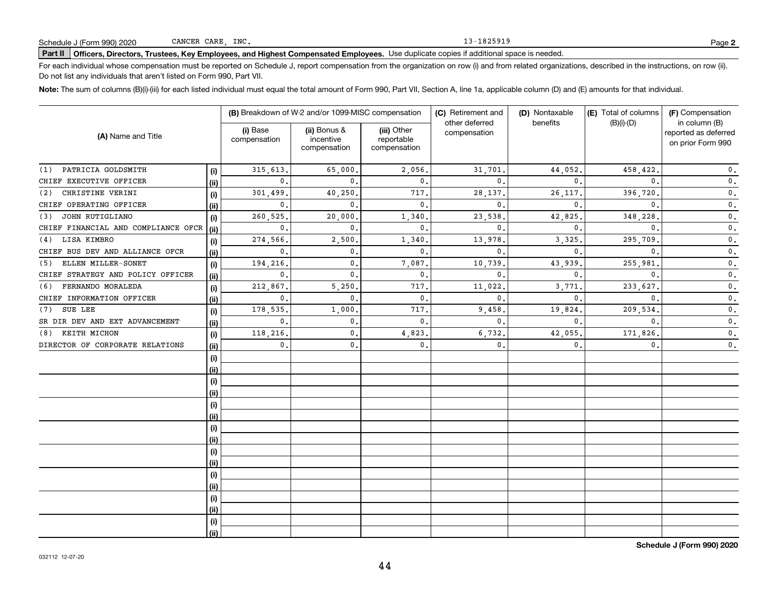Schedule J (Form 990) 2020 CANCER CARE, INC. 13-1825919 Page **2**

**Part II** **Officers, Directors, Trustees, Key Employees, and Highest Compensated Employees.** Use duplicate copies if additional space is needed.

For each individual whose compensation must be reported on Schedule J, report compensation from the organization on row (i) and from related organizations, described in the instructions, on row (ii). Do not list any individuals that aren't listed on Form 990, Part VII.

**Note:** The sum of columns (B)(i)-(iii) for each listed individual must equal the total amount of Form 990, Part VII, Section A, line 1a, applicable column (D) and (E) amounts for that individual.

| (A) Name and Title | | (B) Breakdown of W-2 and/or 1099-MISC compensation | | | (C) Retirement and other deferred compensation | (D) Nontaxable benefits | (E) Total of columns (B)(i)-(D) | (F) Compensation in column (B) reported as deferred on prior Form 990 |
|---|---|---|---|---|---|---|---|---|
| | | (i) Base compensation | (ii) Bonus & incentive compensation | (iii) Other reportable compensation | | | | |
| (1) PATRICIA GOLDSMITH | (i) | 315,613. | 65,000. | 2,056. | 31,701. | 44,052. | 458,422. | 0. |
| CHIEF EXECUTIVE OFFICER | (ii) | 0. | 0. | 0. | 0. | 0. | 0. | 0. |
| (2) CHRISTINE VERINI | (i) | 301,499. | 40,250. | 717. | 28,137. | 26,117. | 396,720. | 0. |
| CHIEF OPERATING OFFICER | (ii) | 0. | 0. | 0. | 0. | 0. | 0. | 0. |
| (3) JOHN RUTIGLIANO | (i) | 260,525. | 20,000. | 1,340. | 23,538. | 42,825. | 348,228. | 0. |
| CHIEF FINANCIAL AND COMPLIANCE OFCR | (ii) | 0. | 0. | 0. | 0. | 0. | 0. | 0. |
| (4) LISA KIMBRO | (i) | 274,566. | 2,500. | 1,340. | 13,978. | 3,325. | 295,709. | 0. |
| CHIEF BUS DEV AND ALLIANCE OFCR | (ii) | 0. | 0. | 0. | 0. | 0. | 0. | 0. |
| (5) ELLEN MILLER-SONET | (i) | 194,216. | 0. | 7,087. | 10,739. | 43,939. | 255,981. | 0. |
| CHIEF STRATEGY AND POLICY OFFICER | (ii) | 0. | 0. | 0. | 0. | 0. | 0. | 0. |
| (6) FERNANDO MORALEDA | (i) | 212,867. | 5,250. | 717. | 11,022. | 3,771. | 233,627. | 0. |
| CHIEF INFORMATION OFFICER | (ii) | 0. | 0. | 0. | 0. | 0. | 0. | 0. |
| (7) SUE LEE | (i) | 178,535. | 1,000. | 717. | 9,458. | 19,824. | 209,534. | 0. |
| SR DIR DEV AND EXT ADVANCEMENT | (ii) | 0. | 0. | 0. | 0. | 0. | 0. | 0. |
| (8) KEITH MICHON | (i) | 118,216. | 0. | 4,823. | 6,732. | 42,055. | 171,826. | 0. |
| DIRECTOR OF CORPORATE RELATIONS | (ii) | 0. | 0. | 0. | 0. | 0. | 0. | 0. |
| | (i) | | | | | | | |
| | (ii) | | | | | | | |
| | (i) | | | | | | | |
| | (ii) | | | | | | | |
| | (i) | | | | | | | |
| | (ii) | | | | | | | |
| | (i) | | | | | | | |
| | (ii) | | | | | | | |
| | (i) | | | | | | | |
| | (ii) | | | | | | | |
| | (i) | | | | | | | |
| | (ii) | | | | | | | |
| | (i) | | | | | | | |
| | (ii) | | | | | | | |
| | (i) | | | | | | | |
| | (ii) | | | | | | | |

**Schedule J (Form 990) 2020**

032112 12-07-20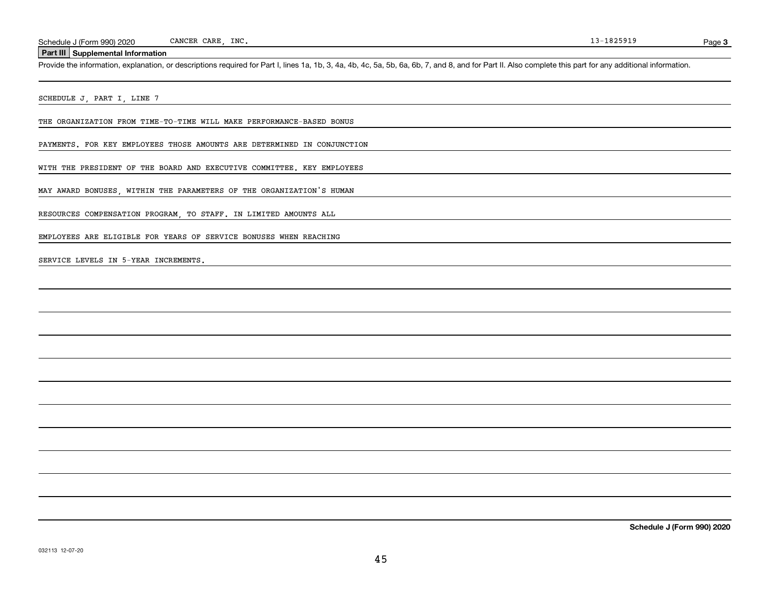Schedule J (Form 990) 2020 CANCER CARE, INC. 13-1825919

## Part III Supplemental Information

Provide the information, explanation, or descriptions required for Part I, lines 1a, 1b, 3, 4a, 4b, 4c, 5a, 5b, 6a, 6b, 7, and 8, and for Part II. Also complete this part for any additional information.

SCHEDULE J, PART I, LINE 7

THE ORGANIZATION FROM TIME-TO-TIME WILL MAKE PERFORMANCE-BASED BONUS PAYMENTS. FOR KEY EMPLOYEES THOSE AMOUNTS ARE DETERMINED IN CONJUNCTION WITH THE PRESIDENT OF THE BOARD AND EXECUTIVE COMMITTEE. KEY EMPLOYEES MAY AWARD BONUSES, WITHIN THE PARAMETERS OF THE ORGANIZATION'S HUMAN RESOURCES COMPENSATION PROGRAM, TO STAFF. IN LIMITED AMOUNTS ALL EMPLOYEES ARE ELIGIBLE FOR YEARS OF SERVICE BONUSES WHEN REACHING SERVICE LEVELS IN 5-YEAR INCREMENTS.

Schedule J (Form 990) 2020

032113 12-07-20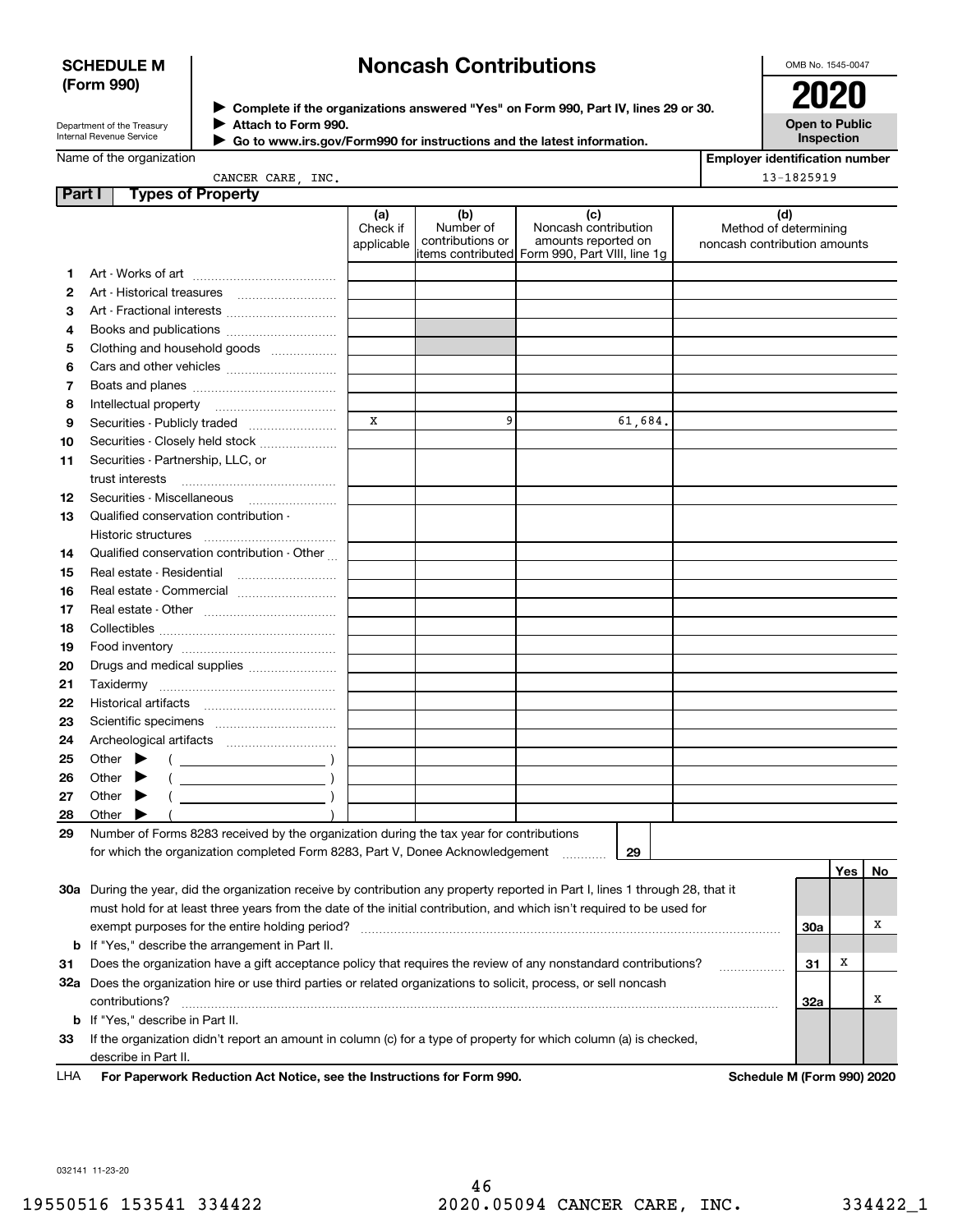**SCHEDULE M (Form 990)**

Department of the Treasury
Internal Revenue Service

# Noncash Contributions

▶ Complete if the organizations answered "Yes" on Form 990, Part IV, lines 29 or 30.
▶ Attach to Form 990.
▶ Go to www.irs.gov/Form990 for instructions and the latest information.

OMB No. 1545-0047

**2020**

**Open to Public Inspection**

Name of the organization: CANCER CARE, INC.

Employer identification number: 13-1825919

## Part I Types of Property

| | | (a) Check if applicable | (b) Number of contributions or items contributed | (c) Noncash contribution amounts reported on Form 990, Part VIII, line 1g | (d) Method of determining noncash contribution amounts |
|---|---|---|---|---|---|
| 1 | Art - Works of art | | | | |
| 2 | Art - Historical treasures | | | | |
| 3 | Art - Fractional interests | | | | |
| 4 | Books and publications | | | | |
| 5 | Clothing and household goods | | | | |
| 6 | Cars and other vehicles | | | | |
| 7 | Boats and planes | | | | |
| 8 | Intellectual property | | | | |
| 9 | Securities - Publicly traded | X | 9 | 61,684. | |
| 10 | Securities - Closely held stock | | | | |
| 11 | Securities - Partnership, LLC, or trust interests | | | | |
| 12 | Securities - Miscellaneous | | | | |
| 13 | Qualified conservation contribution - Historic structures | | | | |
| 14 | Qualified conservation contribution - Other | | | | |
| 15 | Real estate - Residential | | | | |
| 16 | Real estate - Commercial | | | | |
| 17 | Real estate - Other | | | | |
| 18 | Collectibles | | | | |
| 19 | Food inventory | | | | |
| 20 | Drugs and medical supplies | | | | |
| 21 | Taxidermy | | | | |
| 22 | Historical artifacts | | | | |
| 23 | Scientific specimens | | | | |
| 24 | Archeological artifacts | | | | |
| 25 | Other ▶ ( ) | | | | |
| 26 | Other ▶ ( ) | | | | |
| 27 | Other ▶ ( ) | | | | |
| 28 | Other ▶ ( ) | | | | |

29 Number of Forms 8283 received by the organization during the tax year for contributions for which the organization completed Form 8283, Part V, Donee Acknowledgement ..... 29

| | | | Yes | No |
|---|---|---|---|---|
| 30a | During the year, did the organization receive by contribution any property reported in Part I, lines 1 through 28, that it must hold for at least three years from the date of the initial contribution, and which isn't required to be used for exempt purposes for the entire holding period? | 30a | | X |
| b | If "Yes," describe the arrangement in Part II. | | | |
| 31 | Does the organization have a gift acceptance policy that requires the review of any nonstandard contributions? | 31 | X | |
| 32a | Does the organization hire or use third parties or related organizations to solicit, process, or sell noncash contributions? | 32a | | X |
| b | If "Yes," describe in Part II. | | | |
| 33 | If the organization didn't report an amount in column (c) for a type of property for which column (a) is checked, describe in Part II. | | | |

LHA For Paperwork Reduction Act Notice, see the Instructions for Form 990. Schedule M (Form 990) 2020

032141 11-23-20

19550516 153541 334422 2020.05094 CANCER CARE, INC. 334422_1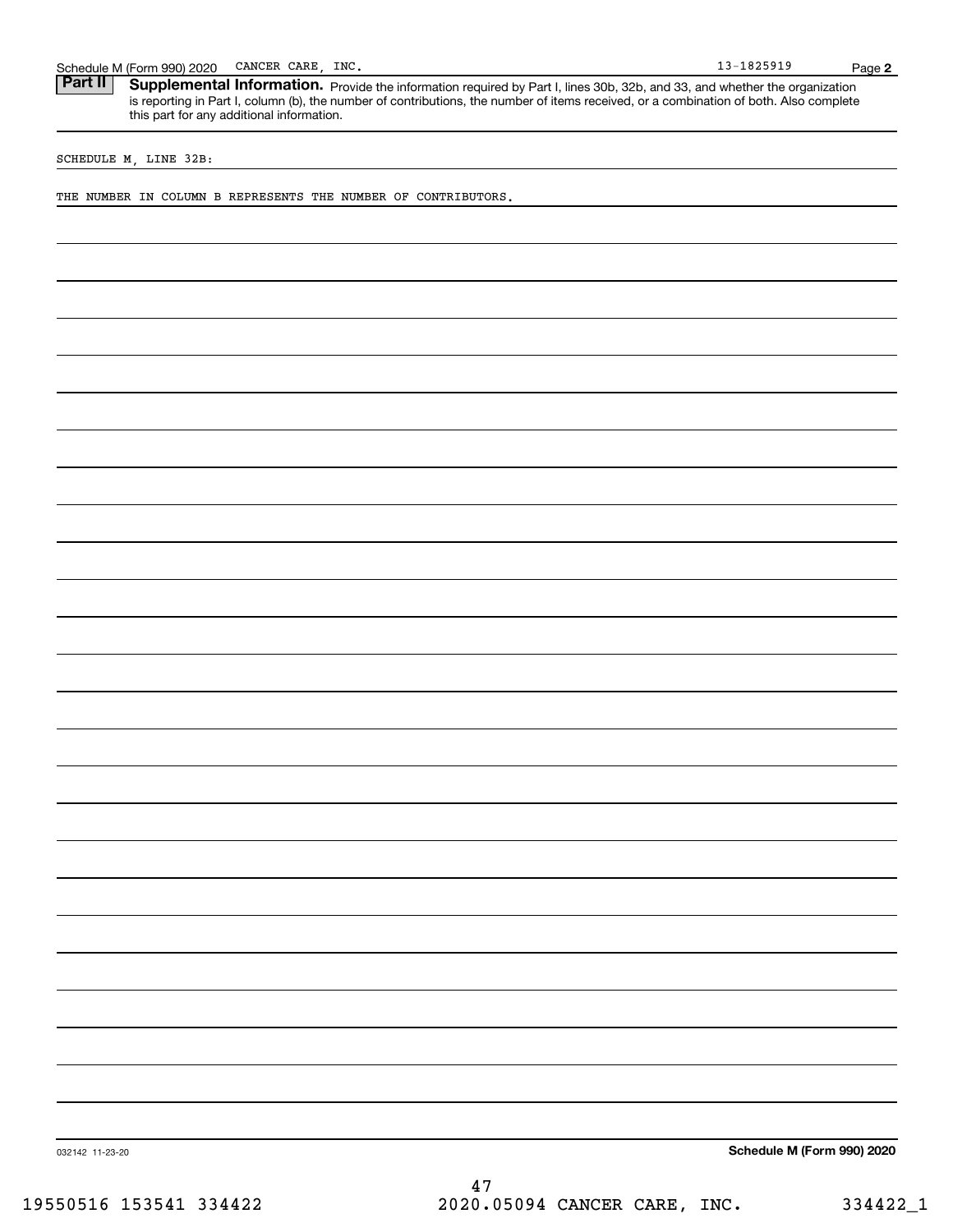## Part II Supplemental Information.

Provide the information required by Part I, lines 30b, 32b, and 33, and whether the organization is reporting in Part I, column (b), the number of contributions, the number of items received, or a combination of both. Also complete this part for any additional information.

SCHEDULE M, LINE 32B:

THE NUMBER IN COLUMN B REPRESENTS THE NUMBER OF CONTRIBUTORS.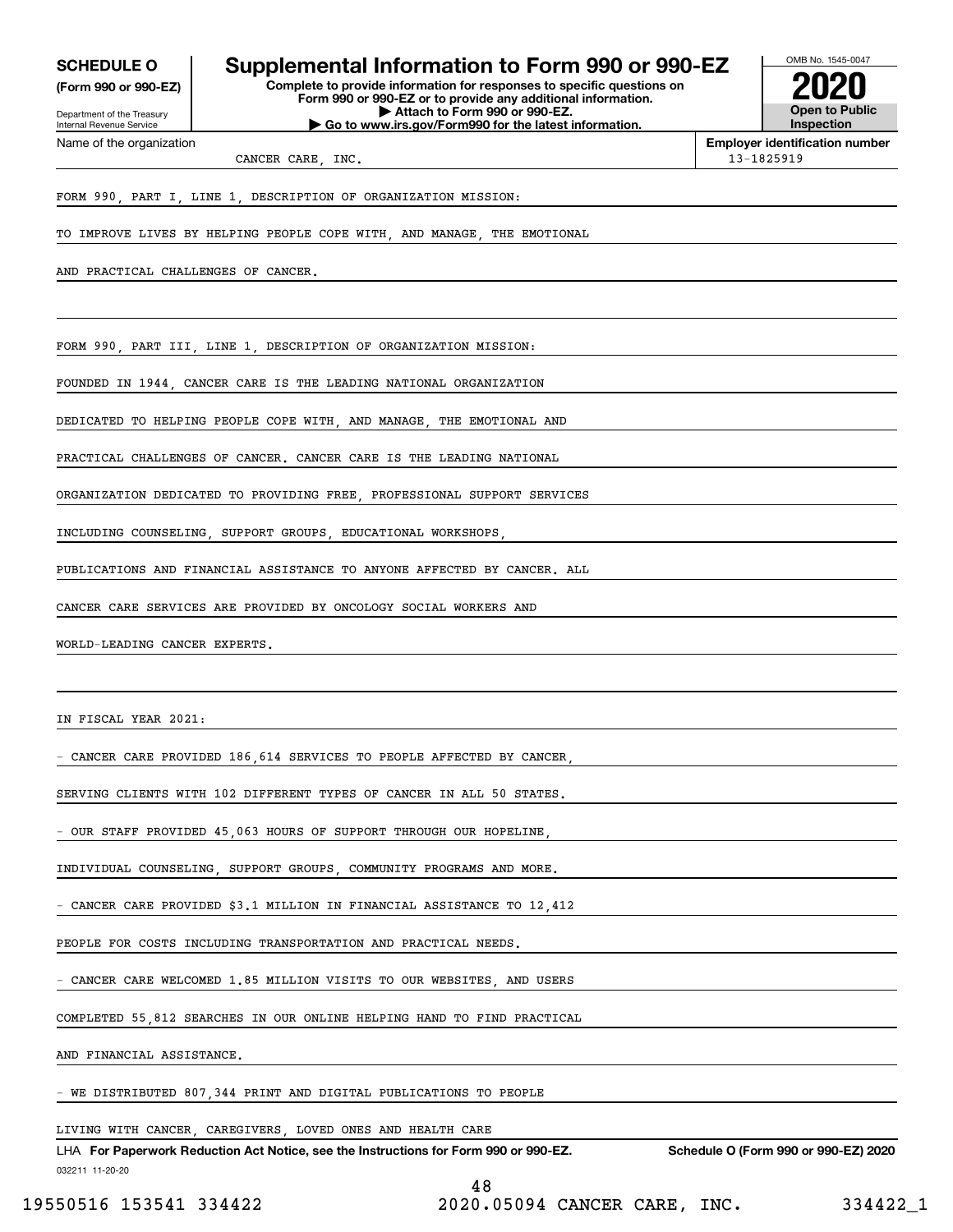**SCHEDULE O**
**(Form 990 or 990-EZ)**

Department of the Treasury
Internal Revenue Service

# Supplemental Information to Form 990 or 990-EZ

**Complete to provide information for responses to specific questions on Form 990 or 990-EZ or to provide any additional information.**
**▶ Attach to Form 990 or 990-EZ.**
**▶ Go to www.irs.gov/Form990 for the latest information.**

OMB No. 1545-0047
**2020**
**Open to Public Inspection**

| Name of the organization | Employer identification number |
|---|---|
| CANCER CARE, INC. | 13-1825919 |

FORM 990, PART I, LINE 1, DESCRIPTION OF ORGANIZATION MISSION:

TO IMPROVE LIVES BY HELPING PEOPLE COPE WITH, AND MANAGE, THE EMOTIONAL AND PRACTICAL CHALLENGES OF CANCER.

FORM 990, PART III, LINE 1, DESCRIPTION OF ORGANIZATION MISSION:

FOUNDED IN 1944, CANCER CARE IS THE LEADING NATIONAL ORGANIZATION DEDICATED TO HELPING PEOPLE COPE WITH, AND MANAGE, THE EMOTIONAL AND PRACTICAL CHALLENGES OF CANCER. CANCER CARE IS THE LEADING NATIONAL ORGANIZATION DEDICATED TO PROVIDING FREE, PROFESSIONAL SUPPORT SERVICES INCLUDING COUNSELING, SUPPORT GROUPS, EDUCATIONAL WORKSHOPS, PUBLICATIONS AND FINANCIAL ASSISTANCE TO ANYONE AFFECTED BY CANCER. ALL CANCER CARE SERVICES ARE PROVIDED BY ONCOLOGY SOCIAL WORKERS AND WORLD-LEADING CANCER EXPERTS.

IN FISCAL YEAR 2021:

- CANCER CARE PROVIDED 186,614 SERVICES TO PEOPLE AFFECTED BY CANCER, SERVING CLIENTS WITH 102 DIFFERENT TYPES OF CANCER IN ALL 50 STATES.
- OUR STAFF PROVIDED 45,063 HOURS OF SUPPORT THROUGH OUR HOPELINE, INDIVIDUAL COUNSELING, SUPPORT GROUPS, COMMUNITY PROGRAMS AND MORE.
- CANCER CARE PROVIDED $3.1 MILLION IN FINANCIAL ASSISTANCE TO 12,412 PEOPLE FOR COSTS INCLUDING TRANSPORTATION AND PRACTICAL NEEDS.
- CANCER CARE WELCOMED 1.85 MILLION VISITS TO OUR WEBSITES, AND USERS COMPLETED 55,812 SEARCHES IN OUR ONLINE HELPING HAND TO FIND PRACTICAL AND FINANCIAL ASSISTANCE.
- WE DISTRIBUTED 807,344 PRINT AND DIGITAL PUBLICATIONS TO PEOPLE LIVING WITH CANCER, CAREGIVERS, LOVED ONES AND HEALTH CARE

LHA **For Paperwork Reduction Act Notice, see the Instructions for Form 990 or 990-EZ.** **Schedule O (Form 990 or 990-EZ) 2020**
032211 11-20-20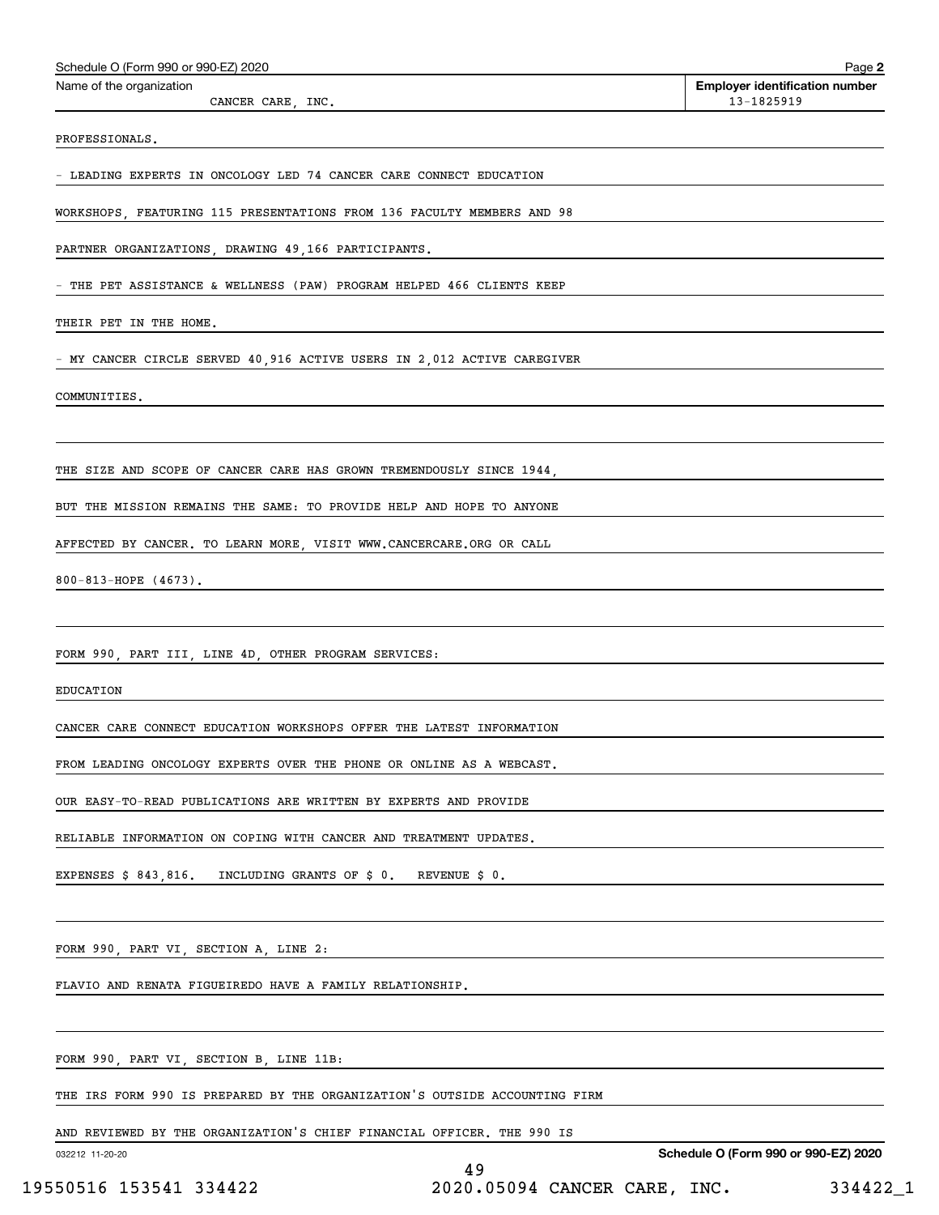PROFESSIONALS.

- LEADING EXPERTS IN ONCOLOGY LED 74 CANCER CARE CONNECT EDUCATION WORKSHOPS, FEATURING 115 PRESENTATIONS FROM 136 FACULTY MEMBERS AND 98 PARTNER ORGANIZATIONS, DRAWING 49,166 PARTICIPANTS.

- THE PET ASSISTANCE & WELLNESS (PAW) PROGRAM HELPED 466 CLIENTS KEEP THEIR PET IN THE HOME.

- MY CANCER CIRCLE SERVED 40,916 ACTIVE USERS IN 2,012 ACTIVE CAREGIVER COMMUNITIES.

THE SIZE AND SCOPE OF CANCER CARE HAS GROWN TREMENDOUSLY SINCE 1944, BUT THE MISSION REMAINS THE SAME: TO PROVIDE HELP AND HOPE TO ANYONE AFFECTED BY CANCER. TO LEARN MORE, VISIT WWW.CANCERCARE.ORG OR CALL 800-813-HOPE (4673).

FORM 990, PART III, LINE 4D, OTHER PROGRAM SERVICES:

EDUCATION

CANCER CARE CONNECT EDUCATION WORKSHOPS OFFER THE LATEST INFORMATION FROM LEADING ONCOLOGY EXPERTS OVER THE PHONE OR ONLINE AS A WEBCAST. OUR EASY-TO-READ PUBLICATIONS ARE WRITTEN BY EXPERTS AND PROVIDE RELIABLE INFORMATION ON COPING WITH CANCER AND TREATMENT UPDATES.

EXPENSES $ 843,816. INCLUDING GRANTS OF $ 0. REVENUE $ 0.

FORM 990, PART VI, SECTION A, LINE 2:

FLAVIO AND RENATA FIGUEIREDO HAVE A FAMILY RELATIONSHIP.

FORM 990, PART VI, SECTION B, LINE 11B:

THE IRS FORM 990 IS PREPARED BY THE ORGANIZATION'S OUTSIDE ACCOUNTING FIRM AND REVIEWED BY THE ORGANIZATION'S CHIEF FINANCIAL OFFICER. THE 990 IS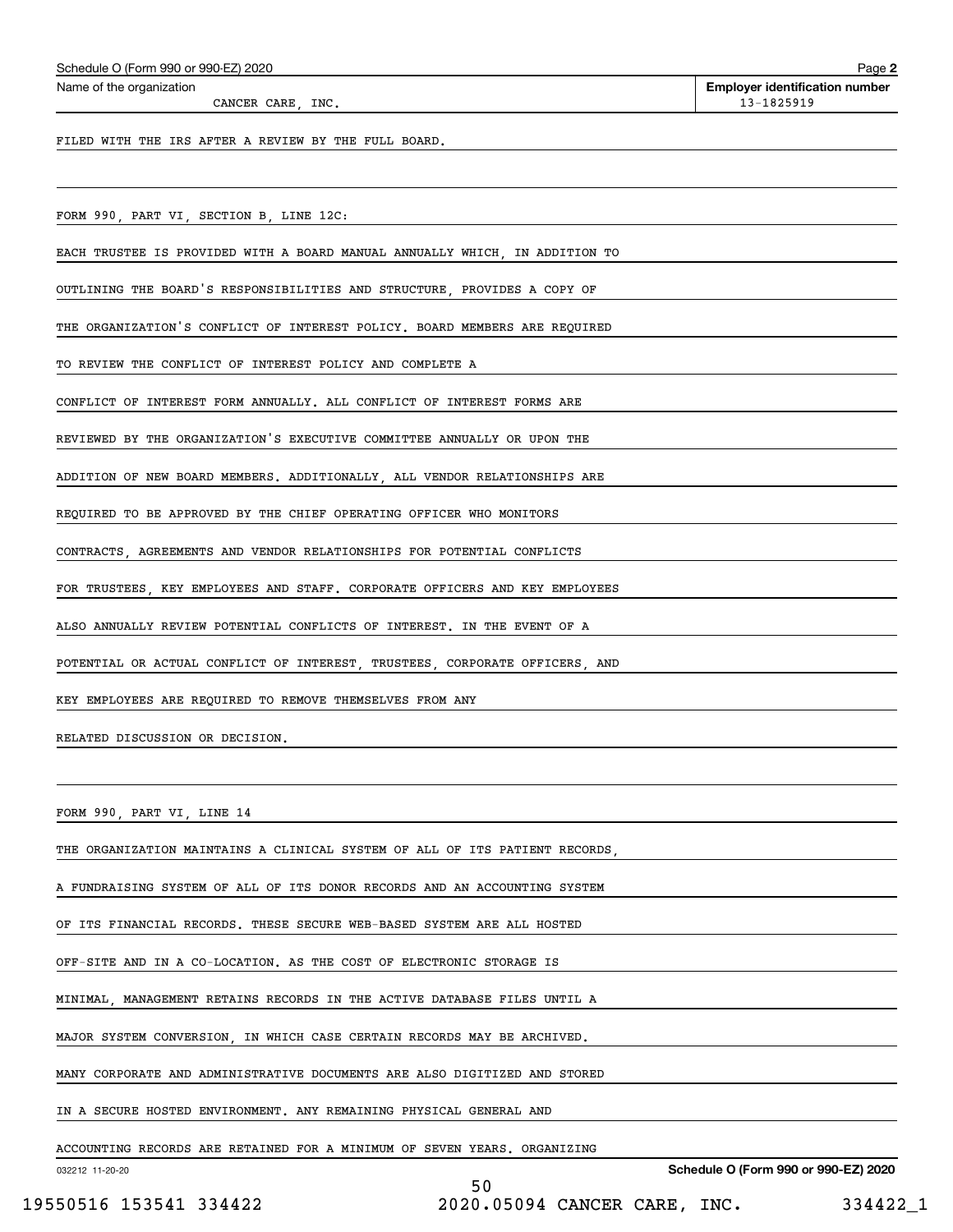Schedule O (Form 990 or 990-EZ) 2020

Name of the organization: CANCER CARE, INC.

Employer identification number: 13-1825919

FILED WITH THE IRS AFTER A REVIEW BY THE FULL BOARD.

FORM 990, PART VI, SECTION B, LINE 12C:

EACH TRUSTEE IS PROVIDED WITH A BOARD MANUAL ANNUALLY WHICH, IN ADDITION TO OUTLINING THE BOARD'S RESPONSIBILITIES AND STRUCTURE, PROVIDES A COPY OF THE ORGANIZATION'S CONFLICT OF INTEREST POLICY. BOARD MEMBERS ARE REQUIRED TO REVIEW THE CONFLICT OF INTEREST POLICY AND COMPLETE A CONFLICT OF INTEREST FORM ANNUALLY. ALL CONFLICT OF INTEREST FORMS ARE REVIEWED BY THE ORGANIZATION'S EXECUTIVE COMMITTEE ANNUALLY OR UPON THE ADDITION OF NEW BOARD MEMBERS. ADDITIONALLY, ALL VENDOR RELATIONSHIPS ARE REQUIRED TO BE APPROVED BY THE CHIEF OPERATING OFFICER WHO MONITORS CONTRACTS, AGREEMENTS AND VENDOR RELATIONSHIPS FOR POTENTIAL CONFLICTS FOR TRUSTEES, KEY EMPLOYEES AND STAFF. CORPORATE OFFICERS AND KEY EMPLOYEES ALSO ANNUALLY REVIEW POTENTIAL CONFLICTS OF INTEREST. IN THE EVENT OF A POTENTIAL OR ACTUAL CONFLICT OF INTEREST, TRUSTEES, CORPORATE OFFICERS, AND KEY EMPLOYEES ARE REQUIRED TO REMOVE THEMSELVES FROM ANY RELATED DISCUSSION OR DECISION.

FORM 990, PART VI, LINE 14

THE ORGANIZATION MAINTAINS A CLINICAL SYSTEM OF ALL OF ITS PATIENT RECORDS, A FUNDRAISING SYSTEM OF ALL OF ITS DONOR RECORDS AND AN ACCOUNTING SYSTEM OF ITS FINANCIAL RECORDS. THESE SECURE WEB-BASED SYSTEM ARE ALL HOSTED OFF-SITE AND IN A CO-LOCATION. AS THE COST OF ELECTRONIC STORAGE IS MINIMAL, MANAGEMENT RETAINS RECORDS IN THE ACTIVE DATABASE FILES UNTIL A MAJOR SYSTEM CONVERSION, IN WHICH CASE CERTAIN RECORDS MAY BE ARCHIVED. MANY CORPORATE AND ADMINISTRATIVE DOCUMENTS ARE ALSO DIGITIZED AND STORED IN A SECURE HOSTED ENVIRONMENT. ANY REMAINING PHYSICAL GENERAL AND ACCOUNTING RECORDS ARE RETAINED FOR A MINIMUM OF SEVEN YEARS. ORGANIZING

032212 11-20-20

Schedule O (Form 990 or 990-EZ) 2020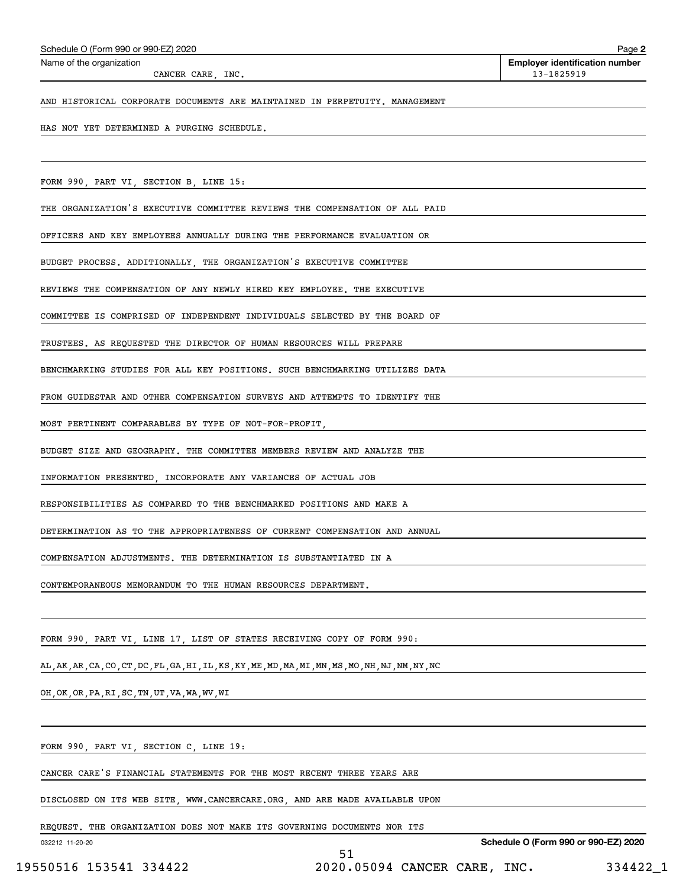Schedule O (Form 990 or 990-EZ) 2020

Name of the organization: CANCER CARE, INC.

Employer identification number: 13-1825919

AND HISTORICAL CORPORATE DOCUMENTS ARE MAINTAINED IN PERPETUITY. MANAGEMENT HAS NOT YET DETERMINED A PURGING SCHEDULE.

FORM 990, PART VI, SECTION B, LINE 15:

THE ORGANIZATION'S EXECUTIVE COMMITTEE REVIEWS THE COMPENSATION OF ALL PAID OFFICERS AND KEY EMPLOYEES ANNUALLY DURING THE PERFORMANCE EVALUATION OR BUDGET PROCESS. ADDITIONALLY, THE ORGANIZATION'S EXECUTIVE COMMITTEE REVIEWS THE COMPENSATION OF ANY NEWLY HIRED KEY EMPLOYEE. THE EXECUTIVE COMMITTEE IS COMPRISED OF INDEPENDENT INDIVIDUALS SELECTED BY THE BOARD OF TRUSTEES. AS REQUESTED THE DIRECTOR OF HUMAN RESOURCES WILL PREPARE BENCHMARKING STUDIES FOR ALL KEY POSITIONS. SUCH BENCHMARKING UTILIZES DATA FROM GUIDESTAR AND OTHER COMPENSATION SURVEYS AND ATTEMPTS TO IDENTIFY THE MOST PERTINENT COMPARABLES BY TYPE OF NOT-FOR-PROFIT, BUDGET SIZE AND GEOGRAPHY. THE COMMITTEE MEMBERS REVIEW AND ANALYZE THE INFORMATION PRESENTED, INCORPORATE ANY VARIANCES OF ACTUAL JOB RESPONSIBILITIES AS COMPARED TO THE BENCHMARKED POSITIONS AND MAKE A DETERMINATION AS TO THE APPROPRIATENESS OF CURRENT COMPENSATION AND ANNUAL COMPENSATION ADJUSTMENTS. THE DETERMINATION IS SUBSTANTIATED IN A CONTEMPORANEOUS MEMORANDUM TO THE HUMAN RESOURCES DEPARTMENT.

FORM 990, PART VI, LINE 17, LIST OF STATES RECEIVING COPY OF FORM 990:

AL,AK,AR,CA,CO,CT,DC,FL,GA,HI,IL,KS,KY,ME,MD,MA,MI,MN,MS,MO,NH,NJ,NM,NY,NC OH,OK,OR,PA,RI,SC,TN,UT,VA,WA,WV,WI

FORM 990, PART VI, SECTION C, LINE 19:

CANCER CARE'S FINANCIAL STATEMENTS FOR THE MOST RECENT THREE YEARS ARE DISCLOSED ON ITS WEB SITE, WWW.CANCERCARE.ORG, AND ARE MADE AVAILABLE UPON REQUEST. THE ORGANIZATION DOES NOT MAKE ITS GOVERNING DOCUMENTS NOR ITS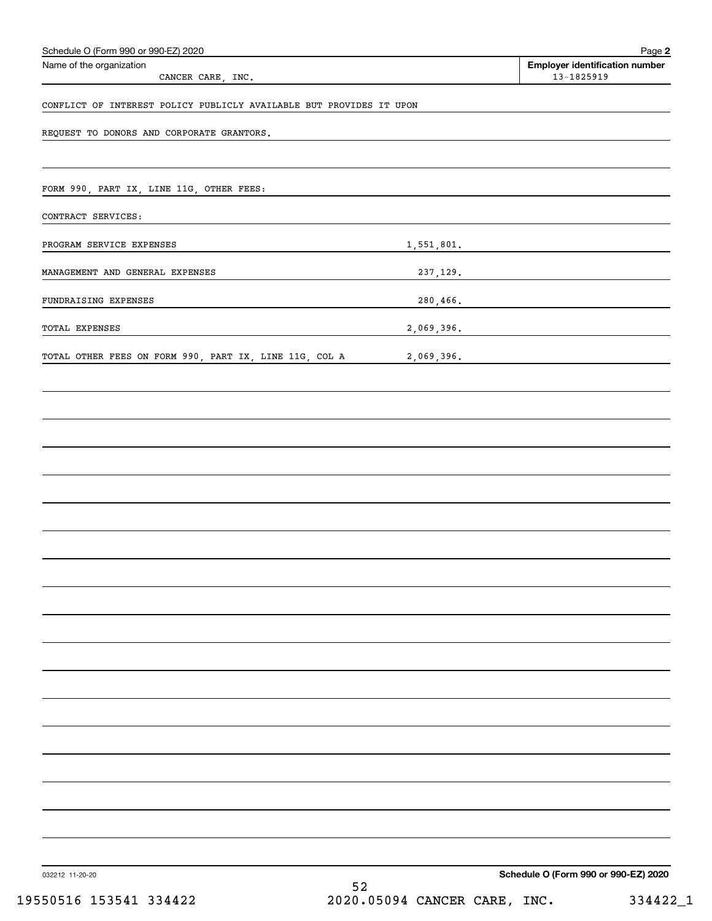Schedule O (Form 990 or 990-EZ) 2020

Name of the organization: CANCER CARE, INC.

Employer identification number: 13-1825919

CONFLICT OF INTEREST POLICY PUBLICLY AVAILABLE BUT PROVIDES IT UPON REQUEST TO DONORS AND CORPORATE GRANTORS.

FORM 990, PART IX, LINE 11G, OTHER FEES:

CONTRACT SERVICES:

| | |
|---|---|
| PROGRAM SERVICE EXPENSES | 1,551,801. |
| MANAGEMENT AND GENERAL EXPENSES | 237,129. |
| FUNDRAISING EXPENSES | 280,466. |
| TOTAL EXPENSES | 2,069,396. |
| TOTAL OTHER FEES ON FORM 990, PART IX, LINE 11G, COL A | 2,069,396. |

032212 11-20-20

Schedule O (Form 990 or 990-EZ) 2020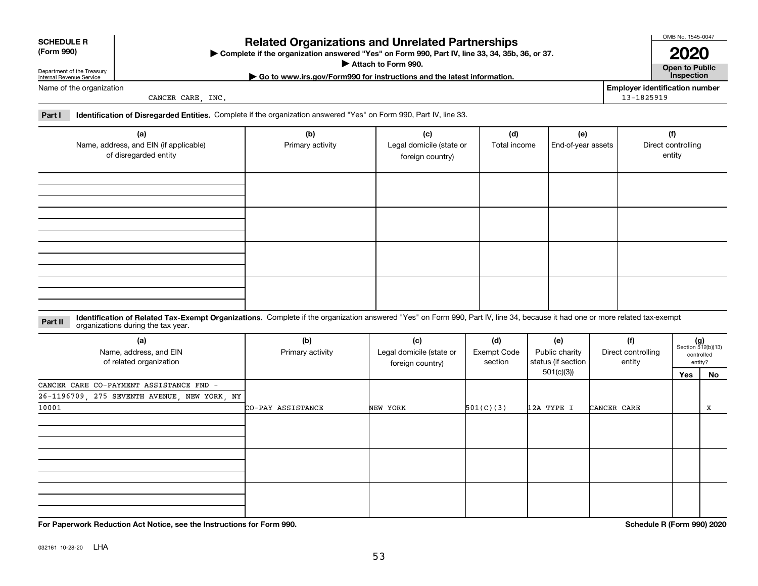**SCHEDULE R (Form 990)**

Department of the Treasury
Internal Revenue Service

# Related Organizations and Unrelated Partnerships

▶ Complete if the organization answered "Yes" on Form 990, Part IV, line 33, 34, 35b, 36, or 37.
▶ Attach to Form 990.
▶ Go to www.irs.gov/Form990 for instructions and the latest information.

OMB No. 1545-0047

**2020**

**Open to Public Inspection**

Name of the organization: CANCER CARE, INC.

Employer identification number: 13-1825919

**Part I** **Identification of Disregarded Entities.** Complete if the organization answered "Yes" on Form 990, Part IV, line 33.

| (a) Name, address, and EIN (if applicable) of disregarded entity | (b) Primary activity | (c) Legal domicile (state or foreign country) | (d) Total income | (e) End-of-year assets | (f) Direct controlling entity |
|---|---|---|---|---|---|
| | | | | | |
| | | | | | |
| | | | | | |
| | | | | | |

**Part II** **Identification of Related Tax-Exempt Organizations.** Complete if the organization answered "Yes" on Form 990, Part IV, line 34, because it had one or more related tax-exempt organizations during the tax year.

| (a) Name, address, and EIN of related organization | (b) Primary activity | (c) Legal domicile (state or foreign country) | (d) Exempt Code section | (e) Public charity status (if section 501(c)(3)) | (f) Direct controlling entity | (g) Section 512(b)(13) controlled entity? Yes | No |
|---|---|---|---|---|---|---|---|
| CANCER CARE CO-PAYMENT ASSISTANCE FND - 26-1196709, 275 SEVENTH AVENUE, NEW YORK, NY 10001 | CO-PAY ASSISTANCE | NEW YORK | 501(C)(3) | 12A TYPE I | CANCER CARE | | X |
| | | | | | | | |
| | | | | | | | |
| | | | | | | | |

**For Paperwork Reduction Act Notice, see the Instructions for Form 990.**

**Schedule R (Form 990) 2020**

032161 10-28-20 LHA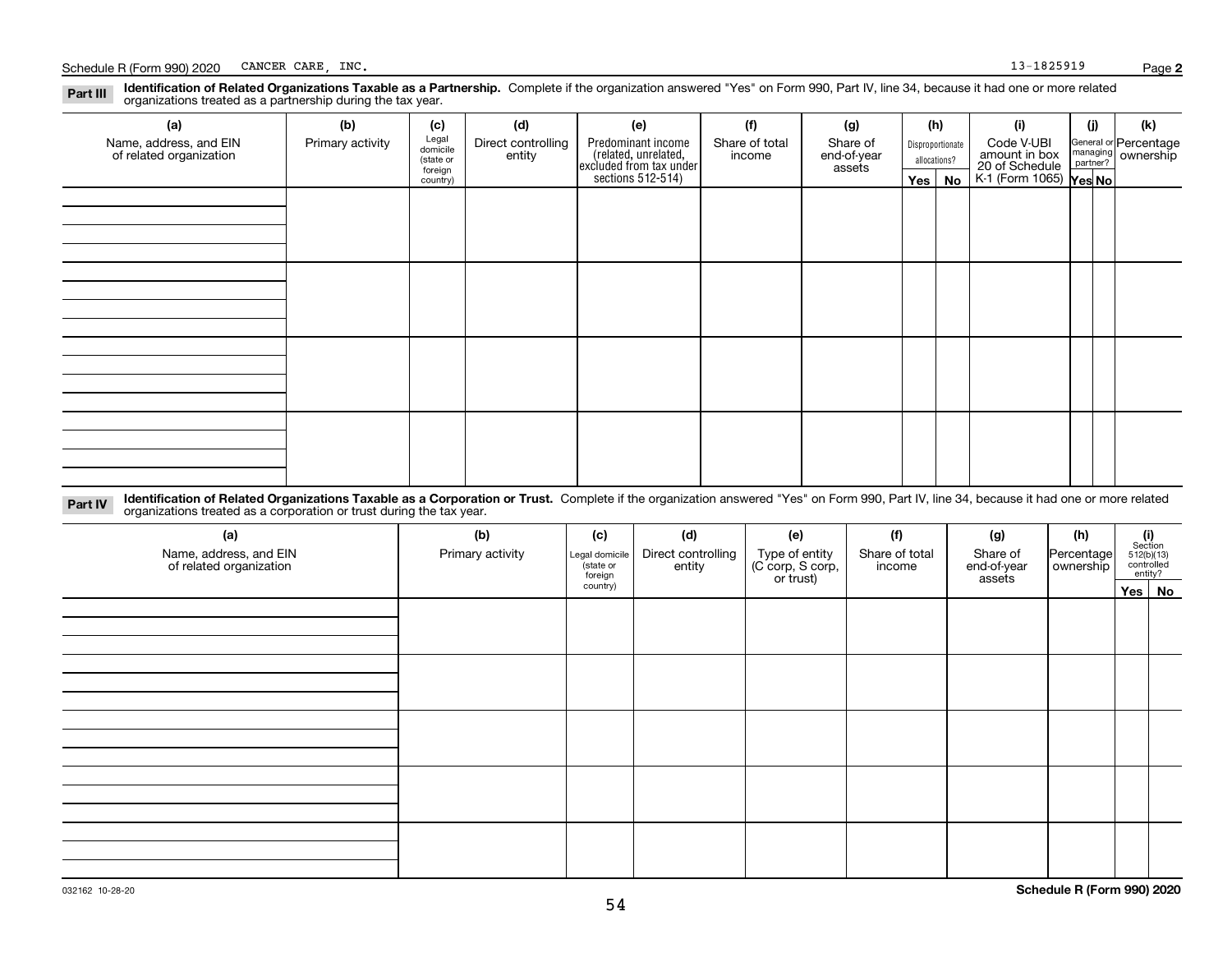Schedule R (Form 990) 2020 CANCER CARE, INC. 13-1825919 Page **2**

**Part III** **Identification of Related Organizations Taxable as a Partnership.** Complete if the organization answered "Yes" on Form 990, Part IV, line 34, because it had one or more related organizations treated as a partnership during the tax year.

| (a) Name, address, and EIN of related organization | (b) Primary activity | (c) Legal domicile (state or foreign country) | (d) Direct controlling entity | (e) Predominant income (related, unrelated, excluded from tax under sections 512-514) | (f) Share of total income | (g) Share of end-of-year assets | (h) Disproportionate allocations? Yes | No | (i) Code V-UBI amount in box 20 of Schedule K-1 (Form 1065) | (j) General or managing partner? Yes | No | (k) Percentage ownership |
|---|---|---|---|---|---|---|---|---|---|---|---|---|
| | | | | | | | | | | | | |
| | | | | | | | | | | | | |
| | | | | | | | | | | | | |
| | | | | | | | | | | | | |

**Part IV** **Identification of Related Organizations Taxable as a Corporation or Trust.** Complete if the organization answered "Yes" on Form 990, Part IV, line 34, because it had one or more related organizations treated as a corporation or trust during the tax year.

| (a) Name, address, and EIN of related organization | (b) Primary activity | (c) Legal domicile (state or foreign country) | (d) Direct controlling entity | (e) Type of entity (C corp, S corp, or trust) | (f) Share of total income | (g) Share of end-of-year assets | (h) Percentage ownership | (i) Section 512(b)(13) controlled entity? Yes | No |
|---|---|---|---|---|---|---|---|---|---|
| | | | | | | | | | |
| | | | | | | | | | |
| | | | | | | | | | |
| | | | | | | | | | |
| | | | | | | | | | |

032162 10-28-20 **Schedule R (Form 990) 2020**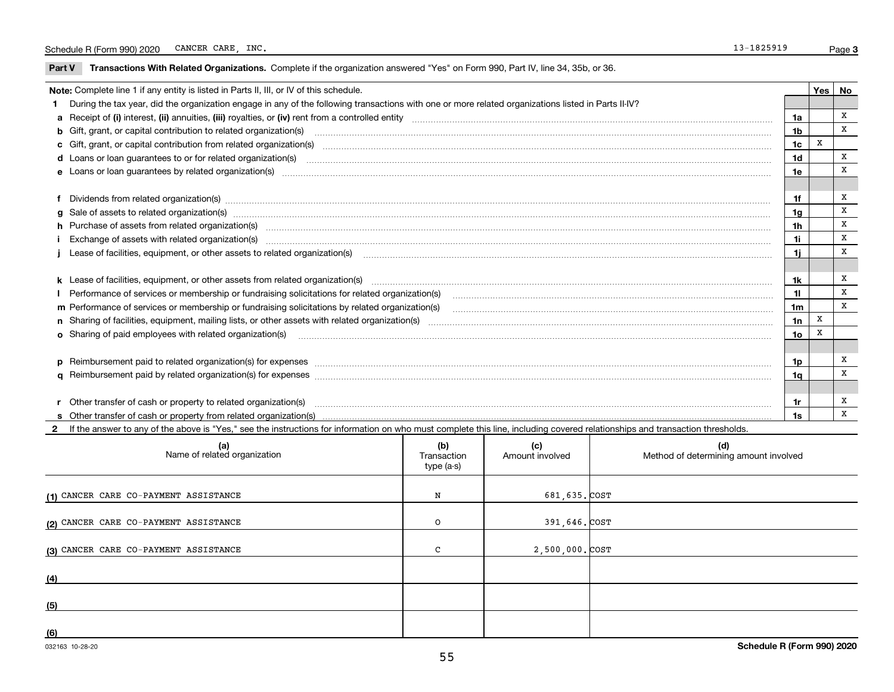Schedule R (Form 990) 2020 CANCER CARE, INC. 13-1825919 Page **3**

**Part V** **Transactions With Related Organizations.** Complete if the organization answered "Yes" on Form 990, Part IV, line 34, 35b, or 36.

| **Note:** Complete line 1 if any entity is listed in Parts II, III, or IV of this schedule. | | Yes | No |
|---|---|---|---|
| **1** During the tax year, did the organization engage in any of the following transactions with one or more related organizations listed in Parts II-IV? | | | |
| **a** Receipt of **(i)** interest, **(ii)** annuities, **(iii)** royalties, or **(iv)** rent from a controlled entity | **1a** | | X |
| **b** Gift, grant, or capital contribution to related organization(s) | **1b** | | X |
| **c** Gift, grant, or capital contribution from related organization(s) | **1c** | X | |
| **d** Loans or loan guarantees to or for related organization(s) | **1d** | | X |
| **e** Loans or loan guarantees by related organization(s) | **1e** | | X |
| **f** Dividends from related organization(s) | **1f** | | X |
| **g** Sale of assets to related organization(s) | **1g** | | X |
| **h** Purchase of assets from related organization(s) | **1h** | | X |
| **i** Exchange of assets with related organization(s) | **1i** | | X |
| **j** Lease of facilities, equipment, or other assets to related organization(s) | **1j** | | X |
| **k** Lease of facilities, equipment, or other assets from related organization(s) | **1k** | | X |
| **l** Performance of services or membership or fundraising solicitations for related organization(s) | **1l** | | X |
| **m** Performance of services or membership or fundraising solicitations by related organization(s) | **1m** | | X |
| **n** Sharing of facilities, equipment, mailing lists, or other assets with related organization(s) | **1n** | X | |
| **o** Sharing of paid employees with related organization(s) | **1o** | X | |
| **p** Reimbursement paid to related organization(s) for expenses | **1p** | | X |
| **q** Reimbursement paid by related organization(s) for expenses | **1q** | | X |
| **r** Other transfer of cash or property to related organization(s) | **1r** | | X |
| **s** Other transfer of cash or property from related organization(s) | **1s** | | X |

**2** If the answer to any of the above is "Yes," see the instructions for information on who must complete this line, including covered relationships and transaction thresholds.

| (a) Name of related organization | (b) Transaction type (a-s) | (c) Amount involved | (d) Method of determining amount involved |
|---|---|---|---|
| (1) CANCER CARE CO-PAYMENT ASSISTANCE | N | 681,635. | COST |
| (2) CANCER CARE CO-PAYMENT ASSISTANCE | O | 391,646. | COST |
| (3) CANCER CARE CO-PAYMENT ASSISTANCE | C | 2,500,000. | COST |
| (4) | | | |
| (5) | | | |
| (6) | | | |

032163 10-28-20 **Schedule R (Form 990) 2020**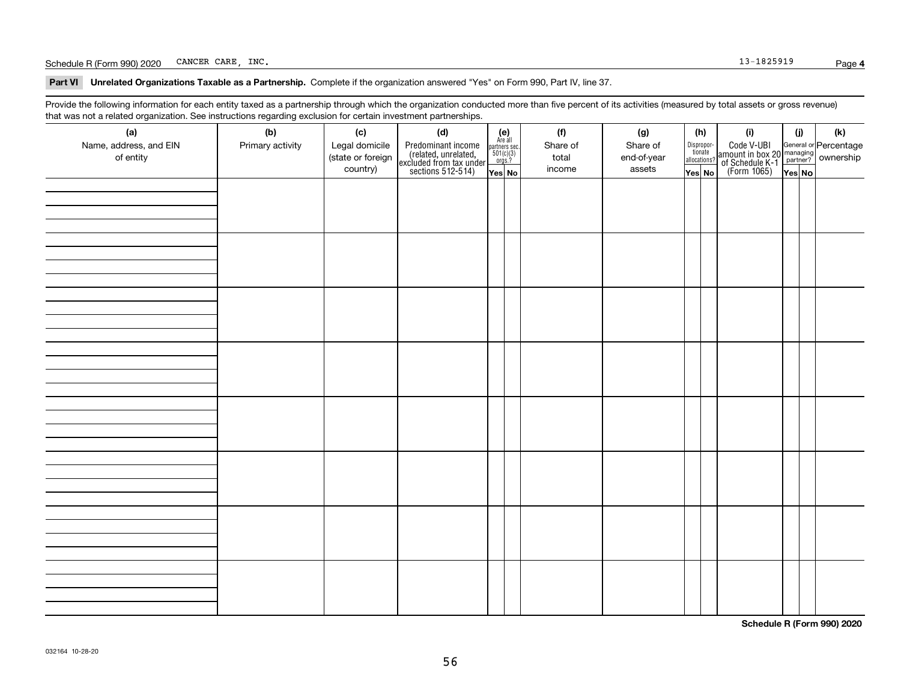Schedule R (Form 990) 2020 CANCER CARE, INC. 13-1825919 Page **4**

**Part VI** **Unrelated Organizations Taxable as a Partnership.** Complete if the organization answered "Yes" on Form 990, Part IV, line 37.

Provide the following information for each entity taxed as a partnership through which the organization conducted more than five percent of its activities (measured by total assets or gross revenue) that was not a related organization. See instructions regarding exclusion for certain investment partnerships.

| (a) Name, address, and EIN of entity | (b) Primary activity | (c) Legal domicile (state or foreign country) | (d) Predominant income (related, unrelated, excluded from tax under sections 512-514) | (e) Are all partners sec. 501(c)(3) orgs.? | | (f) Share of total income | (g) Share of end-of-year assets | (h) Disproportionate allocations? | | (i) Code V-UBI amount in box 20 of Schedule K-1 (Form 1065) | (j) General or managing partner? | | (k) Percentage ownership |
|---|---|---|---|---|---|---|---|---|---|---|---|---|---|
| | | | | Yes | No | | | Yes | No | | Yes | No | |
| | | | | | | | | | | | | | |
| | | | | | | | | | | | | | |
| | | | | | | | | | | | | | |
| | | | | | | | | | | | | | |
| | | | | | | | | | | | | | |
| | | | | | | | | | | | | | |
| | | | | | | | | | | | | | |
| | | | | | | | | | | | | | |

**Schedule R (Form 990) 2020**

032164 10-28-20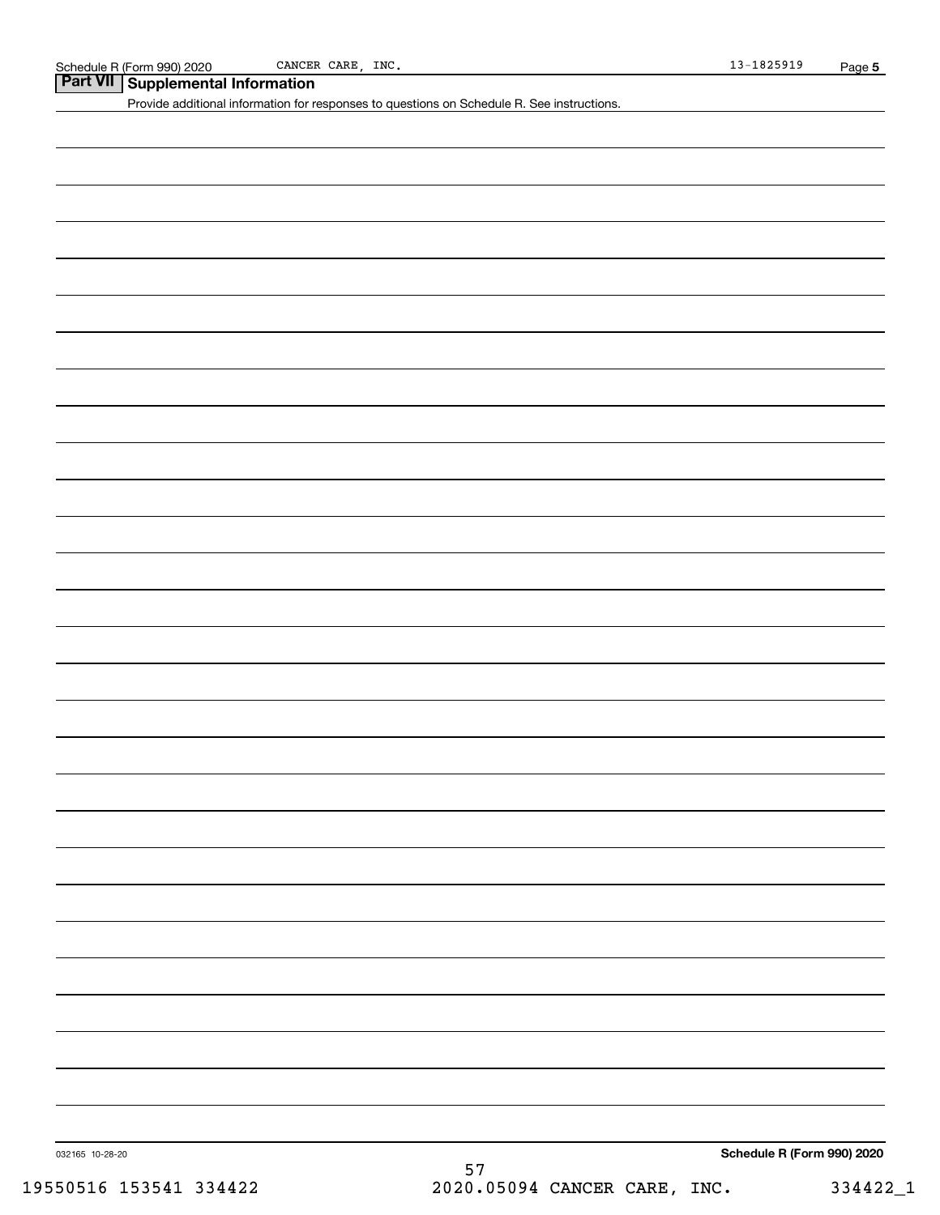Schedule R (Form 990) 2020 CANCER CARE, INC. 13-1825919

## Part VII Supplemental Information

Provide additional information for responses to questions on Schedule R. See instructions.

032165 10-28-20

**Schedule R (Form 990) 2020**